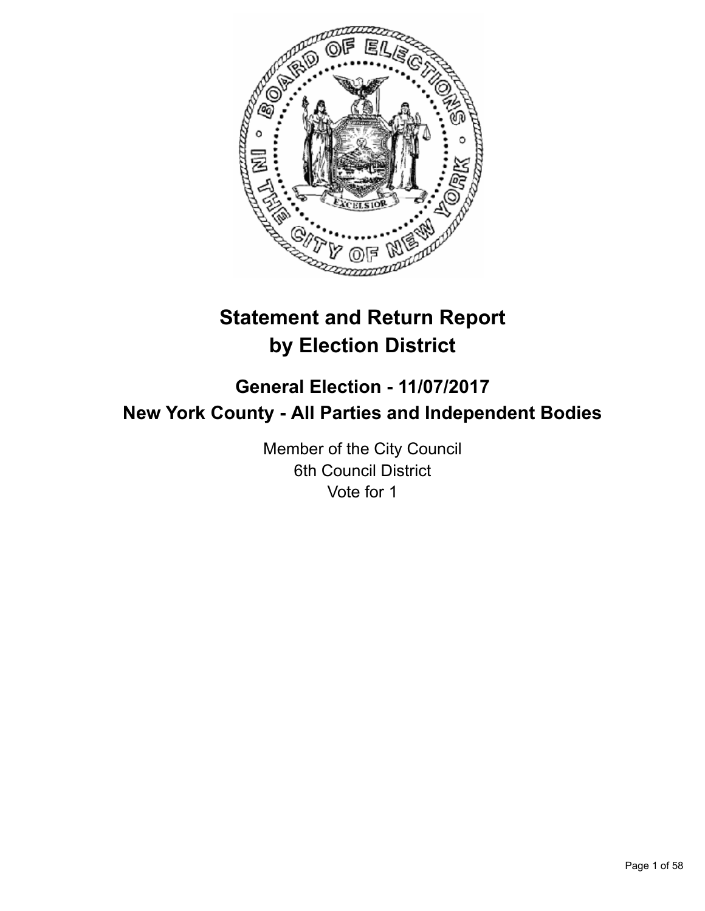# Statement and Return Report by Election District

## General Election - 11/07/2017

## New York County - All Parties and Independent Bodies

Member of the City Council
6th Council District
Vote for 1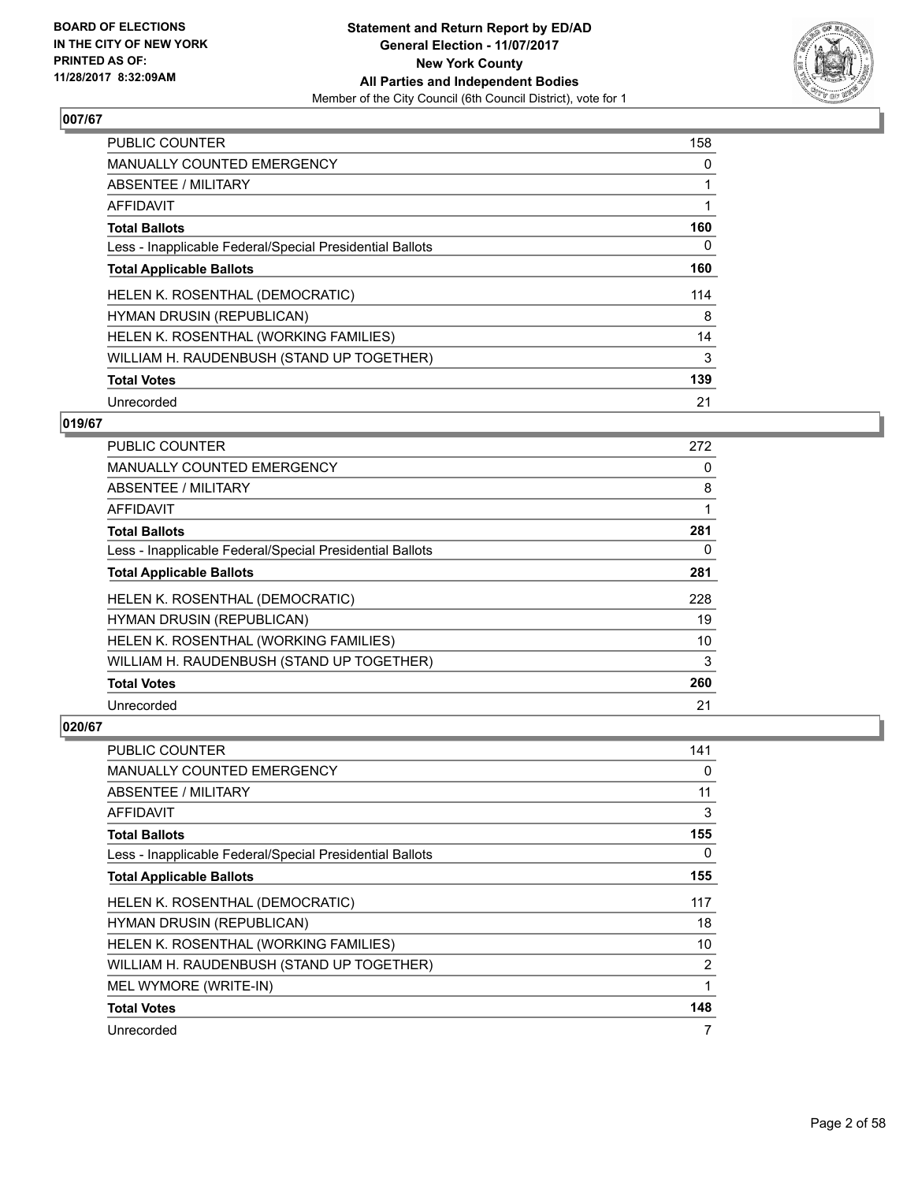BOARD OF ELECTIONS IN THE CITY OF NEW YORK PRINTED AS OF: 11/28/2017 8:32:09AM

**Statement and Return Report by ED/AD**
**General Election - 11/07/2017**
**New York County**
**All Parties and Independent Bodies**
Member of the City Council (6th Council District), vote for 1

### 007/67

| | |
|---|---|
| PUBLIC COUNTER | 158 |
| MANUALLY COUNTED EMERGENCY | 0 |
| ABSENTEE / MILITARY | 1 |
| AFFIDAVIT | 1 |
| **Total Ballots** | **160** |
| Less - Inapplicable Federal/Special Presidential Ballots | 0 |
| **Total Applicable Ballots** | **160** |
| HELEN K. ROSENTHAL (DEMOCRATIC) | 114 |
| HYMAN DRUSIN (REPUBLICAN) | 8 |
| HELEN K. ROSENTHAL (WORKING FAMILIES) | 14 |
| WILLIAM H. RAUDENBUSH (STAND UP TOGETHER) | 3 |
| **Total Votes** | **139** |
| Unrecorded | 21 |

### 019/67

| | |
|---|---|
| PUBLIC COUNTER | 272 |
| MANUALLY COUNTED EMERGENCY | 0 |
| ABSENTEE / MILITARY | 8 |
| AFFIDAVIT | 1 |
| **Total Ballots** | **281** |
| Less - Inapplicable Federal/Special Presidential Ballots | 0 |
| **Total Applicable Ballots** | **281** |
| HELEN K. ROSENTHAL (DEMOCRATIC) | 228 |
| HYMAN DRUSIN (REPUBLICAN) | 19 |
| HELEN K. ROSENTHAL (WORKING FAMILIES) | 10 |
| WILLIAM H. RAUDENBUSH (STAND UP TOGETHER) | 3 |
| **Total Votes** | **260** |
| Unrecorded | 21 |

### 020/67

| | |
|---|---|
| PUBLIC COUNTER | 141 |
| MANUALLY COUNTED EMERGENCY | 0 |
| ABSENTEE / MILITARY | 11 |
| AFFIDAVIT | 3 |
| **Total Ballots** | **155** |
| Less - Inapplicable Federal/Special Presidential Ballots | 0 |
| **Total Applicable Ballots** | **155** |
| HELEN K. ROSENTHAL (DEMOCRATIC) | 117 |
| HYMAN DRUSIN (REPUBLICAN) | 18 |
| HELEN K. ROSENTHAL (WORKING FAMILIES) | 10 |
| WILLIAM H. RAUDENBUSH (STAND UP TOGETHER) | 2 |
| MEL WYMORE (WRITE-IN) | 1 |
| **Total Votes** | **148** |
| Unrecorded | 7 |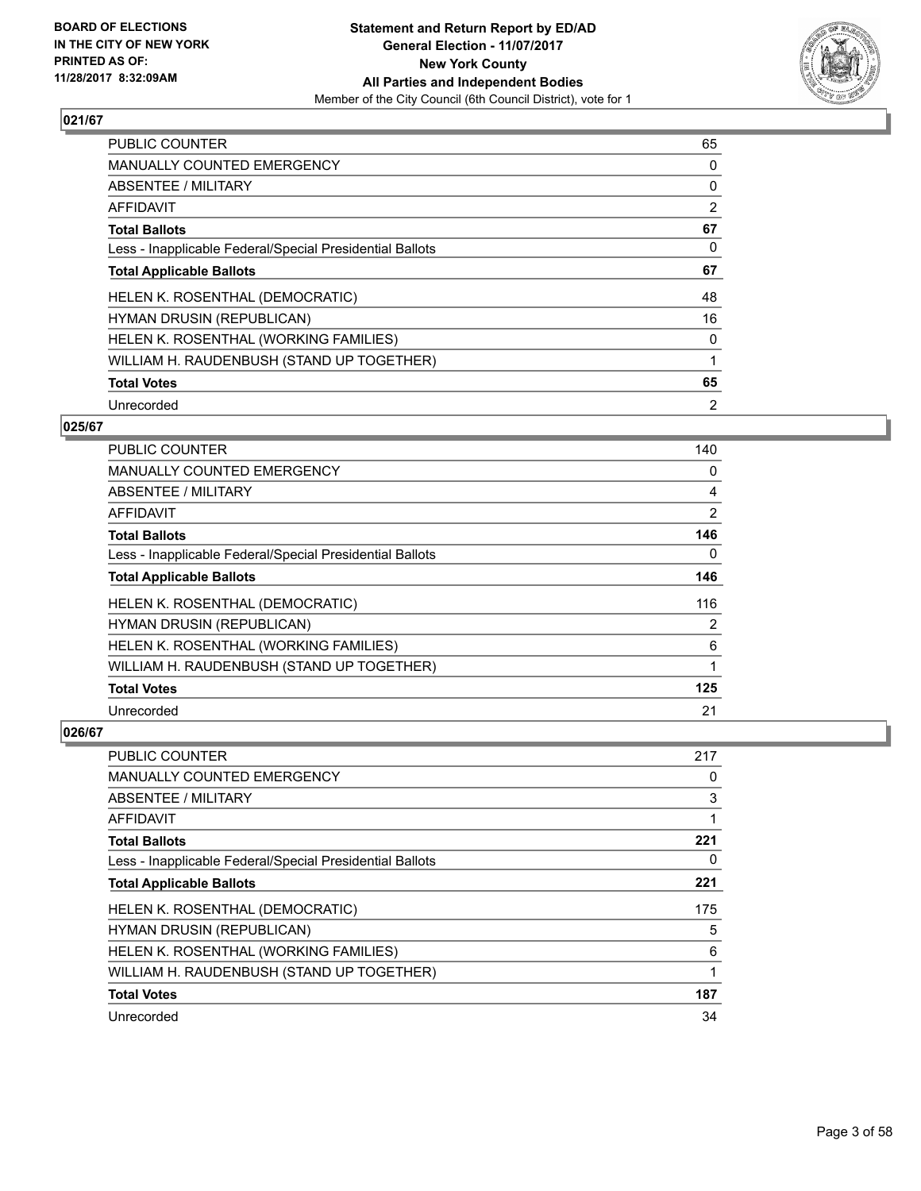## 021/67

| | |
|---|---|
| PUBLIC COUNTER | 65 |
| MANUALLY COUNTED EMERGENCY | 0 |
| ABSENTEE / MILITARY | 0 |
| AFFIDAVIT | 2 |
| **Total Ballots** | **67** |
| Less - Inapplicable Federal/Special Presidential Ballots | 0 |
| **Total Applicable Ballots** | **67** |
| HELEN K. ROSENTHAL (DEMOCRATIC) | 48 |
| HYMAN DRUSIN (REPUBLICAN) | 16 |
| HELEN K. ROSENTHAL (WORKING FAMILIES) | 0 |
| WILLIAM H. RAUDENBUSH (STAND UP TOGETHER) | 1 |
| **Total Votes** | **65** |
| Unrecorded | 2 |

## 025/67

| | |
|---|---|
| PUBLIC COUNTER | 140 |
| MANUALLY COUNTED EMERGENCY | 0 |
| ABSENTEE / MILITARY | 4 |
| AFFIDAVIT | 2 |
| **Total Ballots** | **146** |
| Less - Inapplicable Federal/Special Presidential Ballots | 0 |
| **Total Applicable Ballots** | **146** |
| HELEN K. ROSENTHAL (DEMOCRATIC) | 116 |
| HYMAN DRUSIN (REPUBLICAN) | 2 |
| HELEN K. ROSENTHAL (WORKING FAMILIES) | 6 |
| WILLIAM H. RAUDENBUSH (STAND UP TOGETHER) | 1 |
| **Total Votes** | **125** |
| Unrecorded | 21 |

## 026/67

| | |
|---|---|
| PUBLIC COUNTER | 217 |
| MANUALLY COUNTED EMERGENCY | 0 |
| ABSENTEE / MILITARY | 3 |
| AFFIDAVIT | 1 |
| **Total Ballots** | **221** |
| Less - Inapplicable Federal/Special Presidential Ballots | 0 |
| **Total Applicable Ballots** | **221** |
| HELEN K. ROSENTHAL (DEMOCRATIC) | 175 |
| HYMAN DRUSIN (REPUBLICAN) | 5 |
| HELEN K. ROSENTHAL (WORKING FAMILIES) | 6 |
| WILLIAM H. RAUDENBUSH (STAND UP TOGETHER) | 1 |
| **Total Votes** | **187** |
| Unrecorded | 34 |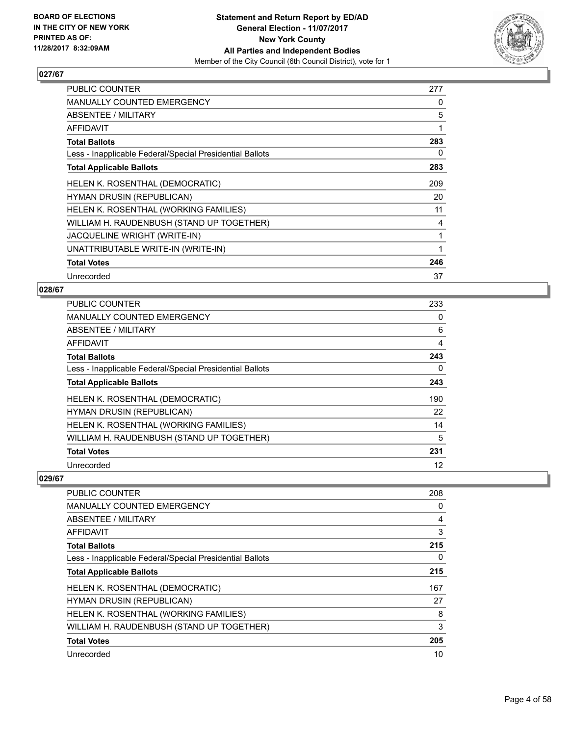## 027/67

| | |
|---|---|
| PUBLIC COUNTER | 277 |
| MANUALLY COUNTED EMERGENCY | 0 |
| ABSENTEE / MILITARY | 5 |
| AFFIDAVIT | 1 |
| **Total Ballots** | **283** |
| Less - Inapplicable Federal/Special Presidential Ballots | 0 |
| **Total Applicable Ballots** | **283** |
| HELEN K. ROSENTHAL (DEMOCRATIC) | 209 |
| HYMAN DRUSIN (REPUBLICAN) | 20 |
| HELEN K. ROSENTHAL (WORKING FAMILIES) | 11 |
| WILLIAM H. RAUDENBUSH (STAND UP TOGETHER) | 4 |
| JACQUELINE WRIGHT (WRITE-IN) | 1 |
| UNATTRIBUTABLE WRITE-IN (WRITE-IN) | 1 |
| **Total Votes** | **246** |
| Unrecorded | 37 |

## 028/67

| | |
|---|---|
| PUBLIC COUNTER | 233 |
| MANUALLY COUNTED EMERGENCY | 0 |
| ABSENTEE / MILITARY | 6 |
| AFFIDAVIT | 4 |
| **Total Ballots** | **243** |
| Less - Inapplicable Federal/Special Presidential Ballots | 0 |
| **Total Applicable Ballots** | **243** |
| HELEN K. ROSENTHAL (DEMOCRATIC) | 190 |
| HYMAN DRUSIN (REPUBLICAN) | 22 |
| HELEN K. ROSENTHAL (WORKING FAMILIES) | 14 |
| WILLIAM H. RAUDENBUSH (STAND UP TOGETHER) | 5 |
| **Total Votes** | **231** |
| Unrecorded | 12 |

## 029/67

| | |
|---|---|
| PUBLIC COUNTER | 208 |
| MANUALLY COUNTED EMERGENCY | 0 |
| ABSENTEE / MILITARY | 4 |
| AFFIDAVIT | 3 |
| **Total Ballots** | **215** |
| Less - Inapplicable Federal/Special Presidential Ballots | 0 |
| **Total Applicable Ballots** | **215** |
| HELEN K. ROSENTHAL (DEMOCRATIC) | 167 |
| HYMAN DRUSIN (REPUBLICAN) | 27 |
| HELEN K. ROSENTHAL (WORKING FAMILIES) | 8 |
| WILLIAM H. RAUDENBUSH (STAND UP TOGETHER) | 3 |
| **Total Votes** | **205** |
| Unrecorded | 10 |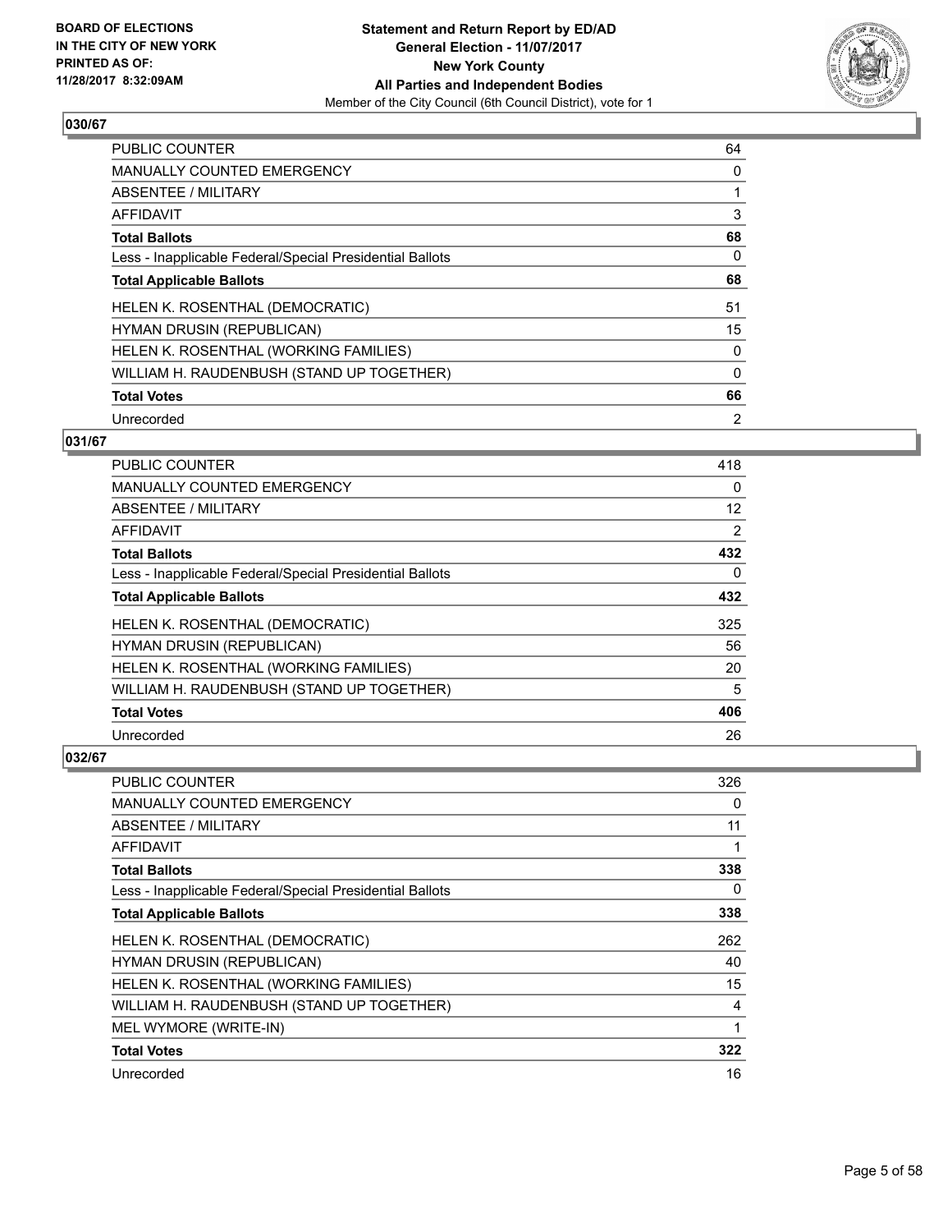**BOARD OF ELECTIONS IN THE CITY OF NEW YORK PRINTED AS OF: 11/28/2017 8:32:09AM**

**Statement and Return Report by ED/AD General Election - 11/07/2017 New York County All Parties and Independent Bodies**

Member of the City Council (6th Council District), vote for 1

## 030/67

| | |
|---|---|
| PUBLIC COUNTER | 64 |
| MANUALLY COUNTED EMERGENCY | 0 |
| ABSENTEE / MILITARY | 1 |
| AFFIDAVIT | 3 |
| **Total Ballots** | **68** |
| Less - Inapplicable Federal/Special Presidential Ballots | 0 |
| **Total Applicable Ballots** | **68** |
| HELEN K. ROSENTHAL (DEMOCRATIC) | 51 |
| HYMAN DRUSIN (REPUBLICAN) | 15 |
| HELEN K. ROSENTHAL (WORKING FAMILIES) | 0 |
| WILLIAM H. RAUDENBUSH (STAND UP TOGETHER) | 0 |
| **Total Votes** | **66** |
| Unrecorded | 2 |

## 031/67

| | |
|---|---|
| PUBLIC COUNTER | 418 |
| MANUALLY COUNTED EMERGENCY | 0 |
| ABSENTEE / MILITARY | 12 |
| AFFIDAVIT | 2 |
| **Total Ballots** | **432** |
| Less - Inapplicable Federal/Special Presidential Ballots | 0 |
| **Total Applicable Ballots** | **432** |
| HELEN K. ROSENTHAL (DEMOCRATIC) | 325 |
| HYMAN DRUSIN (REPUBLICAN) | 56 |
| HELEN K. ROSENTHAL (WORKING FAMILIES) | 20 |
| WILLIAM H. RAUDENBUSH (STAND UP TOGETHER) | 5 |
| **Total Votes** | **406** |
| Unrecorded | 26 |

## 032/67

| | |
|---|---|
| PUBLIC COUNTER | 326 |
| MANUALLY COUNTED EMERGENCY | 0 |
| ABSENTEE / MILITARY | 11 |
| AFFIDAVIT | 1 |
| **Total Ballots** | **338** |
| Less - Inapplicable Federal/Special Presidential Ballots | 0 |
| **Total Applicable Ballots** | **338** |
| HELEN K. ROSENTHAL (DEMOCRATIC) | 262 |
| HYMAN DRUSIN (REPUBLICAN) | 40 |
| HELEN K. ROSENTHAL (WORKING FAMILIES) | 15 |
| WILLIAM H. RAUDENBUSH (STAND UP TOGETHER) | 4 |
| MEL WYMORE (WRITE-IN) | 1 |
| **Total Votes** | **322** |
| Unrecorded | 16 |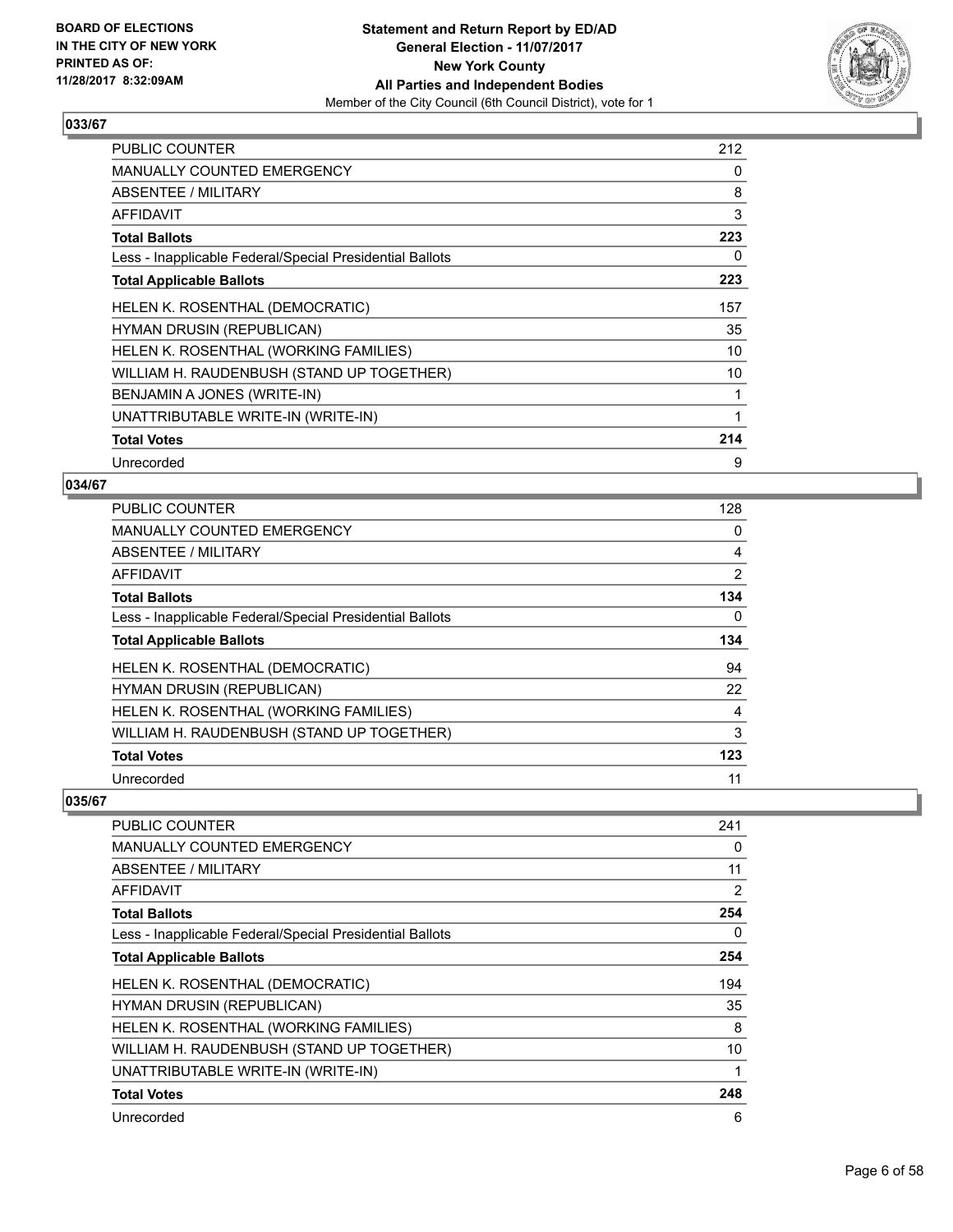## 033/67

| | |
|---|---|
| PUBLIC COUNTER | 212 |
| MANUALLY COUNTED EMERGENCY | 0 |
| ABSENTEE / MILITARY | 8 |
| AFFIDAVIT | 3 |
| **Total Ballots** | **223** |
| Less - Inapplicable Federal/Special Presidential Ballots | 0 |
| **Total Applicable Ballots** | **223** |
| HELEN K. ROSENTHAL (DEMOCRATIC) | 157 |
| HYMAN DRUSIN (REPUBLICAN) | 35 |
| HELEN K. ROSENTHAL (WORKING FAMILIES) | 10 |
| WILLIAM H. RAUDENBUSH (STAND UP TOGETHER) | 10 |
| BENJAMIN A JONES (WRITE-IN) | 1 |
| UNATTRIBUTABLE WRITE-IN (WRITE-IN) | 1 |
| **Total Votes** | **214** |
| Unrecorded | 9 |

## 034/67

| | |
|---|---|
| PUBLIC COUNTER | 128 |
| MANUALLY COUNTED EMERGENCY | 0 |
| ABSENTEE / MILITARY | 4 |
| AFFIDAVIT | 2 |
| **Total Ballots** | **134** |
| Less - Inapplicable Federal/Special Presidential Ballots | 0 |
| **Total Applicable Ballots** | **134** |
| HELEN K. ROSENTHAL (DEMOCRATIC) | 94 |
| HYMAN DRUSIN (REPUBLICAN) | 22 |
| HELEN K. ROSENTHAL (WORKING FAMILIES) | 4 |
| WILLIAM H. RAUDENBUSH (STAND UP TOGETHER) | 3 |
| **Total Votes** | **123** |
| Unrecorded | 11 |

## 035/67

| | |
|---|---|
| PUBLIC COUNTER | 241 |
| MANUALLY COUNTED EMERGENCY | 0 |
| ABSENTEE / MILITARY | 11 |
| AFFIDAVIT | 2 |
| **Total Ballots** | **254** |
| Less - Inapplicable Federal/Special Presidential Ballots | 0 |
| **Total Applicable Ballots** | **254** |
| HELEN K. ROSENTHAL (DEMOCRATIC) | 194 |
| HYMAN DRUSIN (REPUBLICAN) | 35 |
| HELEN K. ROSENTHAL (WORKING FAMILIES) | 8 |
| WILLIAM H. RAUDENBUSH (STAND UP TOGETHER) | 10 |
| UNATTRIBUTABLE WRITE-IN (WRITE-IN) | 1 |
| **Total Votes** | **248** |
| Unrecorded | 6 |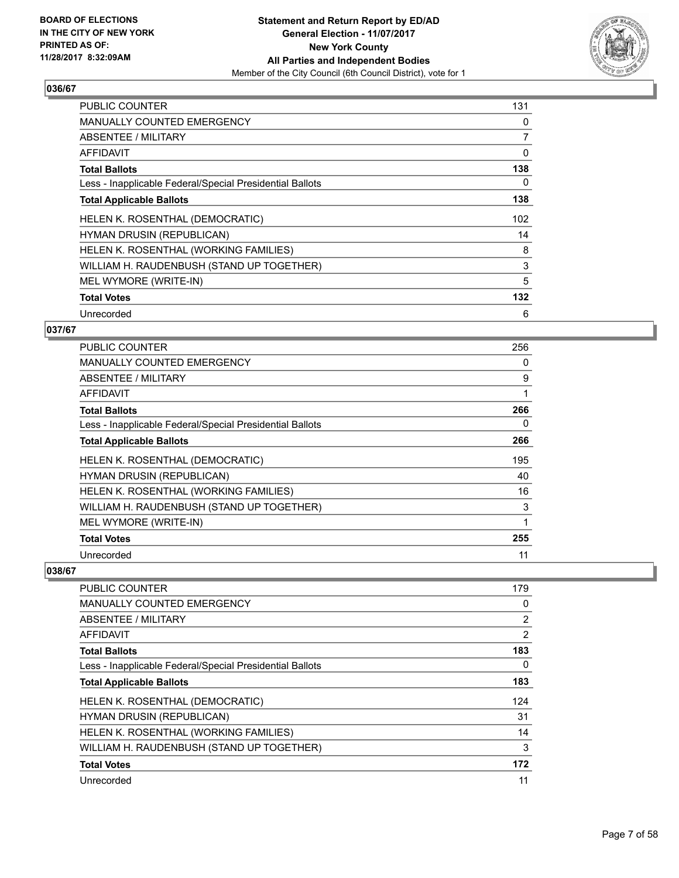## 036/67

| | |
|---|---|
| PUBLIC COUNTER | 131 |
| MANUALLY COUNTED EMERGENCY | 0 |
| ABSENTEE / MILITARY | 7 |
| AFFIDAVIT | 0 |
| **Total Ballots** | **138** |
| Less - Inapplicable Federal/Special Presidential Ballots | 0 |
| **Total Applicable Ballots** | **138** |
| HELEN K. ROSENTHAL (DEMOCRATIC) | 102 |
| HYMAN DRUSIN (REPUBLICAN) | 14 |
| HELEN K. ROSENTHAL (WORKING FAMILIES) | 8 |
| WILLIAM H. RAUDENBUSH (STAND UP TOGETHER) | 3 |
| MEL WYMORE (WRITE-IN) | 5 |
| **Total Votes** | **132** |
| Unrecorded | 6 |

## 037/67

| | |
|---|---|
| PUBLIC COUNTER | 256 |
| MANUALLY COUNTED EMERGENCY | 0 |
| ABSENTEE / MILITARY | 9 |
| AFFIDAVIT | 1 |
| **Total Ballots** | **266** |
| Less - Inapplicable Federal/Special Presidential Ballots | 0 |
| **Total Applicable Ballots** | **266** |
| HELEN K. ROSENTHAL (DEMOCRATIC) | 195 |
| HYMAN DRUSIN (REPUBLICAN) | 40 |
| HELEN K. ROSENTHAL (WORKING FAMILIES) | 16 |
| WILLIAM H. RAUDENBUSH (STAND UP TOGETHER) | 3 |
| MEL WYMORE (WRITE-IN) | 1 |
| **Total Votes** | **255** |
| Unrecorded | 11 |

## 038/67

| | |
|---|---|
| PUBLIC COUNTER | 179 |
| MANUALLY COUNTED EMERGENCY | 0 |
| ABSENTEE / MILITARY | 2 |
| AFFIDAVIT | 2 |
| **Total Ballots** | **183** |
| Less - Inapplicable Federal/Special Presidential Ballots | 0 |
| **Total Applicable Ballots** | **183** |
| HELEN K. ROSENTHAL (DEMOCRATIC) | 124 |
| HYMAN DRUSIN (REPUBLICAN) | 31 |
| HELEN K. ROSENTHAL (WORKING FAMILIES) | 14 |
| WILLIAM H. RAUDENBUSH (STAND UP TOGETHER) | 3 |
| **Total Votes** | **172** |
| Unrecorded | 11 |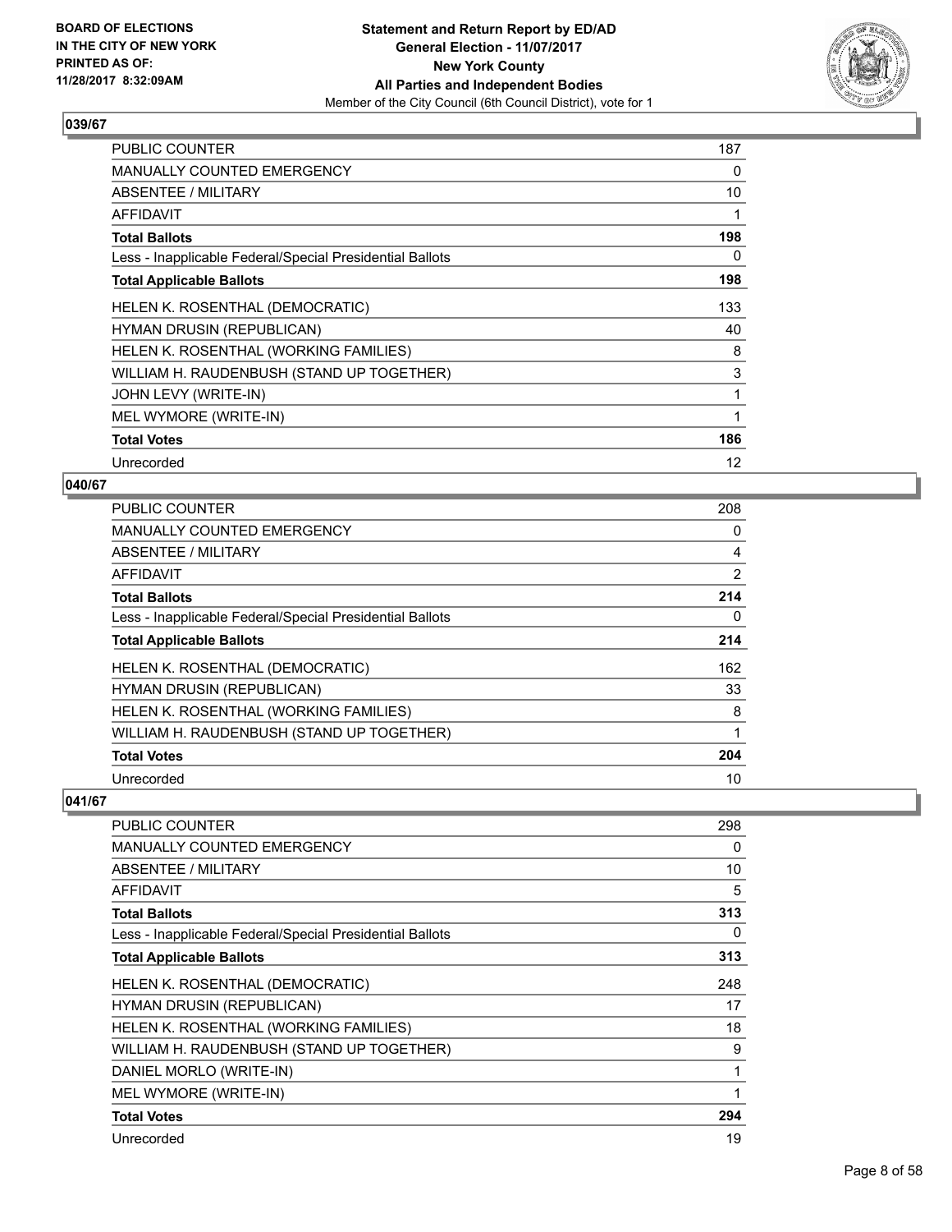## 039/67

| | |
|---|---|
| PUBLIC COUNTER | 187 |
| MANUALLY COUNTED EMERGENCY | 0 |
| ABSENTEE / MILITARY | 10 |
| AFFIDAVIT | 1 |
| **Total Ballots** | **198** |
| Less - Inapplicable Federal/Special Presidential Ballots | 0 |
| **Total Applicable Ballots** | **198** |
| HELEN K. ROSENTHAL (DEMOCRATIC) | 133 |
| HYMAN DRUSIN (REPUBLICAN) | 40 |
| HELEN K. ROSENTHAL (WORKING FAMILIES) | 8 |
| WILLIAM H. RAUDENBUSH (STAND UP TOGETHER) | 3 |
| JOHN LEVY (WRITE-IN) | 1 |
| MEL WYMORE (WRITE-IN) | 1 |
| **Total Votes** | **186** |
| Unrecorded | 12 |

## 040/67

| | |
|---|---|
| PUBLIC COUNTER | 208 |
| MANUALLY COUNTED EMERGENCY | 0 |
| ABSENTEE / MILITARY | 4 |
| AFFIDAVIT | 2 |
| **Total Ballots** | **214** |
| Less - Inapplicable Federal/Special Presidential Ballots | 0 |
| **Total Applicable Ballots** | **214** |
| HELEN K. ROSENTHAL (DEMOCRATIC) | 162 |
| HYMAN DRUSIN (REPUBLICAN) | 33 |
| HELEN K. ROSENTHAL (WORKING FAMILIES) | 8 |
| WILLIAM H. RAUDENBUSH (STAND UP TOGETHER) | 1 |
| **Total Votes** | **204** |
| Unrecorded | 10 |

## 041/67

| | |
|---|---|
| PUBLIC COUNTER | 298 |
| MANUALLY COUNTED EMERGENCY | 0 |
| ABSENTEE / MILITARY | 10 |
| AFFIDAVIT | 5 |
| **Total Ballots** | **313** |
| Less - Inapplicable Federal/Special Presidential Ballots | 0 |
| **Total Applicable Ballots** | **313** |
| HELEN K. ROSENTHAL (DEMOCRATIC) | 248 |
| HYMAN DRUSIN (REPUBLICAN) | 17 |
| HELEN K. ROSENTHAL (WORKING FAMILIES) | 18 |
| WILLIAM H. RAUDENBUSH (STAND UP TOGETHER) | 9 |
| DANIEL MORLO (WRITE-IN) | 1 |
| MEL WYMORE (WRITE-IN) | 1 |
| **Total Votes** | **294** |
| Unrecorded | 19 |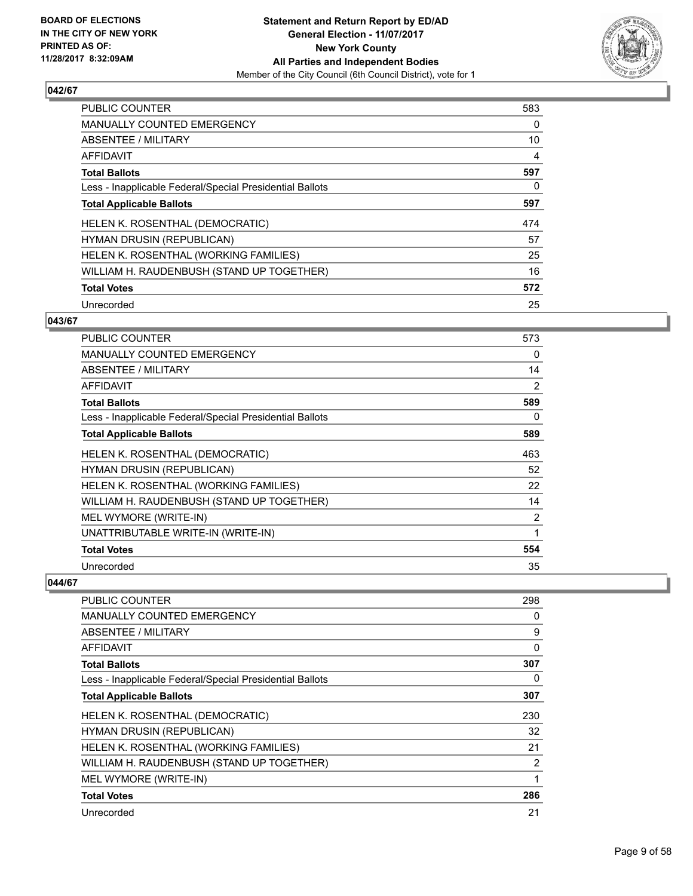### 042/67

| | |
|---|---|
| PUBLIC COUNTER | 583 |
| MANUALLY COUNTED EMERGENCY | 0 |
| ABSENTEE / MILITARY | 10 |
| AFFIDAVIT | 4 |
| **Total Ballots** | **597** |
| Less - Inapplicable Federal/Special Presidential Ballots | 0 |
| **Total Applicable Ballots** | **597** |
| HELEN K. ROSENTHAL (DEMOCRATIC) | 474 |
| HYMAN DRUSIN (REPUBLICAN) | 57 |
| HELEN K. ROSENTHAL (WORKING FAMILIES) | 25 |
| WILLIAM H. RAUDENBUSH (STAND UP TOGETHER) | 16 |
| **Total Votes** | **572** |
| Unrecorded | 25 |

### 043/67

| | |
|---|---|
| PUBLIC COUNTER | 573 |
| MANUALLY COUNTED EMERGENCY | 0 |
| ABSENTEE / MILITARY | 14 |
| AFFIDAVIT | 2 |
| **Total Ballots** | **589** |
| Less - Inapplicable Federal/Special Presidential Ballots | 0 |
| **Total Applicable Ballots** | **589** |
| HELEN K. ROSENTHAL (DEMOCRATIC) | 463 |
| HYMAN DRUSIN (REPUBLICAN) | 52 |
| HELEN K. ROSENTHAL (WORKING FAMILIES) | 22 |
| WILLIAM H. RAUDENBUSH (STAND UP TOGETHER) | 14 |
| MEL WYMORE (WRITE-IN) | 2 |
| UNATTRIBUTABLE WRITE-IN (WRITE-IN) | 1 |
| **Total Votes** | **554** |
| Unrecorded | 35 |

### 044/67

| | |
|---|---|
| PUBLIC COUNTER | 298 |
| MANUALLY COUNTED EMERGENCY | 0 |
| ABSENTEE / MILITARY | 9 |
| AFFIDAVIT | 0 |
| **Total Ballots** | **307** |
| Less - Inapplicable Federal/Special Presidential Ballots | 0 |
| **Total Applicable Ballots** | **307** |
| HELEN K. ROSENTHAL (DEMOCRATIC) | 230 |
| HYMAN DRUSIN (REPUBLICAN) | 32 |
| HELEN K. ROSENTHAL (WORKING FAMILIES) | 21 |
| WILLIAM H. RAUDENBUSH (STAND UP TOGETHER) | 2 |
| MEL WYMORE (WRITE-IN) | 1 |
| **Total Votes** | **286** |
| Unrecorded | 21 |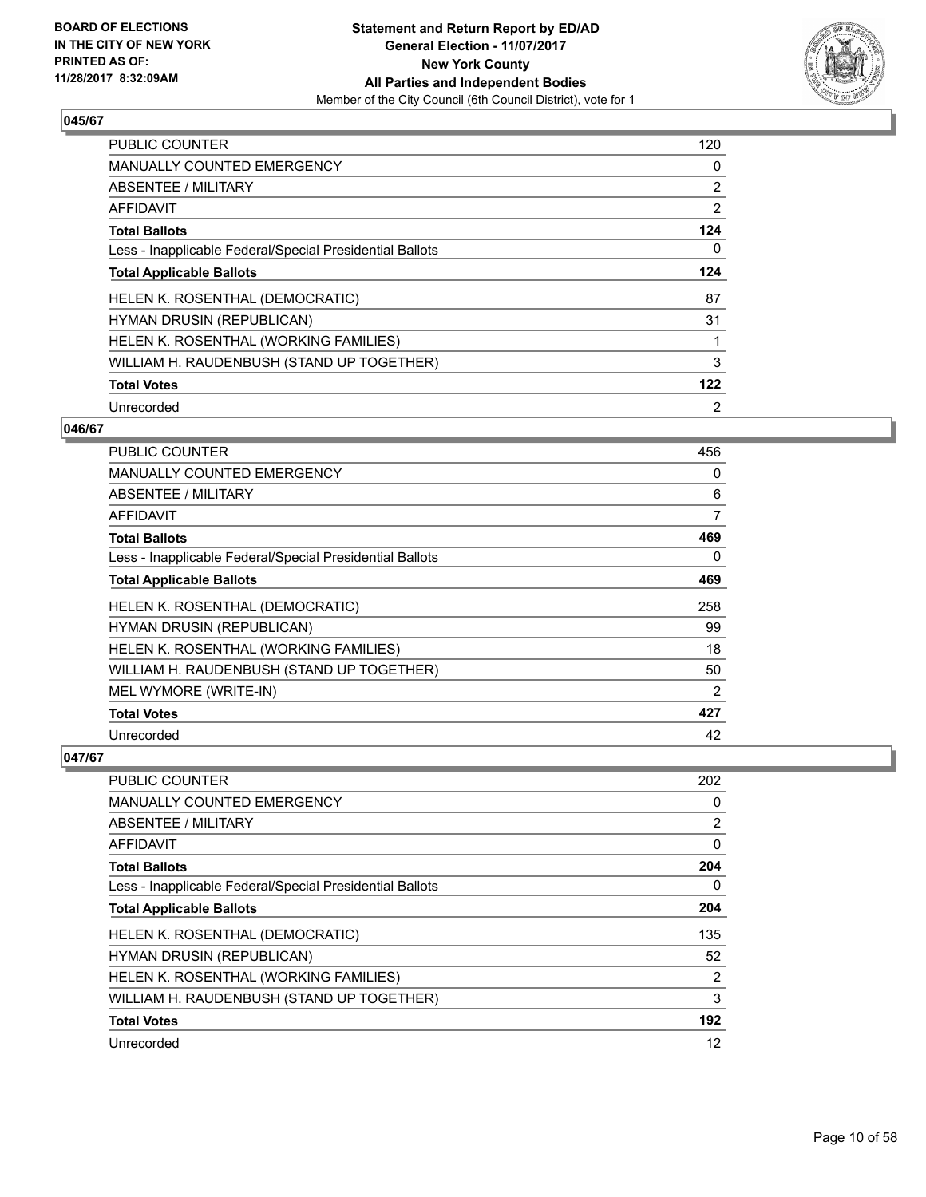**BOARD OF ELECTIONS IN THE CITY OF NEW YORK PRINTED AS OF: 11/28/2017 8:32:09AM**

**Statement and Return Report by ED/AD General Election - 11/07/2017 New York County All Parties and Independent Bodies**
Member of the City Council (6th Council District), vote for 1

### 045/67

| | |
|---|---|
| PUBLIC COUNTER | 120 |
| MANUALLY COUNTED EMERGENCY | 0 |
| ABSENTEE / MILITARY | 2 |
| AFFIDAVIT | 2 |
| **Total Ballots** | **124** |
| Less - Inapplicable Federal/Special Presidential Ballots | 0 |
| **Total Applicable Ballots** | **124** |
| HELEN K. ROSENTHAL (DEMOCRATIC) | 87 |
| HYMAN DRUSIN (REPUBLICAN) | 31 |
| HELEN K. ROSENTHAL (WORKING FAMILIES) | 1 |
| WILLIAM H. RAUDENBUSH (STAND UP TOGETHER) | 3 |
| **Total Votes** | **122** |
| Unrecorded | 2 |

### 046/67

| | |
|---|---|
| PUBLIC COUNTER | 456 |
| MANUALLY COUNTED EMERGENCY | 0 |
| ABSENTEE / MILITARY | 6 |
| AFFIDAVIT | 7 |
| **Total Ballots** | **469** |
| Less - Inapplicable Federal/Special Presidential Ballots | 0 |
| **Total Applicable Ballots** | **469** |
| HELEN K. ROSENTHAL (DEMOCRATIC) | 258 |
| HYMAN DRUSIN (REPUBLICAN) | 99 |
| HELEN K. ROSENTHAL (WORKING FAMILIES) | 18 |
| WILLIAM H. RAUDENBUSH (STAND UP TOGETHER) | 50 |
| MEL WYMORE (WRITE-IN) | 2 |
| **Total Votes** | **427** |
| Unrecorded | 42 |

### 047/67

| | |
|---|---|
| PUBLIC COUNTER | 202 |
| MANUALLY COUNTED EMERGENCY | 0 |
| ABSENTEE / MILITARY | 2 |
| AFFIDAVIT | 0 |
| **Total Ballots** | **204** |
| Less - Inapplicable Federal/Special Presidential Ballots | 0 |
| **Total Applicable Ballots** | **204** |
| HELEN K. ROSENTHAL (DEMOCRATIC) | 135 |
| HYMAN DRUSIN (REPUBLICAN) | 52 |
| HELEN K. ROSENTHAL (WORKING FAMILIES) | 2 |
| WILLIAM H. RAUDENBUSH (STAND UP TOGETHER) | 3 |
| **Total Votes** | **192** |
| Unrecorded | 12 |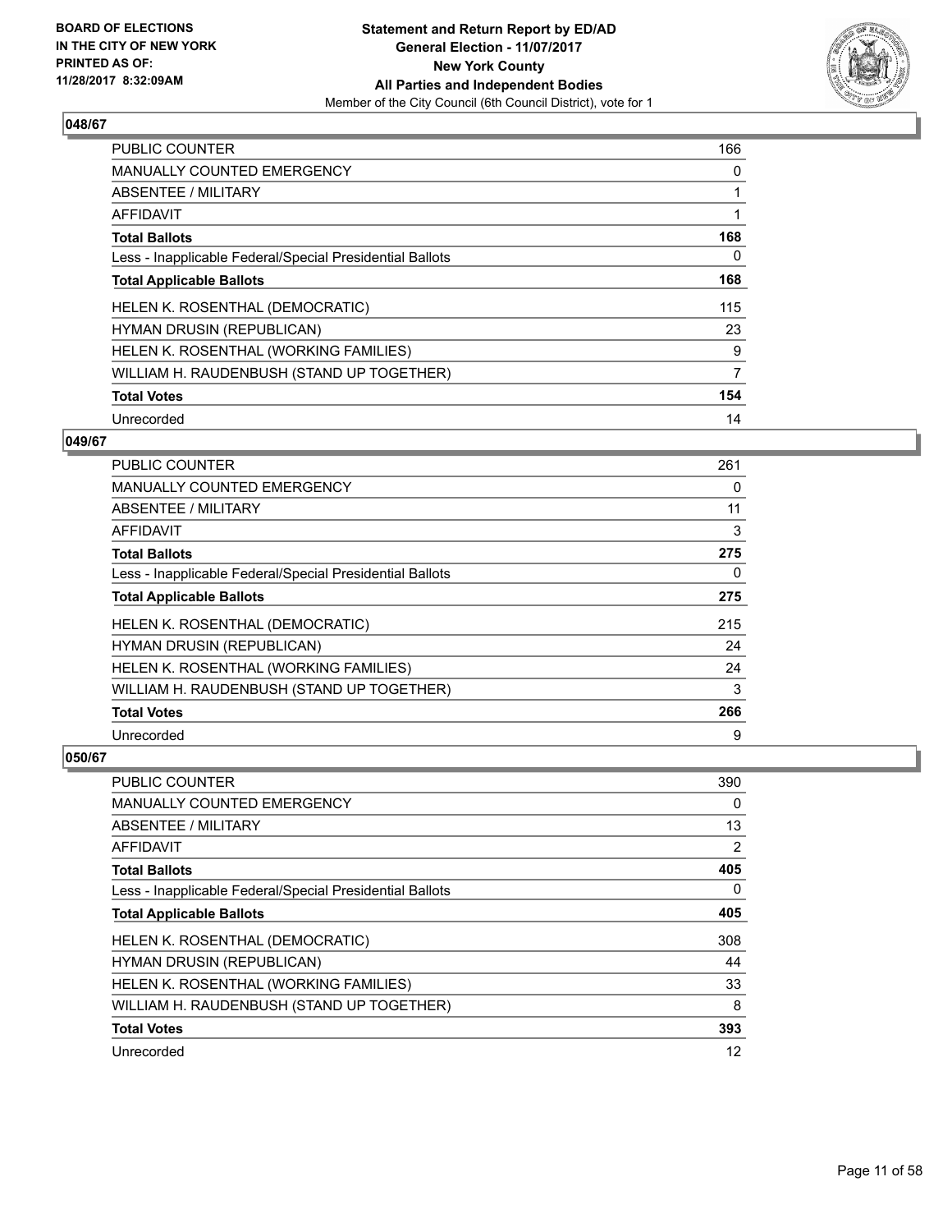BOARD OF ELECTIONS
IN THE CITY OF NEW YORK
PRINTED AS OF:
11/28/2017 8:32:09AM

**Statement and Return Report by ED/AD**
**General Election - 11/07/2017**
**New York County**
**All Parties and Independent Bodies**
Member of the City Council (6th Council District), vote for 1

### 048/67

| | |
|---|---|
| PUBLIC COUNTER | 166 |
| MANUALLY COUNTED EMERGENCY | 0 |
| ABSENTEE / MILITARY | 1 |
| AFFIDAVIT | 1 |
| **Total Ballots** | **168** |
| Less - Inapplicable Federal/Special Presidential Ballots | 0 |
| **Total Applicable Ballots** | **168** |
| HELEN K. ROSENTHAL (DEMOCRATIC) | 115 |
| HYMAN DRUSIN (REPUBLICAN) | 23 |
| HELEN K. ROSENTHAL (WORKING FAMILIES) | 9 |
| WILLIAM H. RAUDENBUSH (STAND UP TOGETHER) | 7 |
| **Total Votes** | **154** |
| Unrecorded | 14 |

### 049/67

| | |
|---|---|
| PUBLIC COUNTER | 261 |
| MANUALLY COUNTED EMERGENCY | 0 |
| ABSENTEE / MILITARY | 11 |
| AFFIDAVIT | 3 |
| **Total Ballots** | **275** |
| Less - Inapplicable Federal/Special Presidential Ballots | 0 |
| **Total Applicable Ballots** | **275** |
| HELEN K. ROSENTHAL (DEMOCRATIC) | 215 |
| HYMAN DRUSIN (REPUBLICAN) | 24 |
| HELEN K. ROSENTHAL (WORKING FAMILIES) | 24 |
| WILLIAM H. RAUDENBUSH (STAND UP TOGETHER) | 3 |
| **Total Votes** | **266** |
| Unrecorded | 9 |

### 050/67

| | |
|---|---|
| PUBLIC COUNTER | 390 |
| MANUALLY COUNTED EMERGENCY | 0 |
| ABSENTEE / MILITARY | 13 |
| AFFIDAVIT | 2 |
| **Total Ballots** | **405** |
| Less - Inapplicable Federal/Special Presidential Ballots | 0 |
| **Total Applicable Ballots** | **405** |
| HELEN K. ROSENTHAL (DEMOCRATIC) | 308 |
| HYMAN DRUSIN (REPUBLICAN) | 44 |
| HELEN K. ROSENTHAL (WORKING FAMILIES) | 33 |
| WILLIAM H. RAUDENBUSH (STAND UP TOGETHER) | 8 |
| **Total Votes** | **393** |
| Unrecorded | 12 |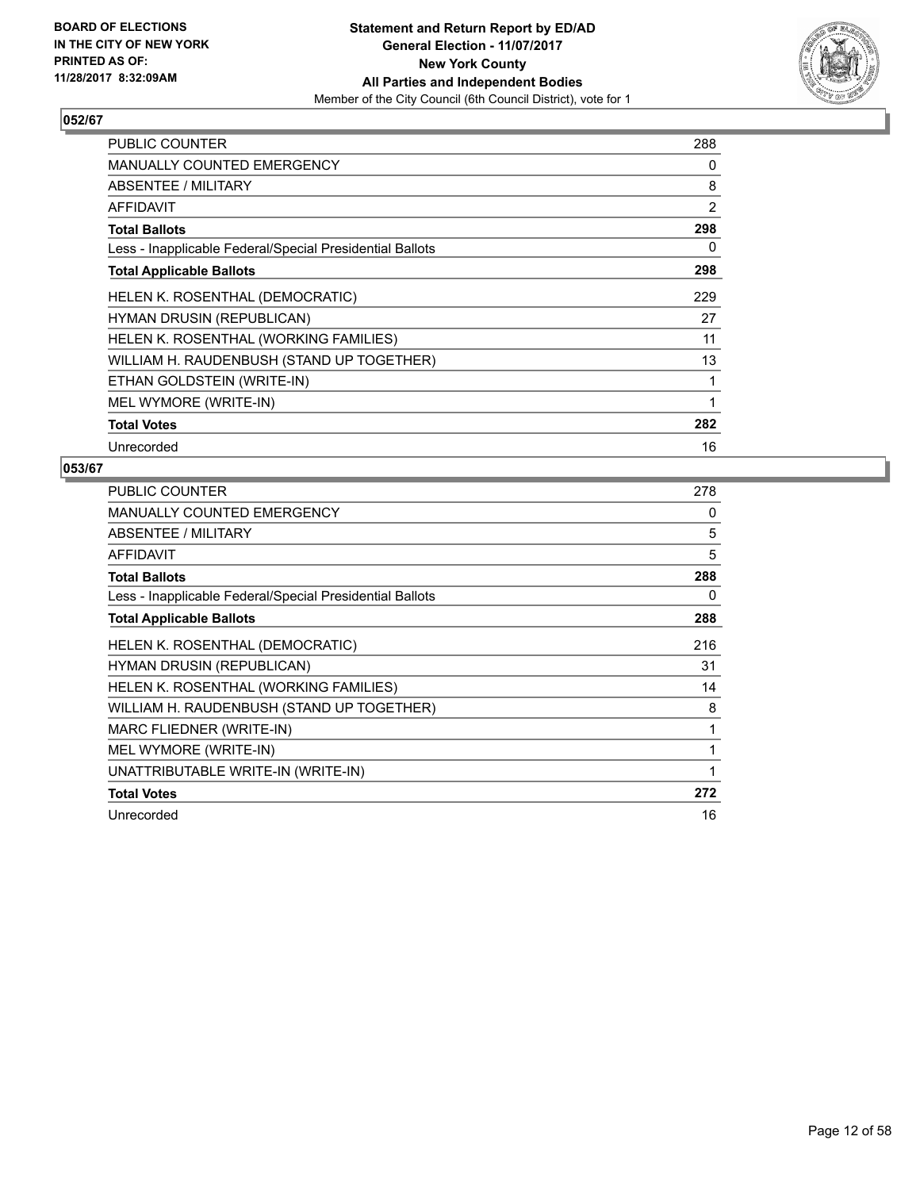**BOARD OF ELECTIONS IN THE CITY OF NEW YORK PRINTED AS OF: 11/28/2017 8:32:09AM**

**Statement and Return Report by ED/AD**
**General Election - 11/07/2017**
**New York County**
**All Parties and Independent Bodies**
Member of the City Council (6th Council District), vote for 1

## 052/67

| | |
|---|---|
| PUBLIC COUNTER | 288 |
| MANUALLY COUNTED EMERGENCY | 0 |
| ABSENTEE / MILITARY | 8 |
| AFFIDAVIT | 2 |
| **Total Ballots** | **298** |
| Less - Inapplicable Federal/Special Presidential Ballots | 0 |
| **Total Applicable Ballots** | **298** |
| HELEN K. ROSENTHAL (DEMOCRATIC) | 229 |
| HYMAN DRUSIN (REPUBLICAN) | 27 |
| HELEN K. ROSENTHAL (WORKING FAMILIES) | 11 |
| WILLIAM H. RAUDENBUSH (STAND UP TOGETHER) | 13 |
| ETHAN GOLDSTEIN (WRITE-IN) | 1 |
| MEL WYMORE (WRITE-IN) | 1 |
| **Total Votes** | **282** |
| Unrecorded | 16 |

## 053/67

| | |
|---|---|
| PUBLIC COUNTER | 278 |
| MANUALLY COUNTED EMERGENCY | 0 |
| ABSENTEE / MILITARY | 5 |
| AFFIDAVIT | 5 |
| **Total Ballots** | **288** |
| Less - Inapplicable Federal/Special Presidential Ballots | 0 |
| **Total Applicable Ballots** | **288** |
| HELEN K. ROSENTHAL (DEMOCRATIC) | 216 |
| HYMAN DRUSIN (REPUBLICAN) | 31 |
| HELEN K. ROSENTHAL (WORKING FAMILIES) | 14 |
| WILLIAM H. RAUDENBUSH (STAND UP TOGETHER) | 8 |
| MARC FLIEDNER (WRITE-IN) | 1 |
| MEL WYMORE (WRITE-IN) | 1 |
| UNATTRIBUTABLE WRITE-IN (WRITE-IN) | 1 |
| **Total Votes** | **272** |
| Unrecorded | 16 |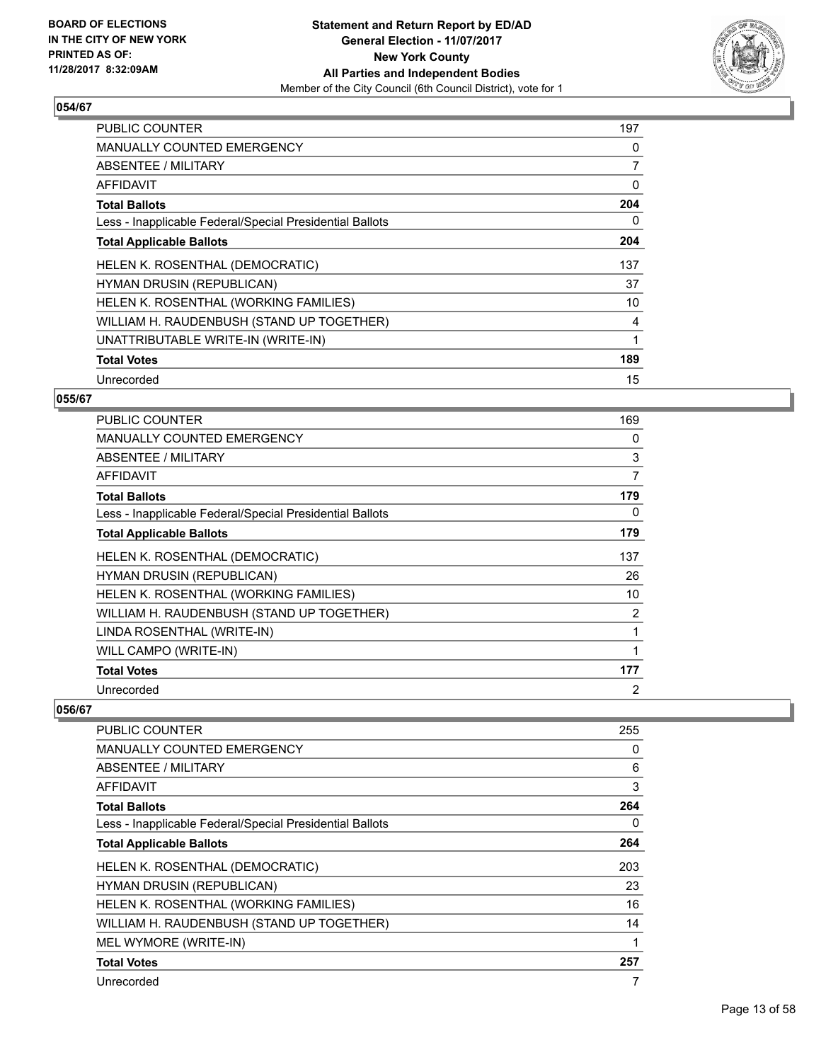**BOARD OF ELECTIONS IN THE CITY OF NEW YORK PRINTED AS OF: 11/28/2017 8:32:09AM**

**Statement and Return Report by ED/AD General Election - 11/07/2017 New York County All Parties and Independent Bodies**
Member of the City Council (6th Council District), vote for 1

## 054/67

| | |
|---|---|
| PUBLIC COUNTER | 197 |
| MANUALLY COUNTED EMERGENCY | 0 |
| ABSENTEE / MILITARY | 7 |
| AFFIDAVIT | 0 |
| **Total Ballots** | **204** |
| Less - Inapplicable Federal/Special Presidential Ballots | 0 |
| **Total Applicable Ballots** | **204** |
| HELEN K. ROSENTHAL (DEMOCRATIC) | 137 |
| HYMAN DRUSIN (REPUBLICAN) | 37 |
| HELEN K. ROSENTHAL (WORKING FAMILIES) | 10 |
| WILLIAM H. RAUDENBUSH (STAND UP TOGETHER) | 4 |
| UNATTRIBUTABLE WRITE-IN (WRITE-IN) | 1 |
| **Total Votes** | **189** |
| Unrecorded | 15 |

## 055/67

| | |
|---|---|
| PUBLIC COUNTER | 169 |
| MANUALLY COUNTED EMERGENCY | 0 |
| ABSENTEE / MILITARY | 3 |
| AFFIDAVIT | 7 |
| **Total Ballots** | **179** |
| Less - Inapplicable Federal/Special Presidential Ballots | 0 |
| **Total Applicable Ballots** | **179** |
| HELEN K. ROSENTHAL (DEMOCRATIC) | 137 |
| HYMAN DRUSIN (REPUBLICAN) | 26 |
| HELEN K. ROSENTHAL (WORKING FAMILIES) | 10 |
| WILLIAM H. RAUDENBUSH (STAND UP TOGETHER) | 2 |
| LINDA ROSENTHAL (WRITE-IN) | 1 |
| WILL CAMPO (WRITE-IN) | 1 |
| **Total Votes** | **177** |
| Unrecorded | 2 |

## 056/67

| | |
|---|---|
| PUBLIC COUNTER | 255 |
| MANUALLY COUNTED EMERGENCY | 0 |
| ABSENTEE / MILITARY | 6 |
| AFFIDAVIT | 3 |
| **Total Ballots** | **264** |
| Less - Inapplicable Federal/Special Presidential Ballots | 0 |
| **Total Applicable Ballots** | **264** |
| HELEN K. ROSENTHAL (DEMOCRATIC) | 203 |
| HYMAN DRUSIN (REPUBLICAN) | 23 |
| HELEN K. ROSENTHAL (WORKING FAMILIES) | 16 |
| WILLIAM H. RAUDENBUSH (STAND UP TOGETHER) | 14 |
| MEL WYMORE (WRITE-IN) | 1 |
| **Total Votes** | **257** |
| Unrecorded | 7 |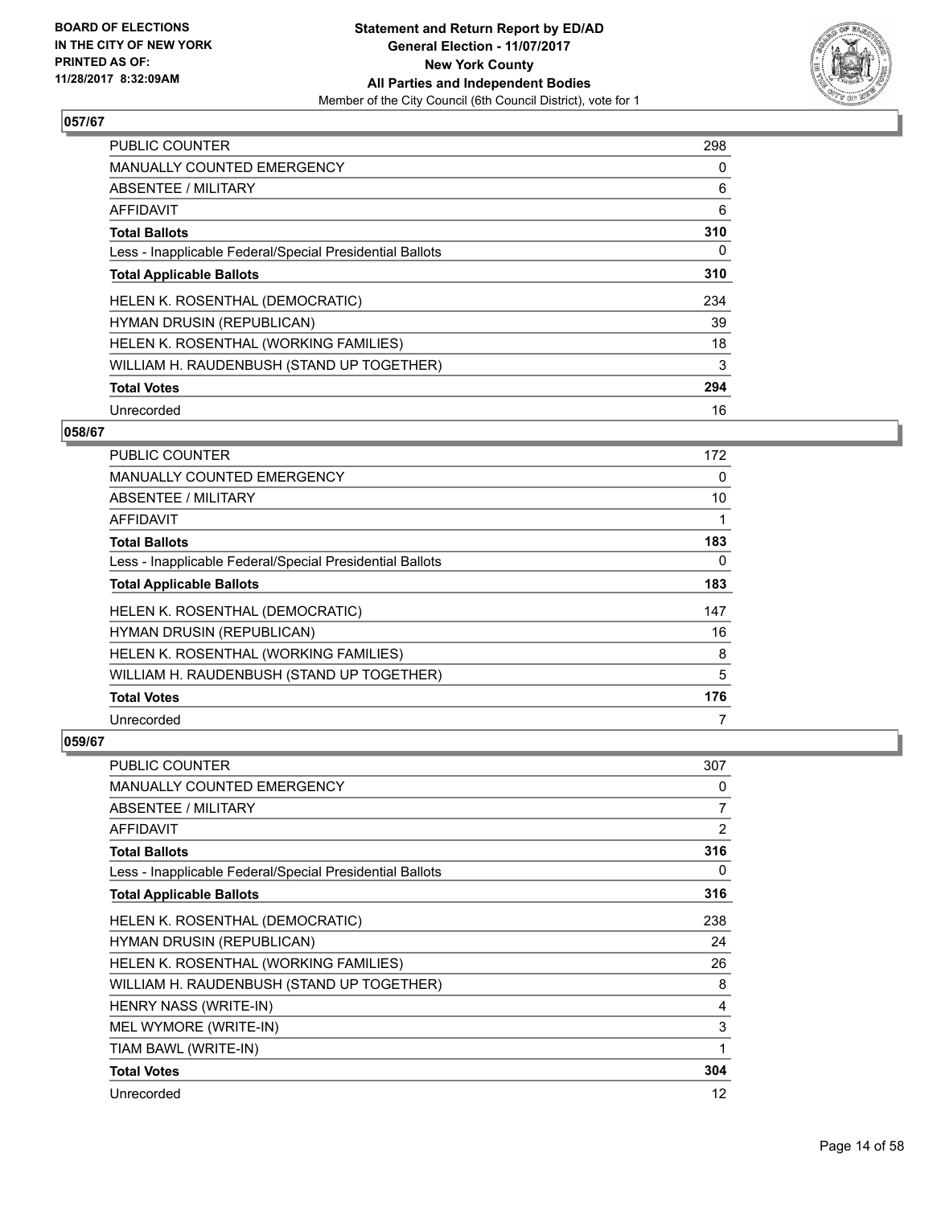BOARD OF ELECTIONS
IN THE CITY OF NEW YORK
PRINTED AS OF:
11/28/2017 8:32:09AM

**Statement and Return Report by ED/AD**
**General Election - 11/07/2017**
**New York County**
**All Parties and Independent Bodies**
Member of the City Council (6th Council District), vote for 1

### 057/67

| | |
|---|---|
| PUBLIC COUNTER | 298 |
| MANUALLY COUNTED EMERGENCY | 0 |
| ABSENTEE / MILITARY | 6 |
| AFFIDAVIT | 6 |
| **Total Ballots** | **310** |
| Less - Inapplicable Federal/Special Presidential Ballots | 0 |
| **Total Applicable Ballots** | **310** |
| HELEN K. ROSENTHAL (DEMOCRATIC) | 234 |
| HYMAN DRUSIN (REPUBLICAN) | 39 |
| HELEN K. ROSENTHAL (WORKING FAMILIES) | 18 |
| WILLIAM H. RAUDENBUSH (STAND UP TOGETHER) | 3 |
| **Total Votes** | **294** |
| Unrecorded | 16 |

### 058/67

| | |
|---|---|
| PUBLIC COUNTER | 172 |
| MANUALLY COUNTED EMERGENCY | 0 |
| ABSENTEE / MILITARY | 10 |
| AFFIDAVIT | 1 |
| **Total Ballots** | **183** |
| Less - Inapplicable Federal/Special Presidential Ballots | 0 |
| **Total Applicable Ballots** | **183** |
| HELEN K. ROSENTHAL (DEMOCRATIC) | 147 |
| HYMAN DRUSIN (REPUBLICAN) | 16 |
| HELEN K. ROSENTHAL (WORKING FAMILIES) | 8 |
| WILLIAM H. RAUDENBUSH (STAND UP TOGETHER) | 5 |
| **Total Votes** | **176** |
| Unrecorded | 7 |

### 059/67

| | |
|---|---|
| PUBLIC COUNTER | 307 |
| MANUALLY COUNTED EMERGENCY | 0 |
| ABSENTEE / MILITARY | 7 |
| AFFIDAVIT | 2 |
| **Total Ballots** | **316** |
| Less - Inapplicable Federal/Special Presidential Ballots | 0 |
| **Total Applicable Ballots** | **316** |
| HELEN K. ROSENTHAL (DEMOCRATIC) | 238 |
| HYMAN DRUSIN (REPUBLICAN) | 24 |
| HELEN K. ROSENTHAL (WORKING FAMILIES) | 26 |
| WILLIAM H. RAUDENBUSH (STAND UP TOGETHER) | 8 |
| HENRY NASS (WRITE-IN) | 4 |
| MEL WYMORE (WRITE-IN) | 3 |
| TIAM BAWL (WRITE-IN) | 1 |
| **Total Votes** | **304** |
| Unrecorded | 12 |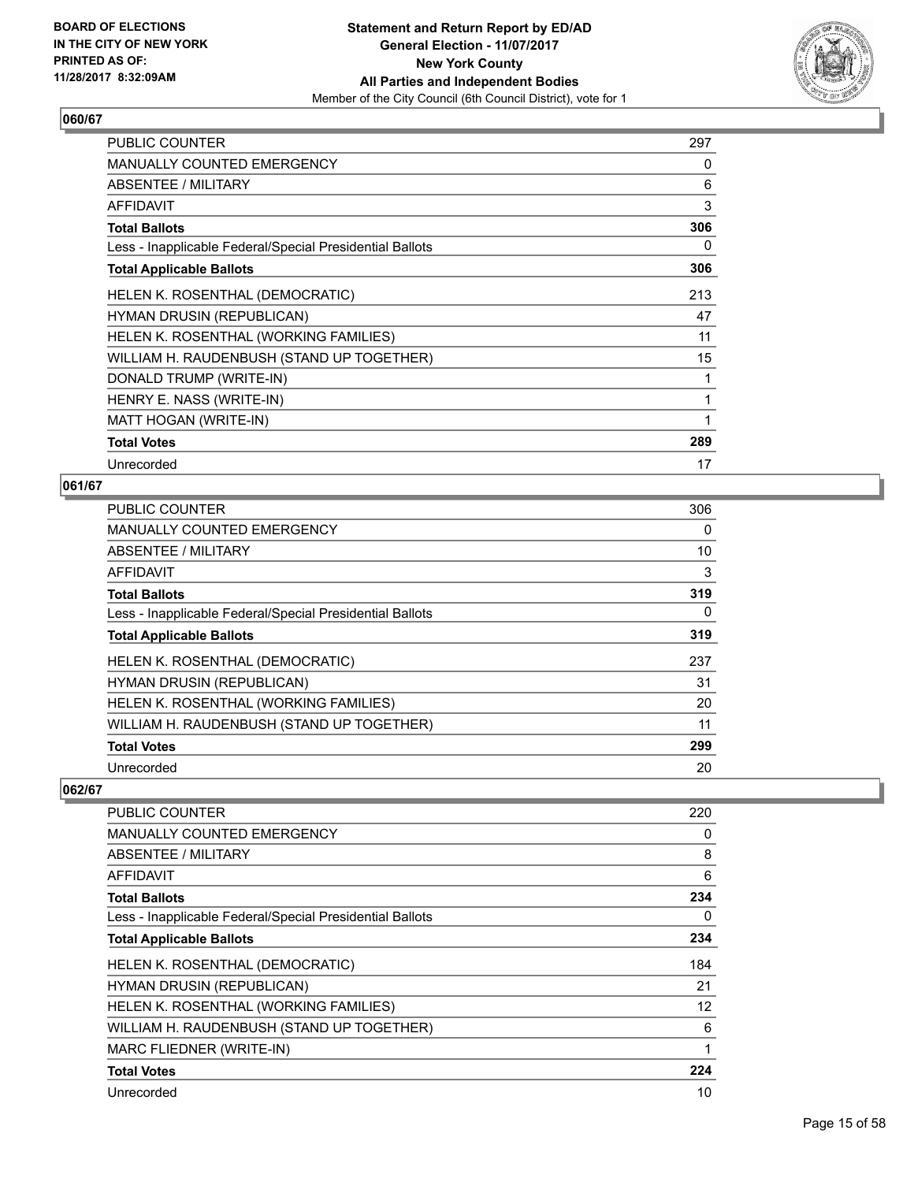### 060/67

| | |
|---|---|
| PUBLIC COUNTER | 297 |
| MANUALLY COUNTED EMERGENCY | 0 |
| ABSENTEE / MILITARY | 6 |
| AFFIDAVIT | 3 |
| **Total Ballots** | **306** |
| Less - Inapplicable Federal/Special Presidential Ballots | 0 |
| **Total Applicable Ballots** | **306** |
| HELEN K. ROSENTHAL (DEMOCRATIC) | 213 |
| HYMAN DRUSIN (REPUBLICAN) | 47 |
| HELEN K. ROSENTHAL (WORKING FAMILIES) | 11 |
| WILLIAM H. RAUDENBUSH (STAND UP TOGETHER) | 15 |
| DONALD TRUMP (WRITE-IN) | 1 |
| HENRY E. NASS (WRITE-IN) | 1 |
| MATT HOGAN (WRITE-IN) | 1 |
| **Total Votes** | **289** |
| Unrecorded | 17 |

### 061/67

| | |
|---|---|
| PUBLIC COUNTER | 306 |
| MANUALLY COUNTED EMERGENCY | 0 |
| ABSENTEE / MILITARY | 10 |
| AFFIDAVIT | 3 |
| **Total Ballots** | **319** |
| Less - Inapplicable Federal/Special Presidential Ballots | 0 |
| **Total Applicable Ballots** | **319** |
| HELEN K. ROSENTHAL (DEMOCRATIC) | 237 |
| HYMAN DRUSIN (REPUBLICAN) | 31 |
| HELEN K. ROSENTHAL (WORKING FAMILIES) | 20 |
| WILLIAM H. RAUDENBUSH (STAND UP TOGETHER) | 11 |
| **Total Votes** | **299** |
| Unrecorded | 20 |

### 062/67

| | |
|---|---|
| PUBLIC COUNTER | 220 |
| MANUALLY COUNTED EMERGENCY | 0 |
| ABSENTEE / MILITARY | 8 |
| AFFIDAVIT | 6 |
| **Total Ballots** | **234** |
| Less - Inapplicable Federal/Special Presidential Ballots | 0 |
| **Total Applicable Ballots** | **234** |
| HELEN K. ROSENTHAL (DEMOCRATIC) | 184 |
| HYMAN DRUSIN (REPUBLICAN) | 21 |
| HELEN K. ROSENTHAL (WORKING FAMILIES) | 12 |
| WILLIAM H. RAUDENBUSH (STAND UP TOGETHER) | 6 |
| MARC FLIEDNER (WRITE-IN) | 1 |
| **Total Votes** | **224** |
| Unrecorded | 10 |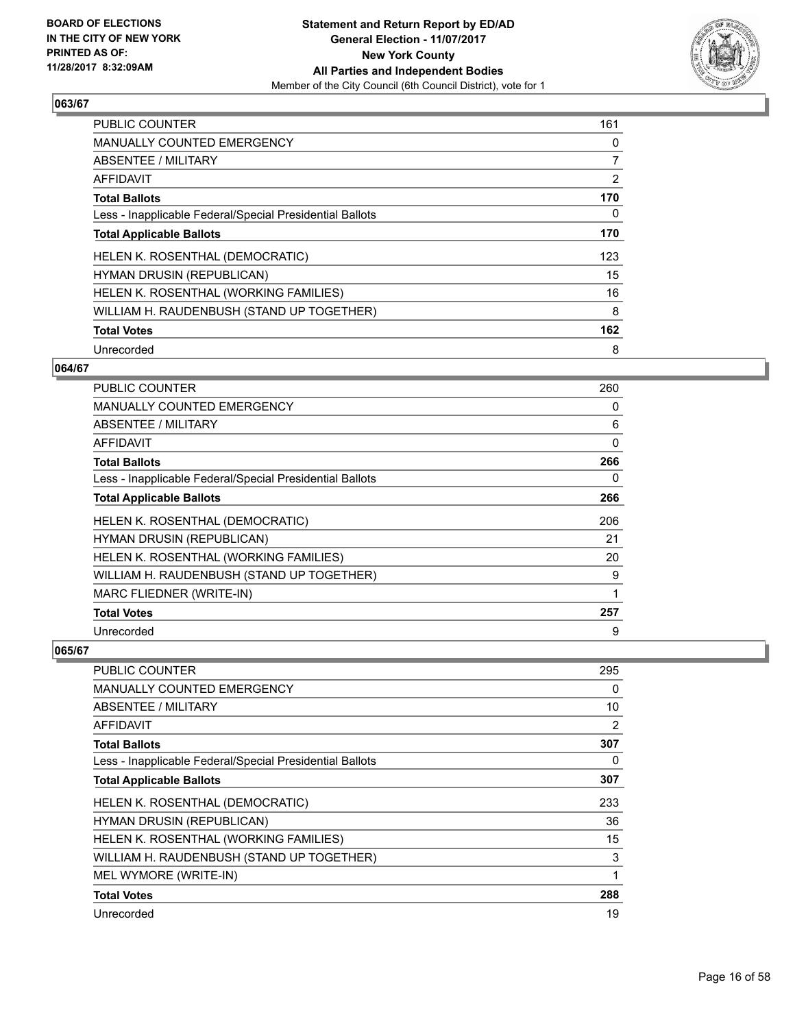BOARD OF ELECTIONS
IN THE CITY OF NEW YORK
PRINTED AS OF:
11/28/2017 8:32:09AM

**Statement and Return Report by ED/AD**
**General Election - 11/07/2017**
**New York County**
**All Parties and Independent Bodies**
Member of the City Council (6th Council District), vote for 1

### 063/67

| | |
|---|---|
| PUBLIC COUNTER | 161 |
| MANUALLY COUNTED EMERGENCY | 0 |
| ABSENTEE / MILITARY | 7 |
| AFFIDAVIT | 2 |
| **Total Ballots** | **170** |
| Less - Inapplicable Federal/Special Presidential Ballots | 0 |
| **Total Applicable Ballots** | **170** |
| HELEN K. ROSENTHAL (DEMOCRATIC) | 123 |
| HYMAN DRUSIN (REPUBLICAN) | 15 |
| HELEN K. ROSENTHAL (WORKING FAMILIES) | 16 |
| WILLIAM H. RAUDENBUSH (STAND UP TOGETHER) | 8 |
| **Total Votes** | **162** |
| Unrecorded | 8 |

### 064/67

| | |
|---|---|
| PUBLIC COUNTER | 260 |
| MANUALLY COUNTED EMERGENCY | 0 |
| ABSENTEE / MILITARY | 6 |
| AFFIDAVIT | 0 |
| **Total Ballots** | **266** |
| Less - Inapplicable Federal/Special Presidential Ballots | 0 |
| **Total Applicable Ballots** | **266** |
| HELEN K. ROSENTHAL (DEMOCRATIC) | 206 |
| HYMAN DRUSIN (REPUBLICAN) | 21 |
| HELEN K. ROSENTHAL (WORKING FAMILIES) | 20 |
| WILLIAM H. RAUDENBUSH (STAND UP TOGETHER) | 9 |
| MARC FLIEDNER (WRITE-IN) | 1 |
| **Total Votes** | **257** |
| Unrecorded | 9 |

### 065/67

| | |
|---|---|
| PUBLIC COUNTER | 295 |
| MANUALLY COUNTED EMERGENCY | 0 |
| ABSENTEE / MILITARY | 10 |
| AFFIDAVIT | 2 |
| **Total Ballots** | **307** |
| Less - Inapplicable Federal/Special Presidential Ballots | 0 |
| **Total Applicable Ballots** | **307** |
| HELEN K. ROSENTHAL (DEMOCRATIC) | 233 |
| HYMAN DRUSIN (REPUBLICAN) | 36 |
| HELEN K. ROSENTHAL (WORKING FAMILIES) | 15 |
| WILLIAM H. RAUDENBUSH (STAND UP TOGETHER) | 3 |
| MEL WYMORE (WRITE-IN) | 1 |
| **Total Votes** | **288** |
| Unrecorded | 19 |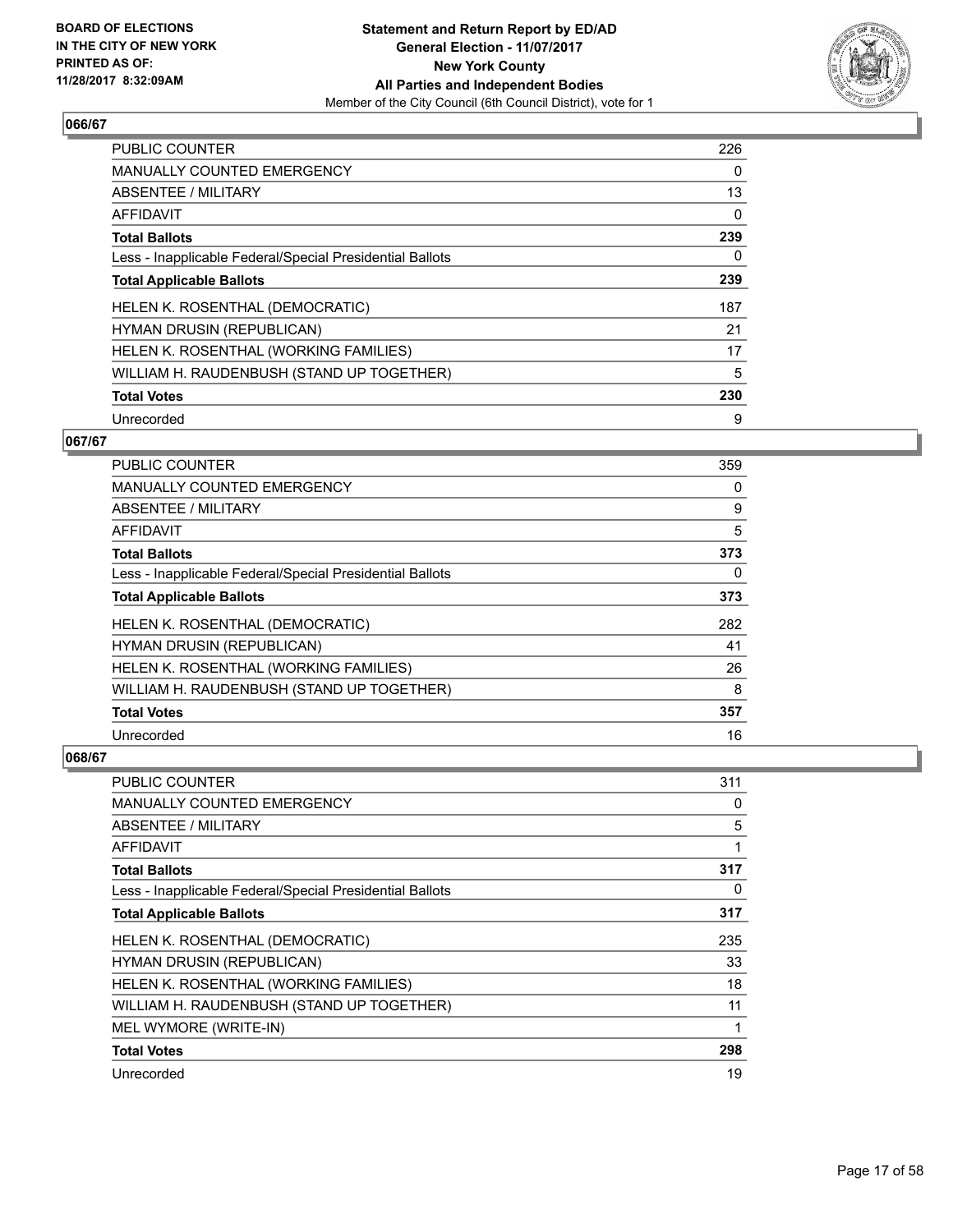## 066/67

| | |
|---|---|
| PUBLIC COUNTER | 226 |
| MANUALLY COUNTED EMERGENCY | 0 |
| ABSENTEE / MILITARY | 13 |
| AFFIDAVIT | 0 |
| **Total Ballots** | **239** |
| Less - Inapplicable Federal/Special Presidential Ballots | 0 |
| **Total Applicable Ballots** | **239** |
| HELEN K. ROSENTHAL (DEMOCRATIC) | 187 |
| HYMAN DRUSIN (REPUBLICAN) | 21 |
| HELEN K. ROSENTHAL (WORKING FAMILIES) | 17 |
| WILLIAM H. RAUDENBUSH (STAND UP TOGETHER) | 5 |
| **Total Votes** | **230** |
| Unrecorded | 9 |

## 067/67

| | |
|---|---|
| PUBLIC COUNTER | 359 |
| MANUALLY COUNTED EMERGENCY | 0 |
| ABSENTEE / MILITARY | 9 |
| AFFIDAVIT | 5 |
| **Total Ballots** | **373** |
| Less - Inapplicable Federal/Special Presidential Ballots | 0 |
| **Total Applicable Ballots** | **373** |
| HELEN K. ROSENTHAL (DEMOCRATIC) | 282 |
| HYMAN DRUSIN (REPUBLICAN) | 41 |
| HELEN K. ROSENTHAL (WORKING FAMILIES) | 26 |
| WILLIAM H. RAUDENBUSH (STAND UP TOGETHER) | 8 |
| **Total Votes** | **357** |
| Unrecorded | 16 |

## 068/67

| | |
|---|---|
| PUBLIC COUNTER | 311 |
| MANUALLY COUNTED EMERGENCY | 0 |
| ABSENTEE / MILITARY | 5 |
| AFFIDAVIT | 1 |
| **Total Ballots** | **317** |
| Less - Inapplicable Federal/Special Presidential Ballots | 0 |
| **Total Applicable Ballots** | **317** |
| HELEN K. ROSENTHAL (DEMOCRATIC) | 235 |
| HYMAN DRUSIN (REPUBLICAN) | 33 |
| HELEN K. ROSENTHAL (WORKING FAMILIES) | 18 |
| WILLIAM H. RAUDENBUSH (STAND UP TOGETHER) | 11 |
| MEL WYMORE (WRITE-IN) | 1 |
| **Total Votes** | **298** |
| Unrecorded | 19 |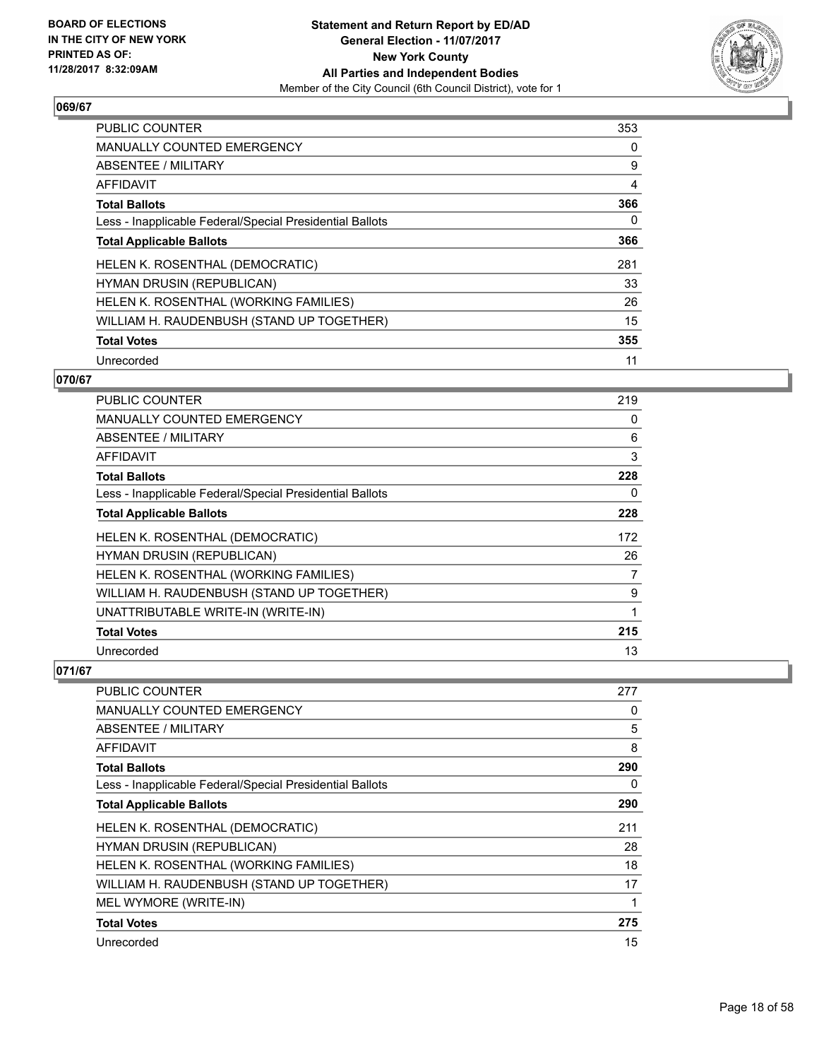**BOARD OF ELECTIONS IN THE CITY OF NEW YORK PRINTED AS OF: 11/28/2017 8:32:09AM**

**Statement and Return Report by ED/AD**
**General Election - 11/07/2017**
**New York County**
**All Parties and Independent Bodies**
Member of the City Council (6th Council District), vote for 1

### 069/67

| | |
|---|---|
| PUBLIC COUNTER | 353 |
| MANUALLY COUNTED EMERGENCY | 0 |
| ABSENTEE / MILITARY | 9 |
| AFFIDAVIT | 4 |
| **Total Ballots** | **366** |
| Less - Inapplicable Federal/Special Presidential Ballots | 0 |
| **Total Applicable Ballots** | **366** |
| HELEN K. ROSENTHAL (DEMOCRATIC) | 281 |
| HYMAN DRUSIN (REPUBLICAN) | 33 |
| HELEN K. ROSENTHAL (WORKING FAMILIES) | 26 |
| WILLIAM H. RAUDENBUSH (STAND UP TOGETHER) | 15 |
| **Total Votes** | **355** |
| Unrecorded | 11 |

### 070/67

| | |
|---|---|
| PUBLIC COUNTER | 219 |
| MANUALLY COUNTED EMERGENCY | 0 |
| ABSENTEE / MILITARY | 6 |
| AFFIDAVIT | 3 |
| **Total Ballots** | **228** |
| Less - Inapplicable Federal/Special Presidential Ballots | 0 |
| **Total Applicable Ballots** | **228** |
| HELEN K. ROSENTHAL (DEMOCRATIC) | 172 |
| HYMAN DRUSIN (REPUBLICAN) | 26 |
| HELEN K. ROSENTHAL (WORKING FAMILIES) | 7 |
| WILLIAM H. RAUDENBUSH (STAND UP TOGETHER) | 9 |
| UNATTRIBUTABLE WRITE-IN (WRITE-IN) | 1 |
| **Total Votes** | **215** |
| Unrecorded | 13 |

### 071/67

| | |
|---|---|
| PUBLIC COUNTER | 277 |
| MANUALLY COUNTED EMERGENCY | 0 |
| ABSENTEE / MILITARY | 5 |
| AFFIDAVIT | 8 |
| **Total Ballots** | **290** |
| Less - Inapplicable Federal/Special Presidential Ballots | 0 |
| **Total Applicable Ballots** | **290** |
| HELEN K. ROSENTHAL (DEMOCRATIC) | 211 |
| HYMAN DRUSIN (REPUBLICAN) | 28 |
| HELEN K. ROSENTHAL (WORKING FAMILIES) | 18 |
| WILLIAM H. RAUDENBUSH (STAND UP TOGETHER) | 17 |
| MEL WYMORE (WRITE-IN) | 1 |
| **Total Votes** | **275** |
| Unrecorded | 15 |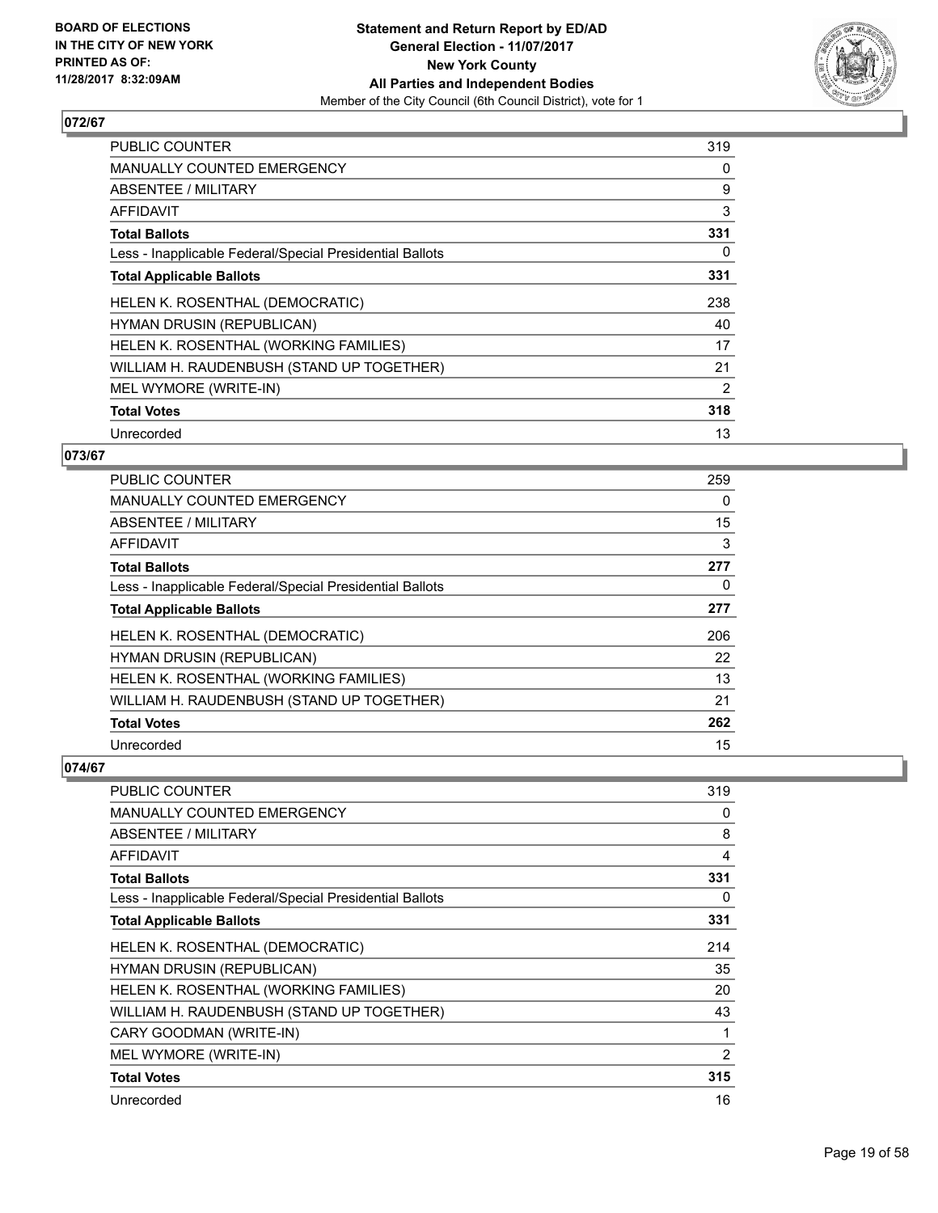## 072/67

| | |
|---|---|
| PUBLIC COUNTER | 319 |
| MANUALLY COUNTED EMERGENCY | 0 |
| ABSENTEE / MILITARY | 9 |
| AFFIDAVIT | 3 |
| **Total Ballots** | **331** |
| Less - Inapplicable Federal/Special Presidential Ballots | 0 |
| **Total Applicable Ballots** | **331** |
| HELEN K. ROSENTHAL (DEMOCRATIC) | 238 |
| HYMAN DRUSIN (REPUBLICAN) | 40 |
| HELEN K. ROSENTHAL (WORKING FAMILIES) | 17 |
| WILLIAM H. RAUDENBUSH (STAND UP TOGETHER) | 21 |
| MEL WYMORE (WRITE-IN) | 2 |
| **Total Votes** | **318** |
| Unrecorded | 13 |

## 073/67

| | |
|---|---|
| PUBLIC COUNTER | 259 |
| MANUALLY COUNTED EMERGENCY | 0 |
| ABSENTEE / MILITARY | 15 |
| AFFIDAVIT | 3 |
| **Total Ballots** | **277** |
| Less - Inapplicable Federal/Special Presidential Ballots | 0 |
| **Total Applicable Ballots** | **277** |
| HELEN K. ROSENTHAL (DEMOCRATIC) | 206 |
| HYMAN DRUSIN (REPUBLICAN) | 22 |
| HELEN K. ROSENTHAL (WORKING FAMILIES) | 13 |
| WILLIAM H. RAUDENBUSH (STAND UP TOGETHER) | 21 |
| **Total Votes** | **262** |
| Unrecorded | 15 |

## 074/67

| | |
|---|---|
| PUBLIC COUNTER | 319 |
| MANUALLY COUNTED EMERGENCY | 0 |
| ABSENTEE / MILITARY | 8 |
| AFFIDAVIT | 4 |
| **Total Ballots** | **331** |
| Less - Inapplicable Federal/Special Presidential Ballots | 0 |
| **Total Applicable Ballots** | **331** |
| HELEN K. ROSENTHAL (DEMOCRATIC) | 214 |
| HYMAN DRUSIN (REPUBLICAN) | 35 |
| HELEN K. ROSENTHAL (WORKING FAMILIES) | 20 |
| WILLIAM H. RAUDENBUSH (STAND UP TOGETHER) | 43 |
| CARY GOODMAN (WRITE-IN) | 1 |
| MEL WYMORE (WRITE-IN) | 2 |
| **Total Votes** | **315** |
| Unrecorded | 16 |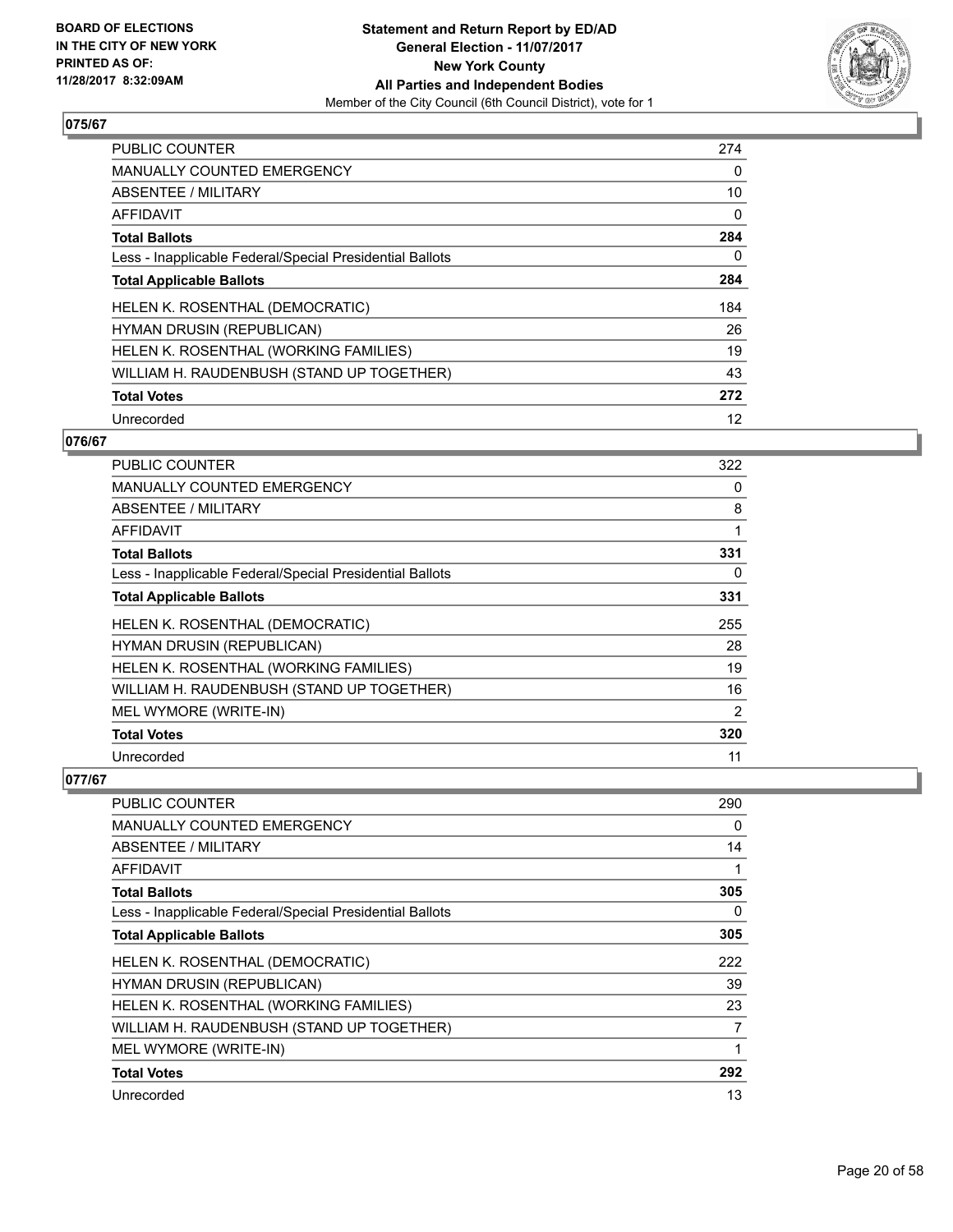**BOARD OF ELECTIONS IN THE CITY OF NEW YORK PRINTED AS OF: 11/28/2017 8:32:09AM**

**Statement and Return Report by ED/AD General Election - 11/07/2017 New York County All Parties and Independent Bodies**
Member of the City Council (6th Council District), vote for 1

### 075/67

| | |
|---|---|
| PUBLIC COUNTER | 274 |
| MANUALLY COUNTED EMERGENCY | 0 |
| ABSENTEE / MILITARY | 10 |
| AFFIDAVIT | 0 |
| **Total Ballots** | **284** |
| Less - Inapplicable Federal/Special Presidential Ballots | 0 |
| **Total Applicable Ballots** | **284** |
| HELEN K. ROSENTHAL (DEMOCRATIC) | 184 |
| HYMAN DRUSIN (REPUBLICAN) | 26 |
| HELEN K. ROSENTHAL (WORKING FAMILIES) | 19 |
| WILLIAM H. RAUDENBUSH (STAND UP TOGETHER) | 43 |
| **Total Votes** | **272** |
| Unrecorded | 12 |

### 076/67

| | |
|---|---|
| PUBLIC COUNTER | 322 |
| MANUALLY COUNTED EMERGENCY | 0 |
| ABSENTEE / MILITARY | 8 |
| AFFIDAVIT | 1 |
| **Total Ballots** | **331** |
| Less - Inapplicable Federal/Special Presidential Ballots | 0 |
| **Total Applicable Ballots** | **331** |
| HELEN K. ROSENTHAL (DEMOCRATIC) | 255 |
| HYMAN DRUSIN (REPUBLICAN) | 28 |
| HELEN K. ROSENTHAL (WORKING FAMILIES) | 19 |
| WILLIAM H. RAUDENBUSH (STAND UP TOGETHER) | 16 |
| MEL WYMORE (WRITE-IN) | 2 |
| **Total Votes** | **320** |
| Unrecorded | 11 |

### 077/67

| | |
|---|---|
| PUBLIC COUNTER | 290 |
| MANUALLY COUNTED EMERGENCY | 0 |
| ABSENTEE / MILITARY | 14 |
| AFFIDAVIT | 1 |
| **Total Ballots** | **305** |
| Less - Inapplicable Federal/Special Presidential Ballots | 0 |
| **Total Applicable Ballots** | **305** |
| HELEN K. ROSENTHAL (DEMOCRATIC) | 222 |
| HYMAN DRUSIN (REPUBLICAN) | 39 |
| HELEN K. ROSENTHAL (WORKING FAMILIES) | 23 |
| WILLIAM H. RAUDENBUSH (STAND UP TOGETHER) | 7 |
| MEL WYMORE (WRITE-IN) | 1 |
| **Total Votes** | **292** |
| Unrecorded | 13 |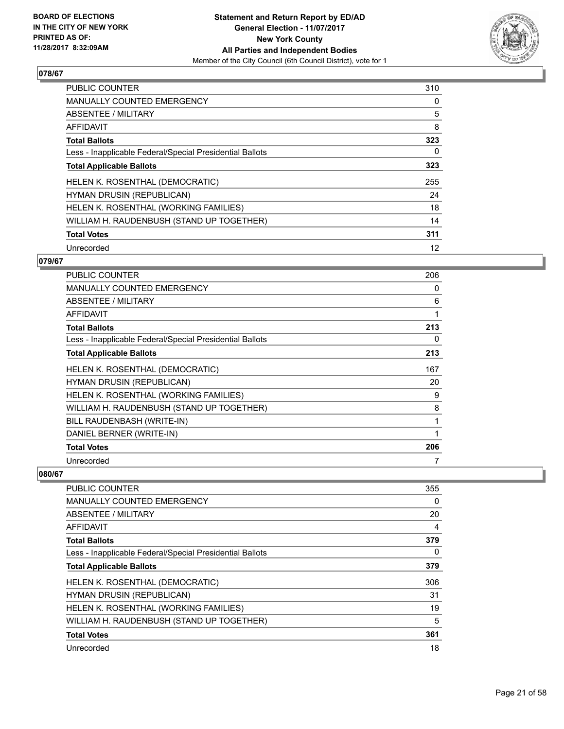## 078/67

| | |
|---|---|
| PUBLIC COUNTER | 310 |
| MANUALLY COUNTED EMERGENCY | 0 |
| ABSENTEE / MILITARY | 5 |
| AFFIDAVIT | 8 |
| **Total Ballots** | **323** |
| Less - Inapplicable Federal/Special Presidential Ballots | 0 |
| **Total Applicable Ballots** | **323** |
| HELEN K. ROSENTHAL (DEMOCRATIC) | 255 |
| HYMAN DRUSIN (REPUBLICAN) | 24 |
| HELEN K. ROSENTHAL (WORKING FAMILIES) | 18 |
| WILLIAM H. RAUDENBUSH (STAND UP TOGETHER) | 14 |
| **Total Votes** | **311** |
| Unrecorded | 12 |

## 079/67

| | |
|---|---|
| PUBLIC COUNTER | 206 |
| MANUALLY COUNTED EMERGENCY | 0 |
| ABSENTEE / MILITARY | 6 |
| AFFIDAVIT | 1 |
| **Total Ballots** | **213** |
| Less - Inapplicable Federal/Special Presidential Ballots | 0 |
| **Total Applicable Ballots** | **213** |
| HELEN K. ROSENTHAL (DEMOCRATIC) | 167 |
| HYMAN DRUSIN (REPUBLICAN) | 20 |
| HELEN K. ROSENTHAL (WORKING FAMILIES) | 9 |
| WILLIAM H. RAUDENBUSH (STAND UP TOGETHER) | 8 |
| BILL RAUDENBASH (WRITE-IN) | 1 |
| DANIEL BERNER (WRITE-IN) | 1 |
| **Total Votes** | **206** |
| Unrecorded | 7 |

## 080/67

| | |
|---|---|
| PUBLIC COUNTER | 355 |
| MANUALLY COUNTED EMERGENCY | 0 |
| ABSENTEE / MILITARY | 20 |
| AFFIDAVIT | 4 |
| **Total Ballots** | **379** |
| Less - Inapplicable Federal/Special Presidential Ballots | 0 |
| **Total Applicable Ballots** | **379** |
| HELEN K. ROSENTHAL (DEMOCRATIC) | 306 |
| HYMAN DRUSIN (REPUBLICAN) | 31 |
| HELEN K. ROSENTHAL (WORKING FAMILIES) | 19 |
| WILLIAM H. RAUDENBUSH (STAND UP TOGETHER) | 5 |
| **Total Votes** | **361** |
| Unrecorded | 18 |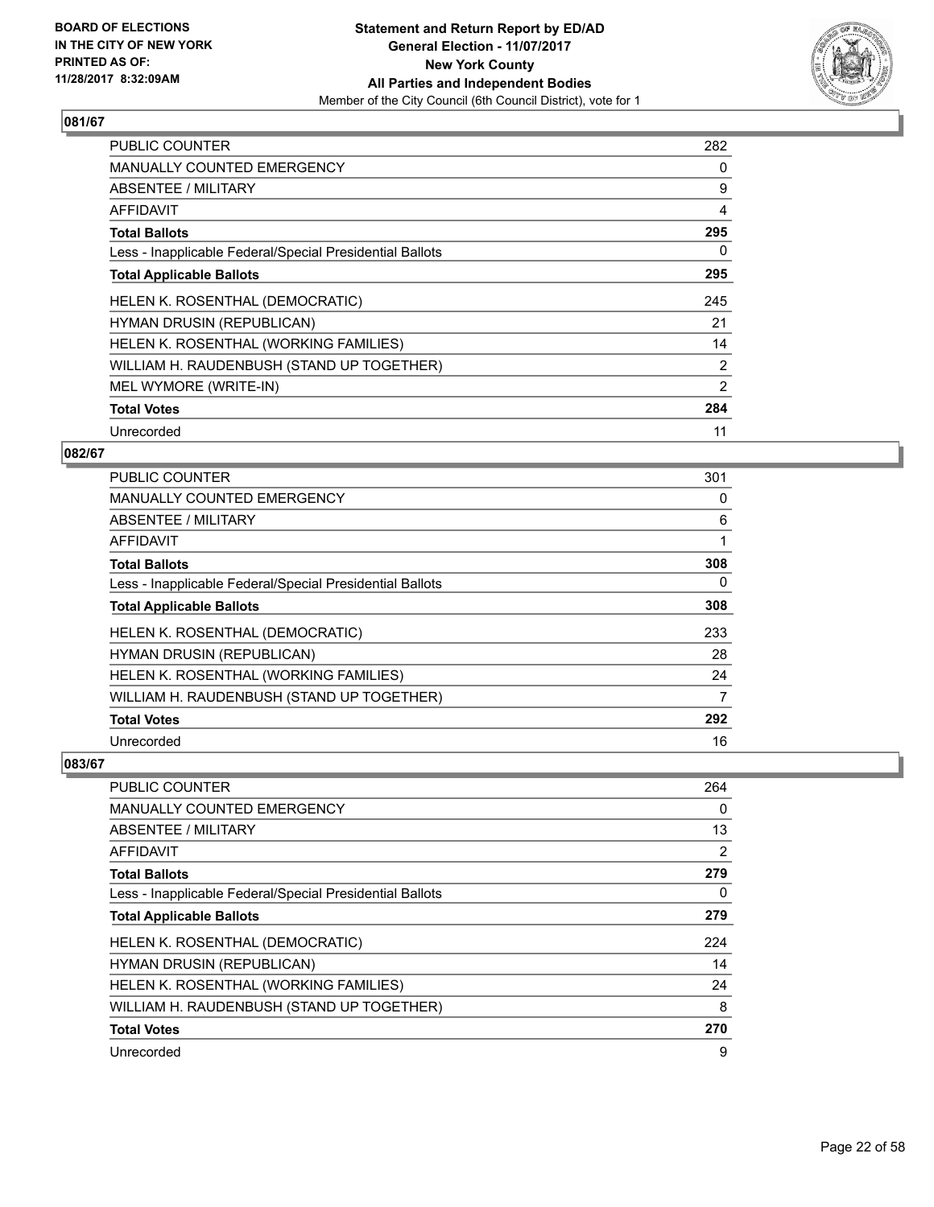## 081/67

| | |
|---|---|
| PUBLIC COUNTER | 282 |
| MANUALLY COUNTED EMERGENCY | 0 |
| ABSENTEE / MILITARY | 9 |
| AFFIDAVIT | 4 |
| **Total Ballots** | **295** |
| Less - Inapplicable Federal/Special Presidential Ballots | 0 |
| **Total Applicable Ballots** | **295** |
| HELEN K. ROSENTHAL (DEMOCRATIC) | 245 |
| HYMAN DRUSIN (REPUBLICAN) | 21 |
| HELEN K. ROSENTHAL (WORKING FAMILIES) | 14 |
| WILLIAM H. RAUDENBUSH (STAND UP TOGETHER) | 2 |
| MEL WYMORE (WRITE-IN) | 2 |
| **Total Votes** | **284** |
| Unrecorded | 11 |

## 082/67

| | |
|---|---|
| PUBLIC COUNTER | 301 |
| MANUALLY COUNTED EMERGENCY | 0 |
| ABSENTEE / MILITARY | 6 |
| AFFIDAVIT | 1 |
| **Total Ballots** | **308** |
| Less - Inapplicable Federal/Special Presidential Ballots | 0 |
| **Total Applicable Ballots** | **308** |
| HELEN K. ROSENTHAL (DEMOCRATIC) | 233 |
| HYMAN DRUSIN (REPUBLICAN) | 28 |
| HELEN K. ROSENTHAL (WORKING FAMILIES) | 24 |
| WILLIAM H. RAUDENBUSH (STAND UP TOGETHER) | 7 |
| **Total Votes** | **292** |
| Unrecorded | 16 |

## 083/67

| | |
|---|---|
| PUBLIC COUNTER | 264 |
| MANUALLY COUNTED EMERGENCY | 0 |
| ABSENTEE / MILITARY | 13 |
| AFFIDAVIT | 2 |
| **Total Ballots** | **279** |
| Less - Inapplicable Federal/Special Presidential Ballots | 0 |
| **Total Applicable Ballots** | **279** |
| HELEN K. ROSENTHAL (DEMOCRATIC) | 224 |
| HYMAN DRUSIN (REPUBLICAN) | 14 |
| HELEN K. ROSENTHAL (WORKING FAMILIES) | 24 |
| WILLIAM H. RAUDENBUSH (STAND UP TOGETHER) | 8 |
| **Total Votes** | **270** |
| Unrecorded | 9 |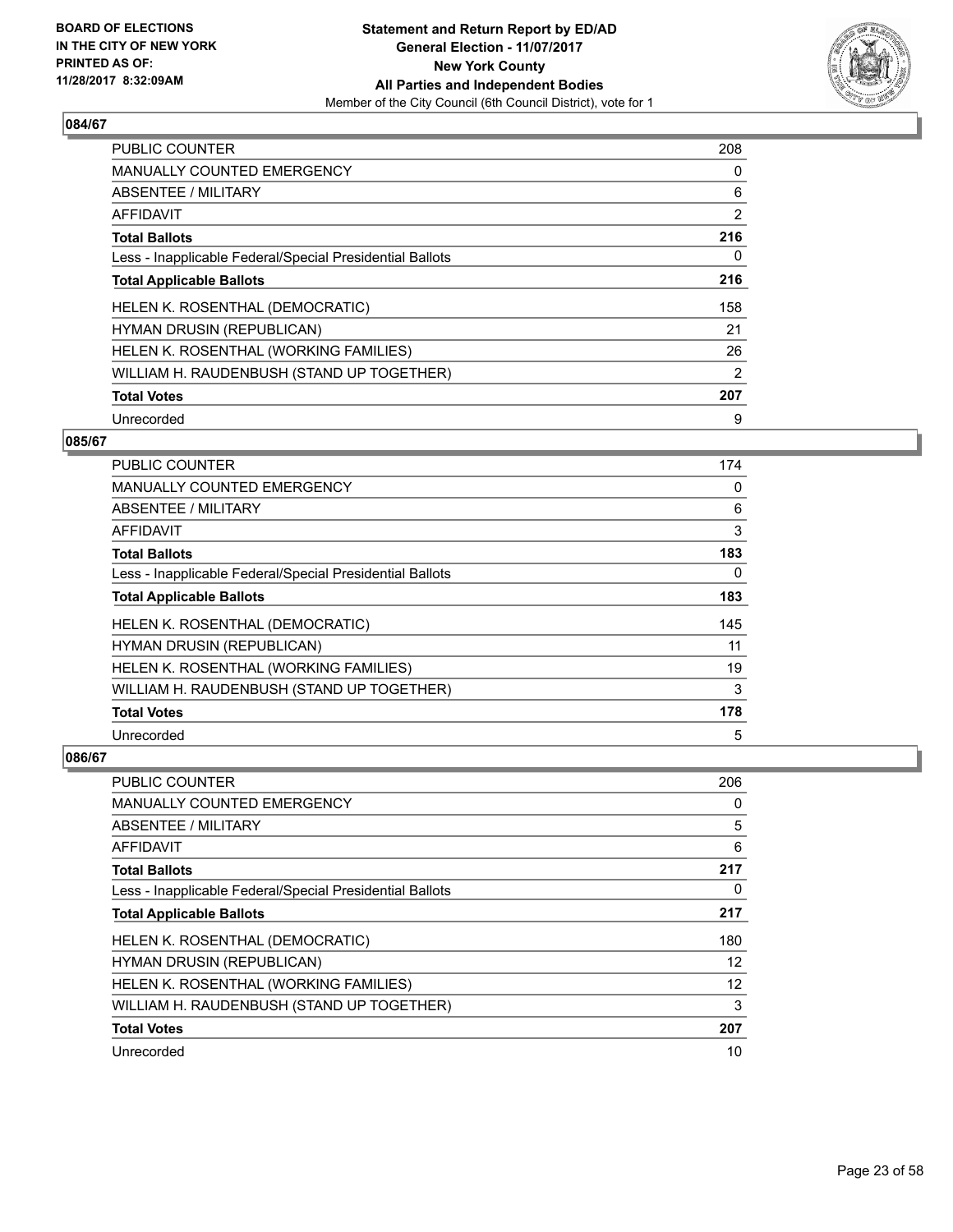BOARD OF ELECTIONS
IN THE CITY OF NEW YORK
PRINTED AS OF:
11/28/2017 8:32:09AM

**Statement and Return Report by ED/AD**
**General Election - 11/07/2017**
**New York County**
**All Parties and Independent Bodies**
Member of the City Council (6th Council District), vote for 1

## 084/67

| | |
|---|---|
| PUBLIC COUNTER | 208 |
| MANUALLY COUNTED EMERGENCY | 0 |
| ABSENTEE / MILITARY | 6 |
| AFFIDAVIT | 2 |
| **Total Ballots** | **216** |
| Less - Inapplicable Federal/Special Presidential Ballots | 0 |
| **Total Applicable Ballots** | **216** |
| HELEN K. ROSENTHAL (DEMOCRATIC) | 158 |
| HYMAN DRUSIN (REPUBLICAN) | 21 |
| HELEN K. ROSENTHAL (WORKING FAMILIES) | 26 |
| WILLIAM H. RAUDENBUSH (STAND UP TOGETHER) | 2 |
| **Total Votes** | **207** |
| Unrecorded | 9 |

## 085/67

| | |
|---|---|
| PUBLIC COUNTER | 174 |
| MANUALLY COUNTED EMERGENCY | 0 |
| ABSENTEE / MILITARY | 6 |
| AFFIDAVIT | 3 |
| **Total Ballots** | **183** |
| Less - Inapplicable Federal/Special Presidential Ballots | 0 |
| **Total Applicable Ballots** | **183** |
| HELEN K. ROSENTHAL (DEMOCRATIC) | 145 |
| HYMAN DRUSIN (REPUBLICAN) | 11 |
| HELEN K. ROSENTHAL (WORKING FAMILIES) | 19 |
| WILLIAM H. RAUDENBUSH (STAND UP TOGETHER) | 3 |
| **Total Votes** | **178** |
| Unrecorded | 5 |

## 086/67

| | |
|---|---|
| PUBLIC COUNTER | 206 |
| MANUALLY COUNTED EMERGENCY | 0 |
| ABSENTEE / MILITARY | 5 |
| AFFIDAVIT | 6 |
| **Total Ballots** | **217** |
| Less - Inapplicable Federal/Special Presidential Ballots | 0 |
| **Total Applicable Ballots** | **217** |
| HELEN K. ROSENTHAL (DEMOCRATIC) | 180 |
| HYMAN DRUSIN (REPUBLICAN) | 12 |
| HELEN K. ROSENTHAL (WORKING FAMILIES) | 12 |
| WILLIAM H. RAUDENBUSH (STAND UP TOGETHER) | 3 |
| **Total Votes** | **207** |
| Unrecorded | 10 |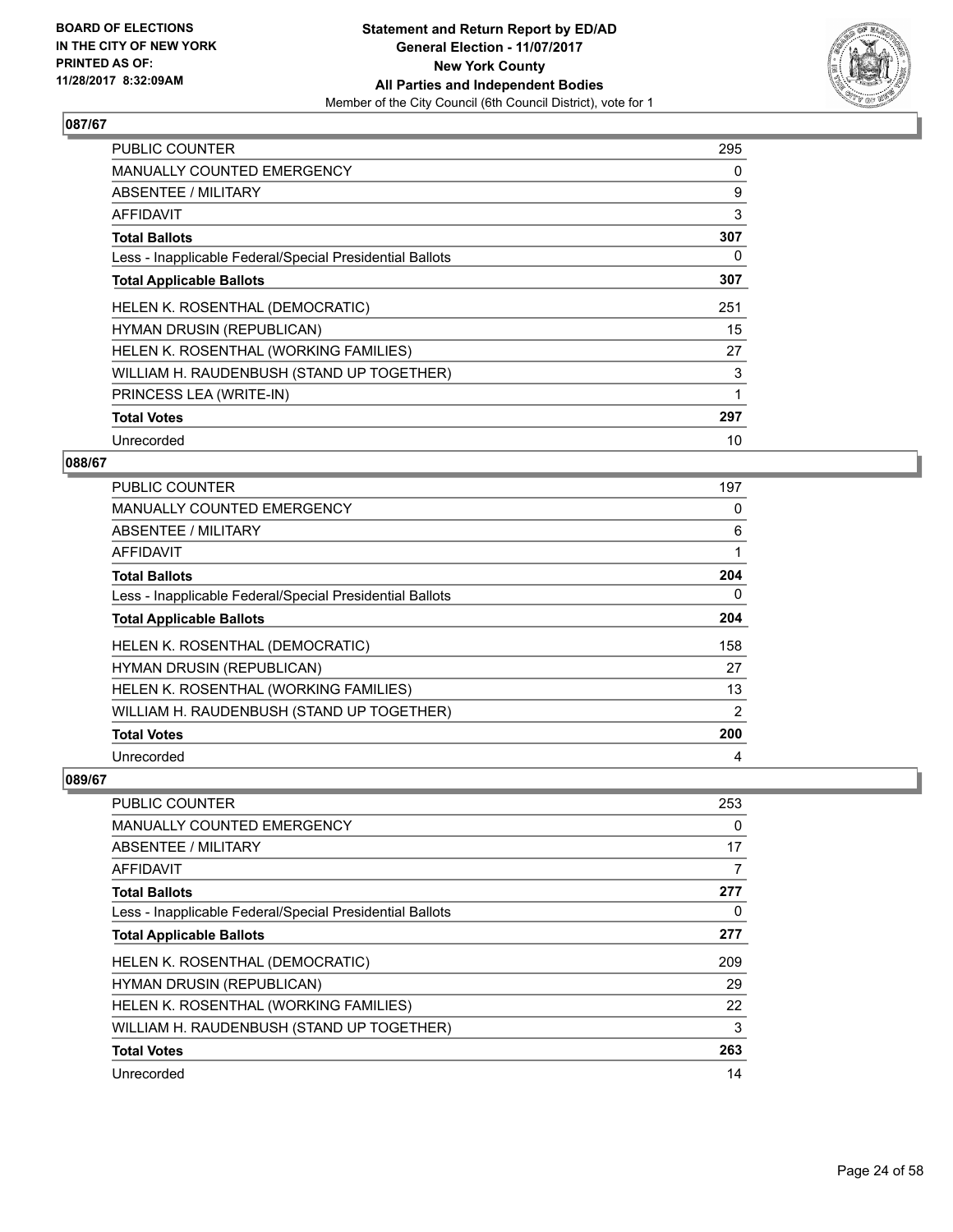**BOARD OF ELECTIONS IN THE CITY OF NEW YORK PRINTED AS OF: 11/28/2017 8:32:09AM**

**Statement and Return Report by ED/AD**
**General Election - 11/07/2017**
**New York County**
**All Parties and Independent Bodies**
Member of the City Council (6th Council District), vote for 1

## 087/67

| | |
|---|---|
| PUBLIC COUNTER | 295 |
| MANUALLY COUNTED EMERGENCY | 0 |
| ABSENTEE / MILITARY | 9 |
| AFFIDAVIT | 3 |
| **Total Ballots** | **307** |
| Less - Inapplicable Federal/Special Presidential Ballots | 0 |
| **Total Applicable Ballots** | **307** |
| HELEN K. ROSENTHAL (DEMOCRATIC) | 251 |
| HYMAN DRUSIN (REPUBLICAN) | 15 |
| HELEN K. ROSENTHAL (WORKING FAMILIES) | 27 |
| WILLIAM H. RAUDENBUSH (STAND UP TOGETHER) | 3 |
| PRINCESS LEA (WRITE-IN) | 1 |
| **Total Votes** | **297** |
| Unrecorded | 10 |

## 088/67

| | |
|---|---|
| PUBLIC COUNTER | 197 |
| MANUALLY COUNTED EMERGENCY | 0 |
| ABSENTEE / MILITARY | 6 |
| AFFIDAVIT | 1 |
| **Total Ballots** | **204** |
| Less - Inapplicable Federal/Special Presidential Ballots | 0 |
| **Total Applicable Ballots** | **204** |
| HELEN K. ROSENTHAL (DEMOCRATIC) | 158 |
| HYMAN DRUSIN (REPUBLICAN) | 27 |
| HELEN K. ROSENTHAL (WORKING FAMILIES) | 13 |
| WILLIAM H. RAUDENBUSH (STAND UP TOGETHER) | 2 |
| **Total Votes** | **200** |
| Unrecorded | 4 |

## 089/67

| | |
|---|---|
| PUBLIC COUNTER | 253 |
| MANUALLY COUNTED EMERGENCY | 0 |
| ABSENTEE / MILITARY | 17 |
| AFFIDAVIT | 7 |
| **Total Ballots** | **277** |
| Less - Inapplicable Federal/Special Presidential Ballots | 0 |
| **Total Applicable Ballots** | **277** |
| HELEN K. ROSENTHAL (DEMOCRATIC) | 209 |
| HYMAN DRUSIN (REPUBLICAN) | 29 |
| HELEN K. ROSENTHAL (WORKING FAMILIES) | 22 |
| WILLIAM H. RAUDENBUSH (STAND UP TOGETHER) | 3 |
| **Total Votes** | **263** |
| Unrecorded | 14 |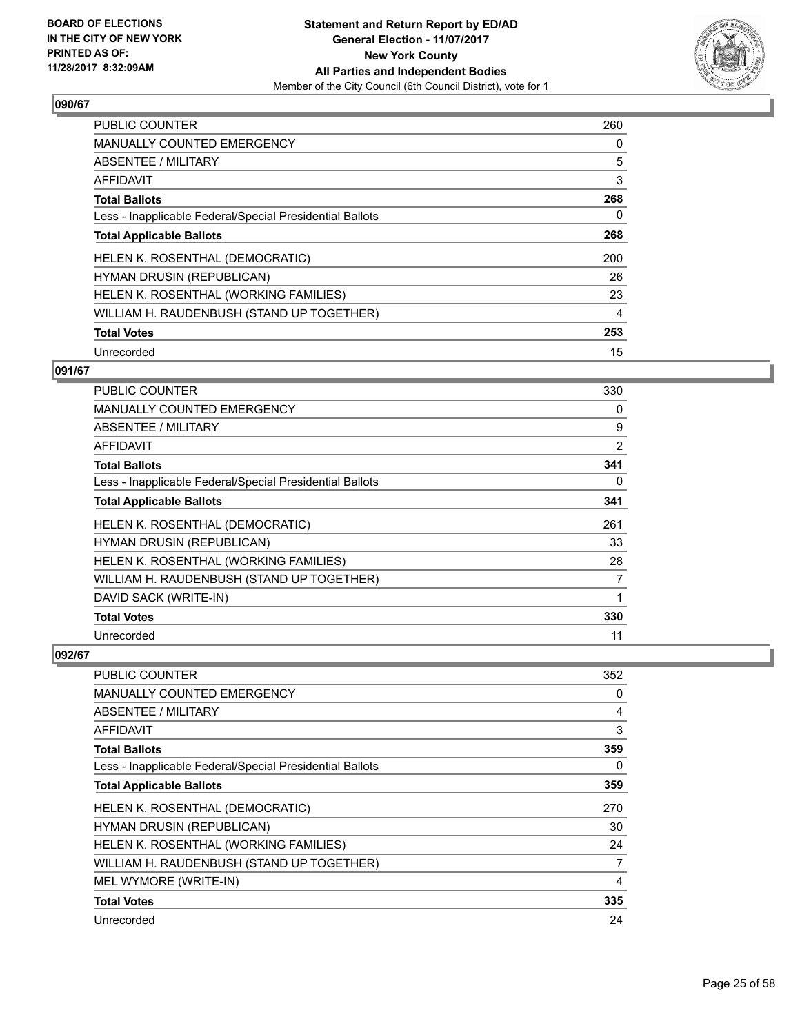**BOARD OF ELECTIONS IN THE CITY OF NEW YORK PRINTED AS OF: 11/28/2017 8:32:09AM**

**Statement and Return Report by ED/AD**
**General Election - 11/07/2017**
**New York County**
**All Parties and Independent Bodies**
Member of the City Council (6th Council District), vote for 1

### 090/67

| | |
|---|---|
| PUBLIC COUNTER | 260 |
| MANUALLY COUNTED EMERGENCY | 0 |
| ABSENTEE / MILITARY | 5 |
| AFFIDAVIT | 3 |
| **Total Ballots** | **268** |
| Less - Inapplicable Federal/Special Presidential Ballots | 0 |
| **Total Applicable Ballots** | **268** |
| HELEN K. ROSENTHAL (DEMOCRATIC) | 200 |
| HYMAN DRUSIN (REPUBLICAN) | 26 |
| HELEN K. ROSENTHAL (WORKING FAMILIES) | 23 |
| WILLIAM H. RAUDENBUSH (STAND UP TOGETHER) | 4 |
| **Total Votes** | **253** |
| Unrecorded | 15 |

### 091/67

| | |
|---|---|
| PUBLIC COUNTER | 330 |
| MANUALLY COUNTED EMERGENCY | 0 |
| ABSENTEE / MILITARY | 9 |
| AFFIDAVIT | 2 |
| **Total Ballots** | **341** |
| Less - Inapplicable Federal/Special Presidential Ballots | 0 |
| **Total Applicable Ballots** | **341** |
| HELEN K. ROSENTHAL (DEMOCRATIC) | 261 |
| HYMAN DRUSIN (REPUBLICAN) | 33 |
| HELEN K. ROSENTHAL (WORKING FAMILIES) | 28 |
| WILLIAM H. RAUDENBUSH (STAND UP TOGETHER) | 7 |
| DAVID SACK (WRITE-IN) | 1 |
| **Total Votes** | **330** |
| Unrecorded | 11 |

### 092/67

| | |
|---|---|
| PUBLIC COUNTER | 352 |
| MANUALLY COUNTED EMERGENCY | 0 |
| ABSENTEE / MILITARY | 4 |
| AFFIDAVIT | 3 |
| **Total Ballots** | **359** |
| Less - Inapplicable Federal/Special Presidential Ballots | 0 |
| **Total Applicable Ballots** | **359** |
| HELEN K. ROSENTHAL (DEMOCRATIC) | 270 |
| HYMAN DRUSIN (REPUBLICAN) | 30 |
| HELEN K. ROSENTHAL (WORKING FAMILIES) | 24 |
| WILLIAM H. RAUDENBUSH (STAND UP TOGETHER) | 7 |
| MEL WYMORE (WRITE-IN) | 4 |
| **Total Votes** | **335** |
| Unrecorded | 24 |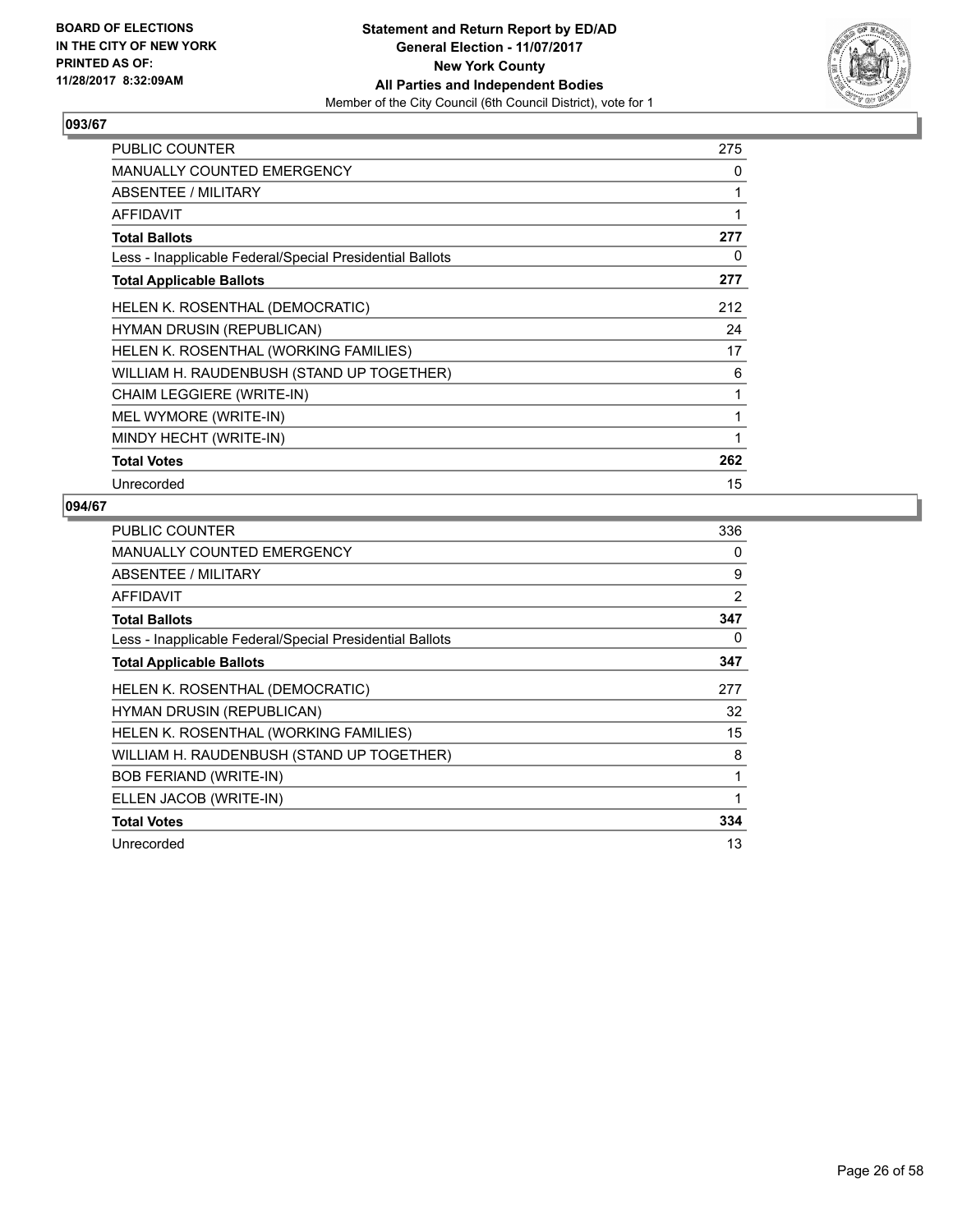**BOARD OF ELECTIONS**
**IN THE CITY OF NEW YORK**
**PRINTED AS OF:**
**11/28/2017 8:32:09AM**

**Statement and Return Report by ED/AD**
**General Election - 11/07/2017**
**New York County**
**All Parties and Independent Bodies**
Member of the City Council (6th Council District), vote for 1

### 093/67

| | |
|---|---|
| PUBLIC COUNTER | 275 |
| MANUALLY COUNTED EMERGENCY | 0 |
| ABSENTEE / MILITARY | 1 |
| AFFIDAVIT | 1 |
| **Total Ballots** | **277** |
| Less - Inapplicable Federal/Special Presidential Ballots | 0 |
| **Total Applicable Ballots** | **277** |
| HELEN K. ROSENTHAL (DEMOCRATIC) | 212 |
| HYMAN DRUSIN (REPUBLICAN) | 24 |
| HELEN K. ROSENTHAL (WORKING FAMILIES) | 17 |
| WILLIAM H. RAUDENBUSH (STAND UP TOGETHER) | 6 |
| CHAIM LEGGIERE (WRITE-IN) | 1 |
| MEL WYMORE (WRITE-IN) | 1 |
| MINDY HECHT (WRITE-IN) | 1 |
| **Total Votes** | **262** |
| Unrecorded | 15 |

### 094/67

| | |
|---|---|
| PUBLIC COUNTER | 336 |
| MANUALLY COUNTED EMERGENCY | 0 |
| ABSENTEE / MILITARY | 9 |
| AFFIDAVIT | 2 |
| **Total Ballots** | **347** |
| Less - Inapplicable Federal/Special Presidential Ballots | 0 |
| **Total Applicable Ballots** | **347** |
| HELEN K. ROSENTHAL (DEMOCRATIC) | 277 |
| HYMAN DRUSIN (REPUBLICAN) | 32 |
| HELEN K. ROSENTHAL (WORKING FAMILIES) | 15 |
| WILLIAM H. RAUDENBUSH (STAND UP TOGETHER) | 8 |
| BOB FERIAND (WRITE-IN) | 1 |
| ELLEN JACOB (WRITE-IN) | 1 |
| **Total Votes** | **334** |
| Unrecorded | 13 |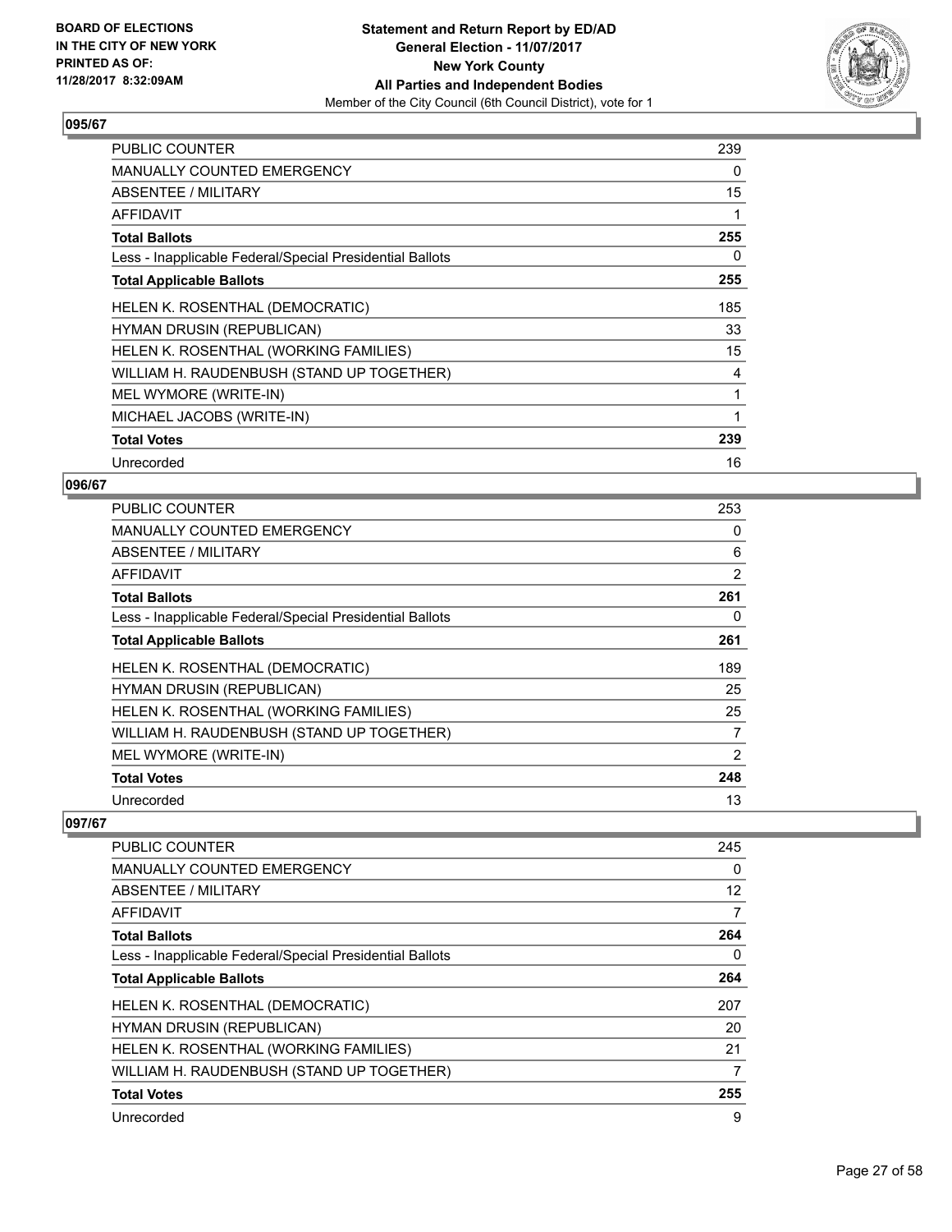## 095/67

| | |
|---|---|
| PUBLIC COUNTER | 239 |
| MANUALLY COUNTED EMERGENCY | 0 |
| ABSENTEE / MILITARY | 15 |
| AFFIDAVIT | 1 |
| **Total Ballots** | **255** |
| Less - Inapplicable Federal/Special Presidential Ballots | 0 |
| **Total Applicable Ballots** | **255** |
| HELEN K. ROSENTHAL (DEMOCRATIC) | 185 |
| HYMAN DRUSIN (REPUBLICAN) | 33 |
| HELEN K. ROSENTHAL (WORKING FAMILIES) | 15 |
| WILLIAM H. RAUDENBUSH (STAND UP TOGETHER) | 4 |
| MEL WYMORE (WRITE-IN) | 1 |
| MICHAEL JACOBS (WRITE-IN) | 1 |
| **Total Votes** | **239** |
| Unrecorded | 16 |

## 096/67

| | |
|---|---|
| PUBLIC COUNTER | 253 |
| MANUALLY COUNTED EMERGENCY | 0 |
| ABSENTEE / MILITARY | 6 |
| AFFIDAVIT | 2 |
| **Total Ballots** | **261** |
| Less - Inapplicable Federal/Special Presidential Ballots | 0 |
| **Total Applicable Ballots** | **261** |
| HELEN K. ROSENTHAL (DEMOCRATIC) | 189 |
| HYMAN DRUSIN (REPUBLICAN) | 25 |
| HELEN K. ROSENTHAL (WORKING FAMILIES) | 25 |
| WILLIAM H. RAUDENBUSH (STAND UP TOGETHER) | 7 |
| MEL WYMORE (WRITE-IN) | 2 |
| **Total Votes** | **248** |
| Unrecorded | 13 |

## 097/67

| | |
|---|---|
| PUBLIC COUNTER | 245 |
| MANUALLY COUNTED EMERGENCY | 0 |
| ABSENTEE / MILITARY | 12 |
| AFFIDAVIT | 7 |
| **Total Ballots** | **264** |
| Less - Inapplicable Federal/Special Presidential Ballots | 0 |
| **Total Applicable Ballots** | **264** |
| HELEN K. ROSENTHAL (DEMOCRATIC) | 207 |
| HYMAN DRUSIN (REPUBLICAN) | 20 |
| HELEN K. ROSENTHAL (WORKING FAMILIES) | 21 |
| WILLIAM H. RAUDENBUSH (STAND UP TOGETHER) | 7 |
| **Total Votes** | **255** |
| Unrecorded | 9 |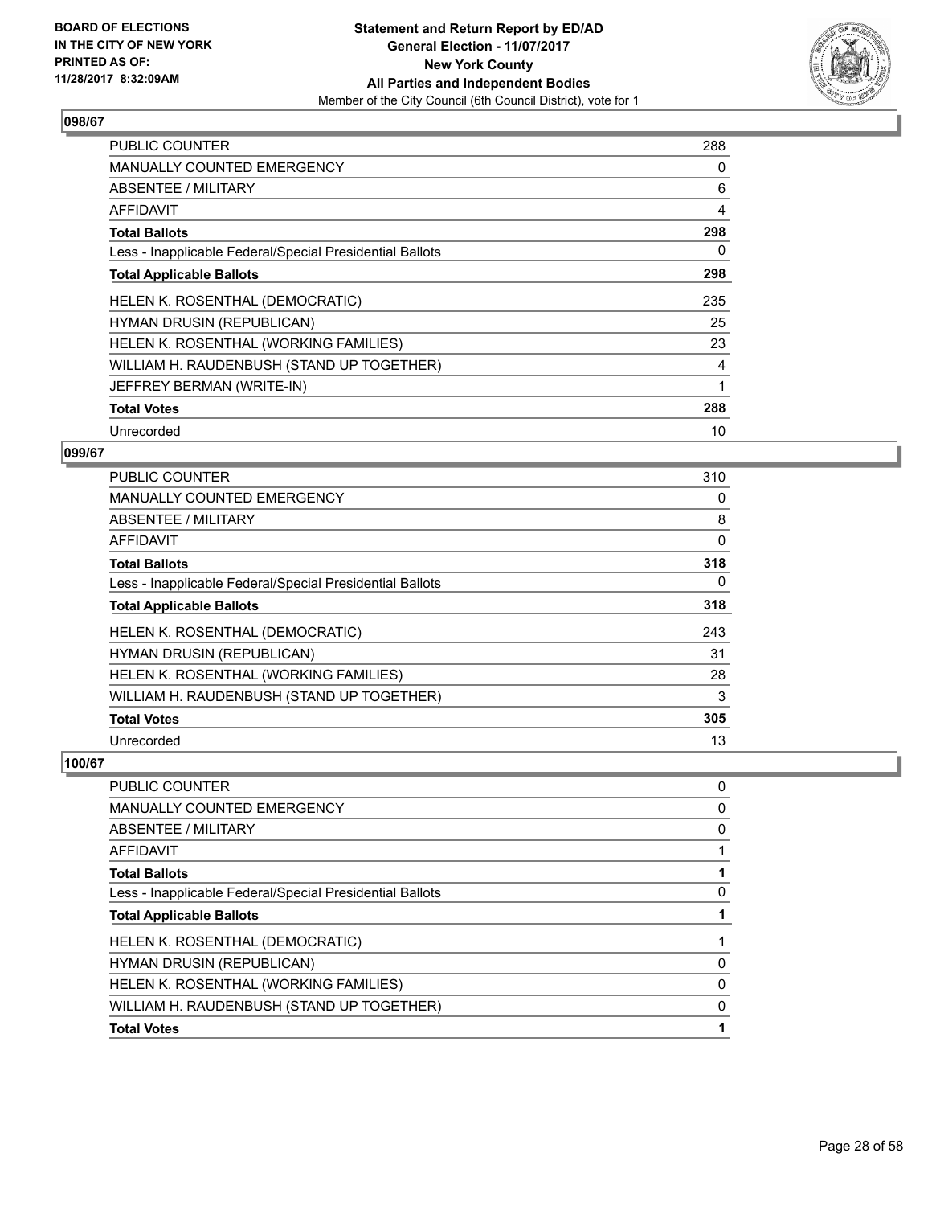BOARD OF ELECTIONS
IN THE CITY OF NEW YORK
PRINTED AS OF:
11/28/2017 8:32:09AM

**Statement and Return Report by ED/AD**
**General Election - 11/07/2017**
**New York County**
**All Parties and Independent Bodies**
Member of the City Council (6th Council District), vote for 1

### 098/67

| | |
|---|---|
| PUBLIC COUNTER | 288 |
| MANUALLY COUNTED EMERGENCY | 0 |
| ABSENTEE / MILITARY | 6 |
| AFFIDAVIT | 4 |
| **Total Ballots** | **298** |
| Less - Inapplicable Federal/Special Presidential Ballots | 0 |
| **Total Applicable Ballots** | **298** |
| HELEN K. ROSENTHAL (DEMOCRATIC) | 235 |
| HYMAN DRUSIN (REPUBLICAN) | 25 |
| HELEN K. ROSENTHAL (WORKING FAMILIES) | 23 |
| WILLIAM H. RAUDENBUSH (STAND UP TOGETHER) | 4 |
| JEFFREY BERMAN (WRITE-IN) | 1 |
| **Total Votes** | **288** |
| Unrecorded | 10 |

### 099/67

| | |
|---|---|
| PUBLIC COUNTER | 310 |
| MANUALLY COUNTED EMERGENCY | 0 |
| ABSENTEE / MILITARY | 8 |
| AFFIDAVIT | 0 |
| **Total Ballots** | **318** |
| Less - Inapplicable Federal/Special Presidential Ballots | 0 |
| **Total Applicable Ballots** | **318** |
| HELEN K. ROSENTHAL (DEMOCRATIC) | 243 |
| HYMAN DRUSIN (REPUBLICAN) | 31 |
| HELEN K. ROSENTHAL (WORKING FAMILIES) | 28 |
| WILLIAM H. RAUDENBUSH (STAND UP TOGETHER) | 3 |
| **Total Votes** | **305** |
| Unrecorded | 13 |

### 100/67

| | |
|---|---|
| PUBLIC COUNTER | 0 |
| MANUALLY COUNTED EMERGENCY | 0 |
| ABSENTEE / MILITARY | 0 |
| AFFIDAVIT | 1 |
| **Total Ballots** | **1** |
| Less - Inapplicable Federal/Special Presidential Ballots | 0 |
| **Total Applicable Ballots** | **1** |
| HELEN K. ROSENTHAL (DEMOCRATIC) | 1 |
| HYMAN DRUSIN (REPUBLICAN) | 0 |
| HELEN K. ROSENTHAL (WORKING FAMILIES) | 0 |
| WILLIAM H. RAUDENBUSH (STAND UP TOGETHER) | 0 |
| **Total Votes** | **1** |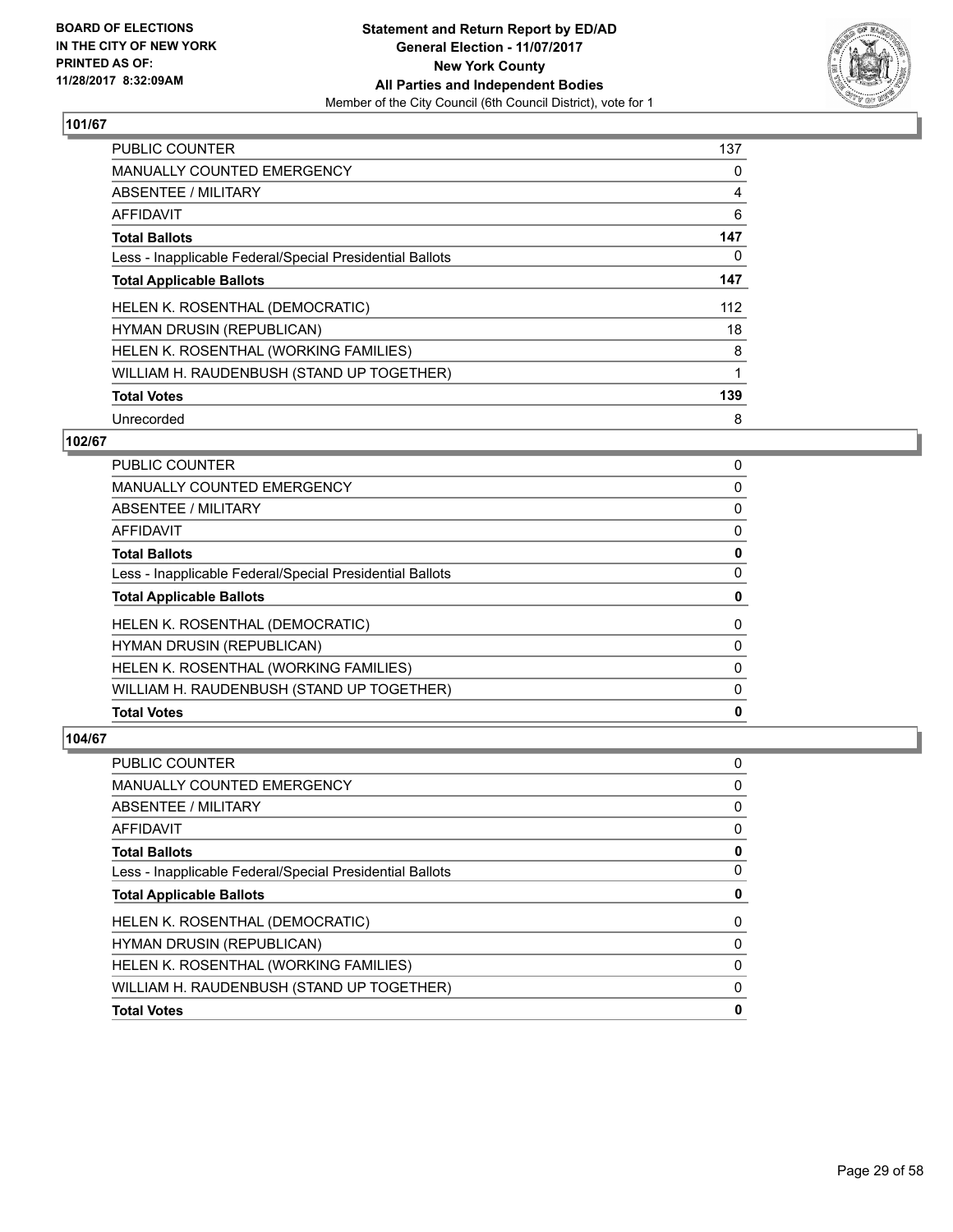**BOARD OF ELECTIONS IN THE CITY OF NEW YORK PRINTED AS OF: 11/28/2017 8:32:09AM**

**Statement and Return Report by ED/AD**
**General Election - 11/07/2017**
**New York County**
**All Parties and Independent Bodies**
Member of the City Council (6th Council District), vote for 1

## 101/67

| | |
|---|---|
| PUBLIC COUNTER | 137 |
| MANUALLY COUNTED EMERGENCY | 0 |
| ABSENTEE / MILITARY | 4 |
| AFFIDAVIT | 6 |
| **Total Ballots** | **147** |
| Less - Inapplicable Federal/Special Presidential Ballots | 0 |
| **Total Applicable Ballots** | **147** |
| HELEN K. ROSENTHAL (DEMOCRATIC) | 112 |
| HYMAN DRUSIN (REPUBLICAN) | 18 |
| HELEN K. ROSENTHAL (WORKING FAMILIES) | 8 |
| WILLIAM H. RAUDENBUSH (STAND UP TOGETHER) | 1 |
| **Total Votes** | **139** |
| Unrecorded | 8 |

## 102/67

| | |
|---|---|
| PUBLIC COUNTER | 0 |
| MANUALLY COUNTED EMERGENCY | 0 |
| ABSENTEE / MILITARY | 0 |
| AFFIDAVIT | 0 |
| **Total Ballots** | **0** |
| Less - Inapplicable Federal/Special Presidential Ballots | 0 |
| **Total Applicable Ballots** | **0** |
| HELEN K. ROSENTHAL (DEMOCRATIC) | 0 |
| HYMAN DRUSIN (REPUBLICAN) | 0 |
| HELEN K. ROSENTHAL (WORKING FAMILIES) | 0 |
| WILLIAM H. RAUDENBUSH (STAND UP TOGETHER) | 0 |
| **Total Votes** | **0** |

## 104/67

| | |
|---|---|
| PUBLIC COUNTER | 0 |
| MANUALLY COUNTED EMERGENCY | 0 |
| ABSENTEE / MILITARY | 0 |
| AFFIDAVIT | 0 |
| **Total Ballots** | **0** |
| Less - Inapplicable Federal/Special Presidential Ballots | 0 |
| **Total Applicable Ballots** | **0** |
| HELEN K. ROSENTHAL (DEMOCRATIC) | 0 |
| HYMAN DRUSIN (REPUBLICAN) | 0 |
| HELEN K. ROSENTHAL (WORKING FAMILIES) | 0 |
| WILLIAM H. RAUDENBUSH (STAND UP TOGETHER) | 0 |
| **Total Votes** | **0** |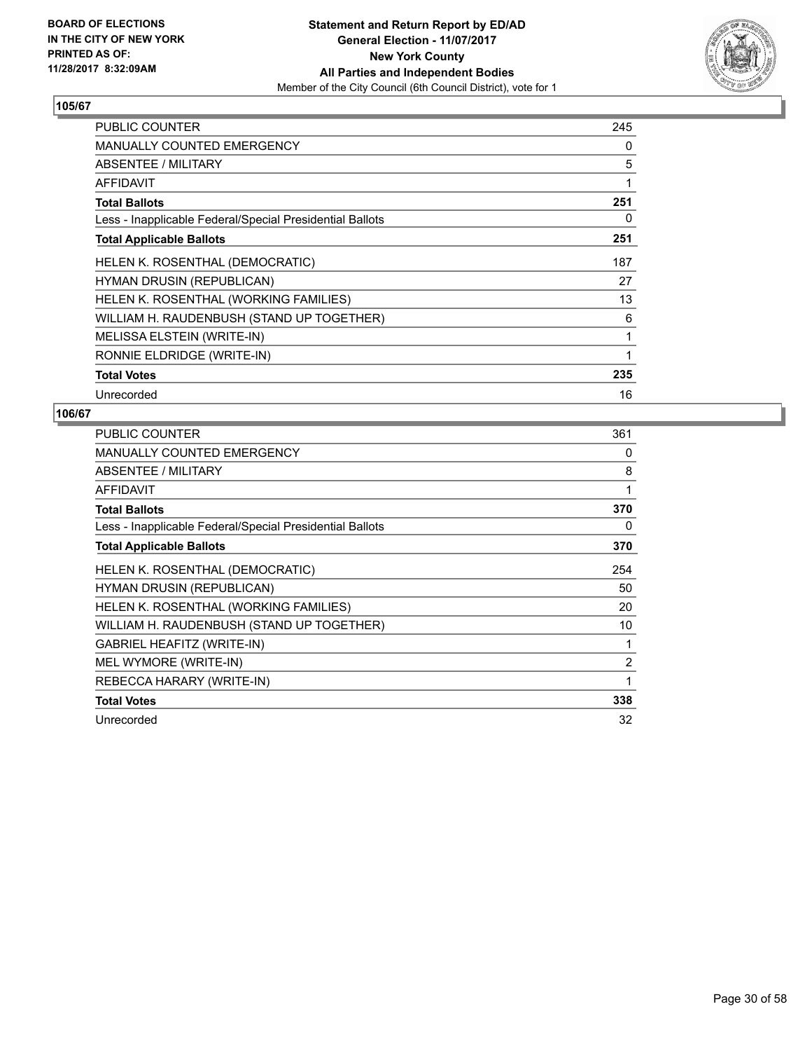**BOARD OF ELECTIONS IN THE CITY OF NEW YORK PRINTED AS OF: 11/28/2017 8:32:09AM**

**Statement and Return Report by ED/AD**
**General Election - 11/07/2017**
**New York County**
**All Parties and Independent Bodies**
Member of the City Council (6th Council District), vote for 1

## 105/67

| | |
|---|---|
| PUBLIC COUNTER | 245 |
| MANUALLY COUNTED EMERGENCY | 0 |
| ABSENTEE / MILITARY | 5 |
| AFFIDAVIT | 1 |
| **Total Ballots** | **251** |
| Less - Inapplicable Federal/Special Presidential Ballots | 0 |
| **Total Applicable Ballots** | **251** |
| HELEN K. ROSENTHAL (DEMOCRATIC) | 187 |
| HYMAN DRUSIN (REPUBLICAN) | 27 |
| HELEN K. ROSENTHAL (WORKING FAMILIES) | 13 |
| WILLIAM H. RAUDENBUSH (STAND UP TOGETHER) | 6 |
| MELISSA ELSTEIN (WRITE-IN) | 1 |
| RONNIE ELDRIDGE (WRITE-IN) | 1 |
| **Total Votes** | **235** |
| Unrecorded | 16 |

## 106/67

| | |
|---|---|
| PUBLIC COUNTER | 361 |
| MANUALLY COUNTED EMERGENCY | 0 |
| ABSENTEE / MILITARY | 8 |
| AFFIDAVIT | 1 |
| **Total Ballots** | **370** |
| Less - Inapplicable Federal/Special Presidential Ballots | 0 |
| **Total Applicable Ballots** | **370** |
| HELEN K. ROSENTHAL (DEMOCRATIC) | 254 |
| HYMAN DRUSIN (REPUBLICAN) | 50 |
| HELEN K. ROSENTHAL (WORKING FAMILIES) | 20 |
| WILLIAM H. RAUDENBUSH (STAND UP TOGETHER) | 10 |
| GABRIEL HEAFITZ (WRITE-IN) | 1 |
| MEL WYMORE (WRITE-IN) | 2 |
| REBECCA HARARY (WRITE-IN) | 1 |
| **Total Votes** | **338** |
| Unrecorded | 32 |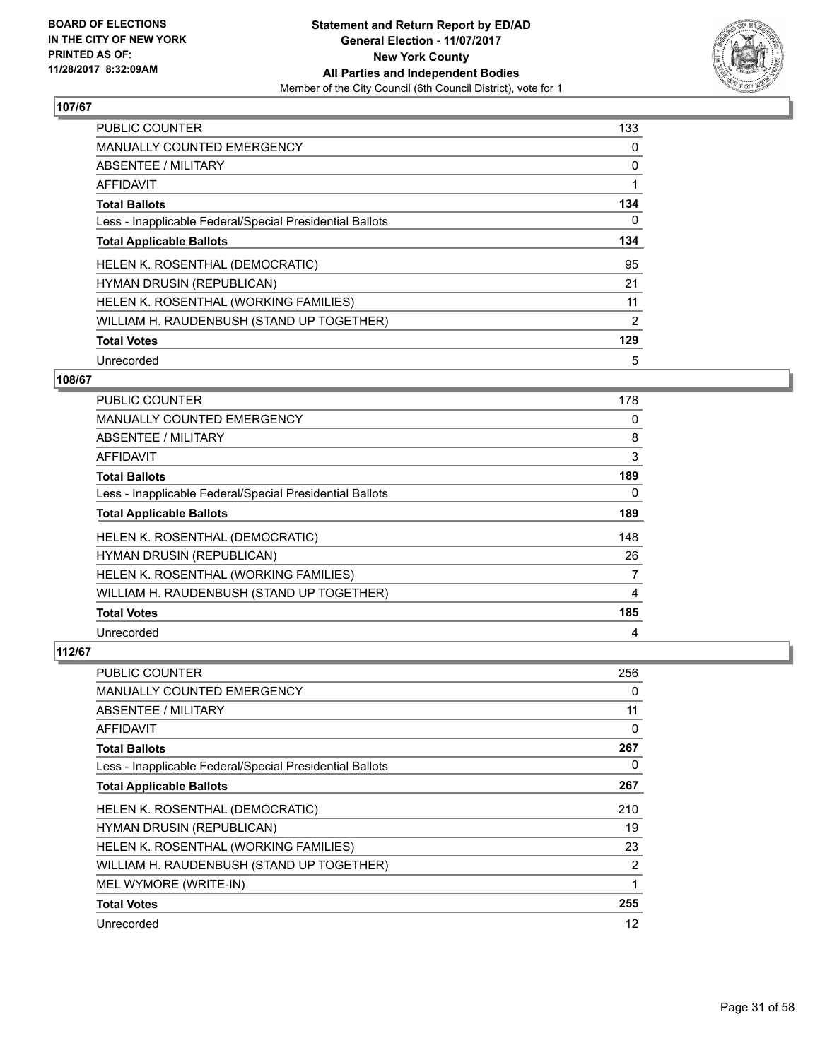**BOARD OF ELECTIONS IN THE CITY OF NEW YORK PRINTED AS OF: 11/28/2017 8:32:09AM**

**Statement and Return Report by ED/AD**
**General Election - 11/07/2017**
**New York County**
**All Parties and Independent Bodies**
Member of the City Council (6th Council District), vote for 1

### 107/67

| | |
|---|---|
| PUBLIC COUNTER | 133 |
| MANUALLY COUNTED EMERGENCY | 0 |
| ABSENTEE / MILITARY | 0 |
| AFFIDAVIT | 1 |
| **Total Ballots** | **134** |
| Less - Inapplicable Federal/Special Presidential Ballots | 0 |
| **Total Applicable Ballots** | **134** |
| HELEN K. ROSENTHAL (DEMOCRATIC) | 95 |
| HYMAN DRUSIN (REPUBLICAN) | 21 |
| HELEN K. ROSENTHAL (WORKING FAMILIES) | 11 |
| WILLIAM H. RAUDENBUSH (STAND UP TOGETHER) | 2 |
| **Total Votes** | **129** |
| Unrecorded | 5 |

### 108/67

| | |
|---|---|
| PUBLIC COUNTER | 178 |
| MANUALLY COUNTED EMERGENCY | 0 |
| ABSENTEE / MILITARY | 8 |
| AFFIDAVIT | 3 |
| **Total Ballots** | **189** |
| Less - Inapplicable Federal/Special Presidential Ballots | 0 |
| **Total Applicable Ballots** | **189** |
| HELEN K. ROSENTHAL (DEMOCRATIC) | 148 |
| HYMAN DRUSIN (REPUBLICAN) | 26 |
| HELEN K. ROSENTHAL (WORKING FAMILIES) | 7 |
| WILLIAM H. RAUDENBUSH (STAND UP TOGETHER) | 4 |
| **Total Votes** | **185** |
| Unrecorded | 4 |

### 112/67

| | |
|---|---|
| PUBLIC COUNTER | 256 |
| MANUALLY COUNTED EMERGENCY | 0 |
| ABSENTEE / MILITARY | 11 |
| AFFIDAVIT | 0 |
| **Total Ballots** | **267** |
| Less - Inapplicable Federal/Special Presidential Ballots | 0 |
| **Total Applicable Ballots** | **267** |
| HELEN K. ROSENTHAL (DEMOCRATIC) | 210 |
| HYMAN DRUSIN (REPUBLICAN) | 19 |
| HELEN K. ROSENTHAL (WORKING FAMILIES) | 23 |
| WILLIAM H. RAUDENBUSH (STAND UP TOGETHER) | 2 |
| MEL WYMORE (WRITE-IN) | 1 |
| **Total Votes** | **255** |
| Unrecorded | 12 |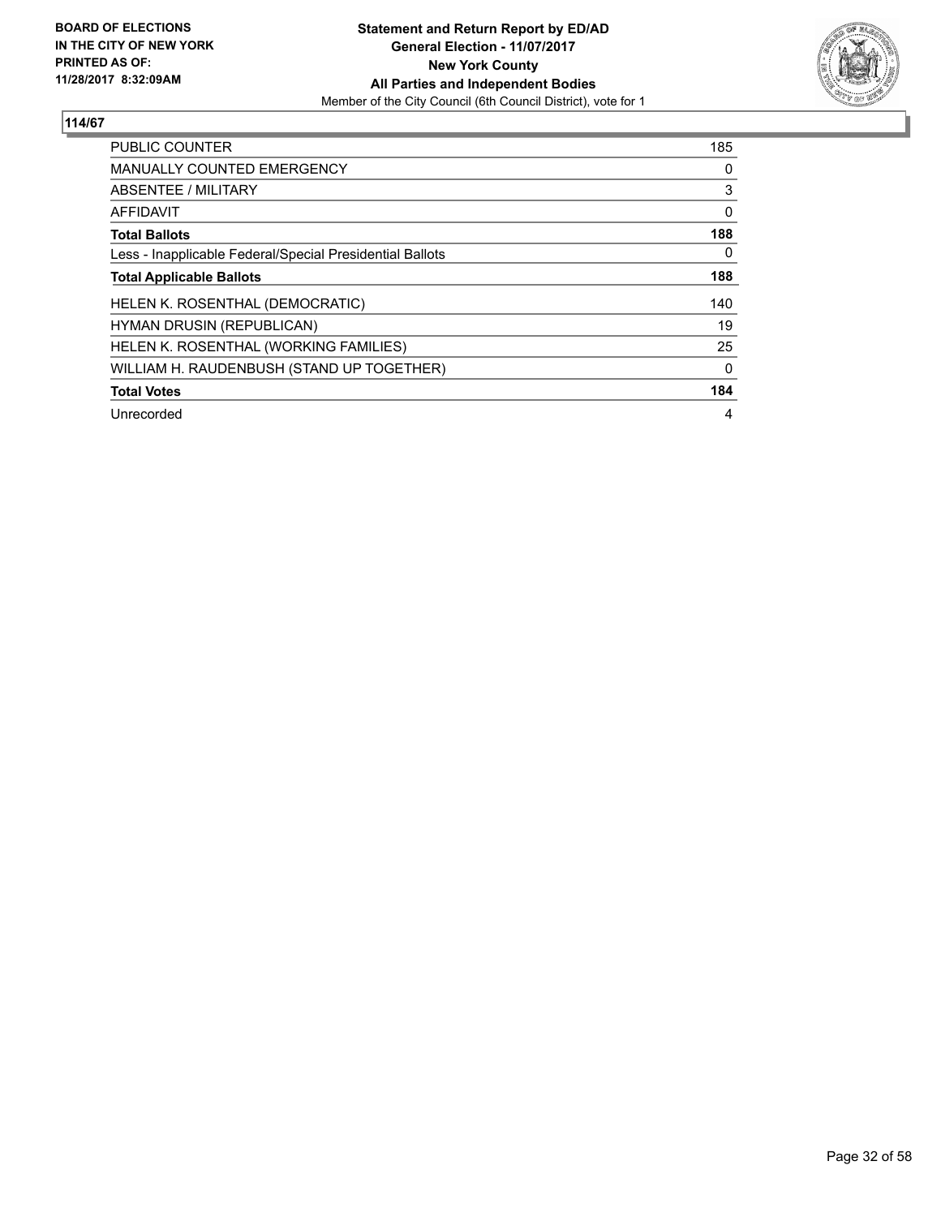**BOARD OF ELECTIONS IN THE CITY OF NEW YORK PRINTED AS OF: 11/28/2017 8:32:09AM**

**Statement and Return Report by ED/AD**
**General Election - 11/07/2017**
**New York County**
**All Parties and Independent Bodies**
Member of the City Council (6th Council District), vote for 1

## 114/67

| | |
|---|---|
| PUBLIC COUNTER | 185 |
| MANUALLY COUNTED EMERGENCY | 0 |
| ABSENTEE / MILITARY | 3 |
| AFFIDAVIT | 0 |
| **Total Ballots** | **188** |
| Less - Inapplicable Federal/Special Presidential Ballots | 0 |
| **Total Applicable Ballots** | **188** |
| HELEN K. ROSENTHAL (DEMOCRATIC) | 140 |
| HYMAN DRUSIN (REPUBLICAN) | 19 |
| HELEN K. ROSENTHAL (WORKING FAMILIES) | 25 |
| WILLIAM H. RAUDENBUSH (STAND UP TOGETHER) | 0 |
| **Total Votes** | **184** |
| Unrecorded | 4 |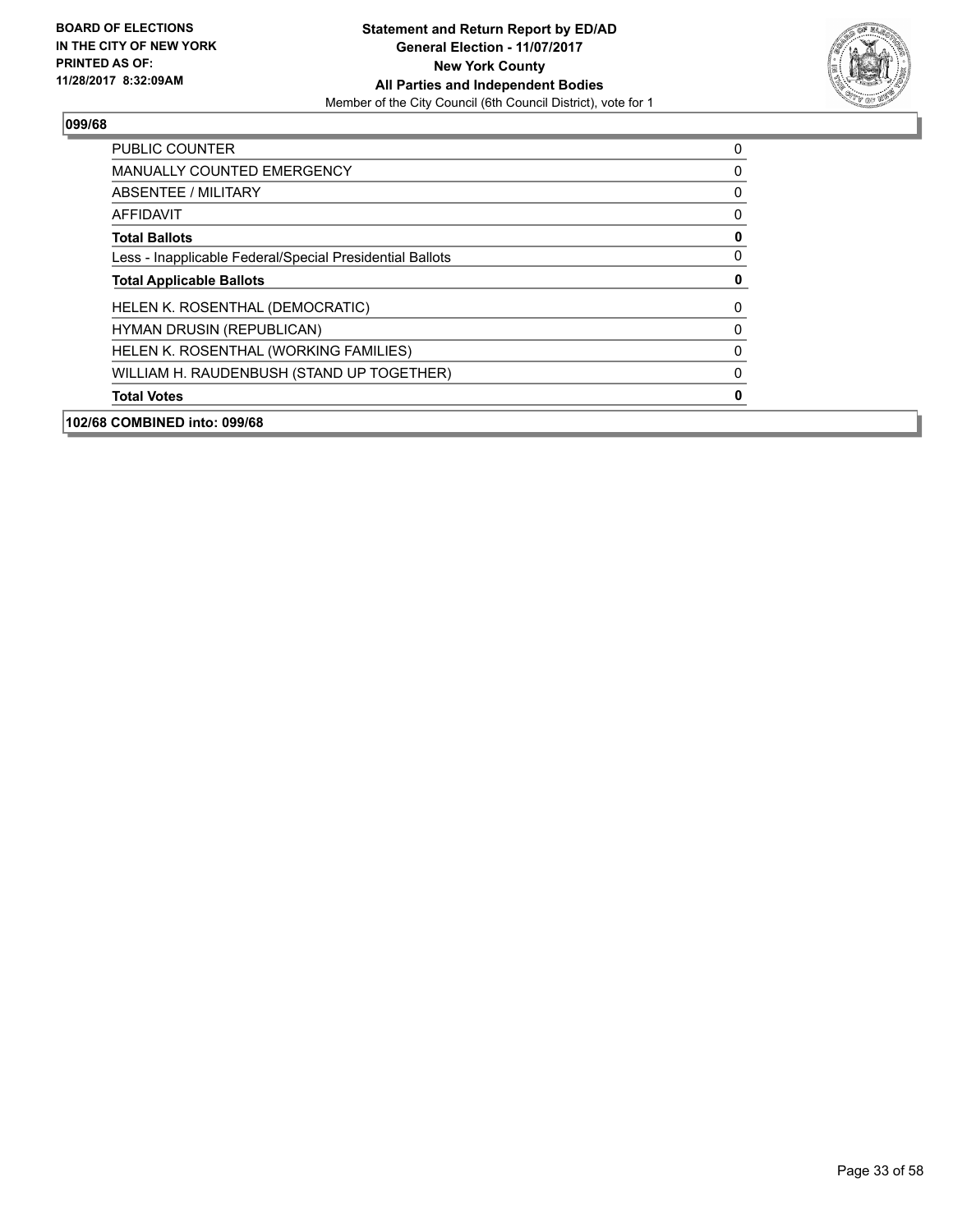**BOARD OF ELECTIONS IN THE CITY OF NEW YORK PRINTED AS OF: 11/28/2017 8:32:09AM**

**Statement and Return Report by ED/AD**
**General Election - 11/07/2017**
**New York County**
**All Parties and Independent Bodies**
Member of the City Council (6th Council District), vote for 1

## 099/68

| | |
|---|---|
| PUBLIC COUNTER | 0 |
| MANUALLY COUNTED EMERGENCY | 0 |
| ABSENTEE / MILITARY | 0 |
| AFFIDAVIT | 0 |
| **Total Ballots** | **0** |
| Less - Inapplicable Federal/Special Presidential Ballots | 0 |
| **Total Applicable Ballots** | **0** |
| HELEN K. ROSENTHAL (DEMOCRATIC) | 0 |
| HYMAN DRUSIN (REPUBLICAN) | 0 |
| HELEN K. ROSENTHAL (WORKING FAMILIES) | 0 |
| WILLIAM H. RAUDENBUSH (STAND UP TOGETHER) | 0 |
| **Total Votes** | **0** |

**102/68 COMBINED into: 099/68**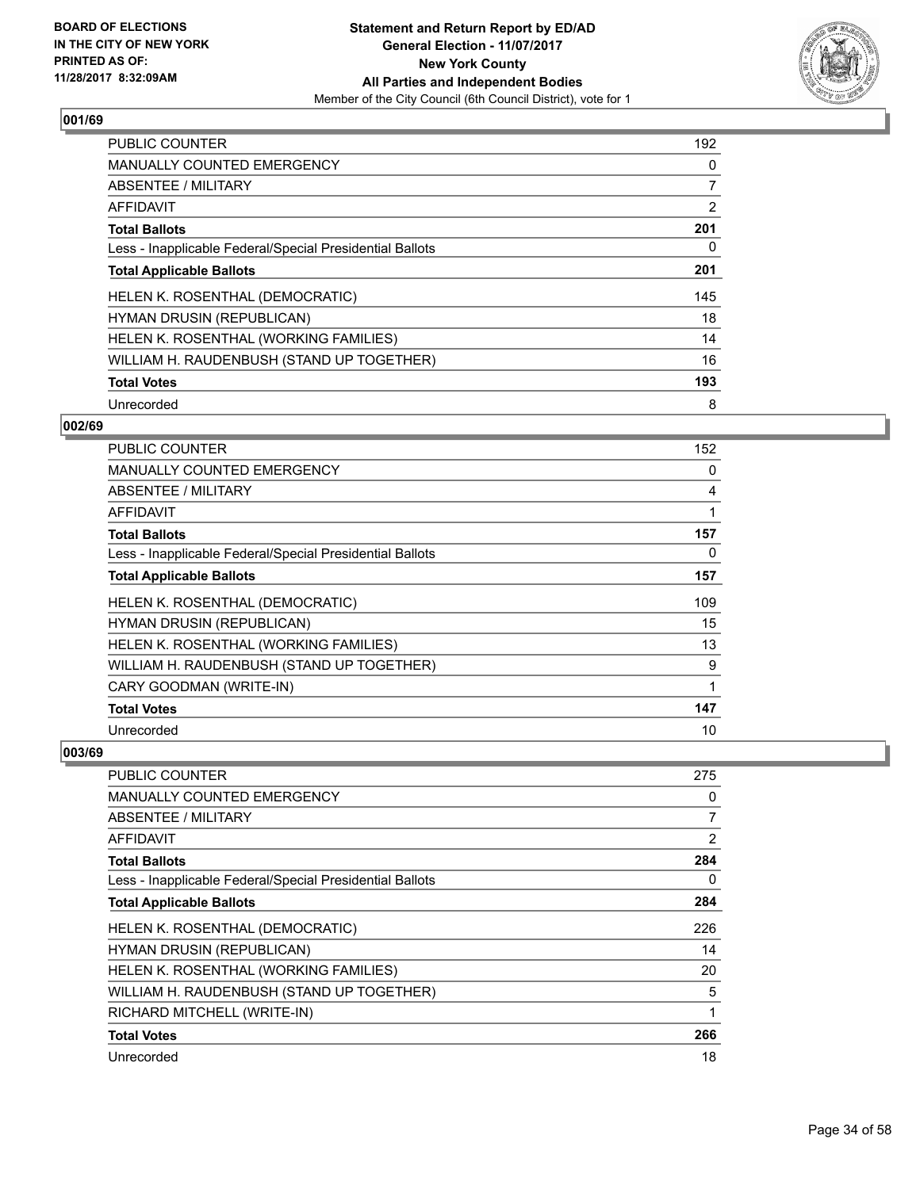**Statement and Return Report by ED/AD**
**General Election - 11/07/2017**
**New York County**
**All Parties and Independent Bodies**
Member of the City Council (6th Council District), vote for 1

BOARD OF ELECTIONS IN THE CITY OF NEW YORK PRINTED AS OF: 11/28/2017 8:32:09AM

### 001/69

| | |
|---|---|
| PUBLIC COUNTER | 192 |
| MANUALLY COUNTED EMERGENCY | 0 |
| ABSENTEE / MILITARY | 7 |
| AFFIDAVIT | 2 |
| **Total Ballots** | **201** |
| Less - Inapplicable Federal/Special Presidential Ballots | 0 |
| **Total Applicable Ballots** | **201** |
| HELEN K. ROSENTHAL (DEMOCRATIC) | 145 |
| HYMAN DRUSIN (REPUBLICAN) | 18 |
| HELEN K. ROSENTHAL (WORKING FAMILIES) | 14 |
| WILLIAM H. RAUDENBUSH (STAND UP TOGETHER) | 16 |
| **Total Votes** | **193** |
| Unrecorded | 8 |

### 002/69

| | |
|---|---|
| PUBLIC COUNTER | 152 |
| MANUALLY COUNTED EMERGENCY | 0 |
| ABSENTEE / MILITARY | 4 |
| AFFIDAVIT | 1 |
| **Total Ballots** | **157** |
| Less - Inapplicable Federal/Special Presidential Ballots | 0 |
| **Total Applicable Ballots** | **157** |
| HELEN K. ROSENTHAL (DEMOCRATIC) | 109 |
| HYMAN DRUSIN (REPUBLICAN) | 15 |
| HELEN K. ROSENTHAL (WORKING FAMILIES) | 13 |
| WILLIAM H. RAUDENBUSH (STAND UP TOGETHER) | 9 |
| CARY GOODMAN (WRITE-IN) | 1 |
| **Total Votes** | **147** |
| Unrecorded | 10 |

### 003/69

| | |
|---|---|
| PUBLIC COUNTER | 275 |
| MANUALLY COUNTED EMERGENCY | 0 |
| ABSENTEE / MILITARY | 7 |
| AFFIDAVIT | 2 |
| **Total Ballots** | **284** |
| Less - Inapplicable Federal/Special Presidential Ballots | 0 |
| **Total Applicable Ballots** | **284** |
| HELEN K. ROSENTHAL (DEMOCRATIC) | 226 |
| HYMAN DRUSIN (REPUBLICAN) | 14 |
| HELEN K. ROSENTHAL (WORKING FAMILIES) | 20 |
| WILLIAM H. RAUDENBUSH (STAND UP TOGETHER) | 5 |
| RICHARD MITCHELL (WRITE-IN) | 1 |
| **Total Votes** | **266** |
| Unrecorded | 18 |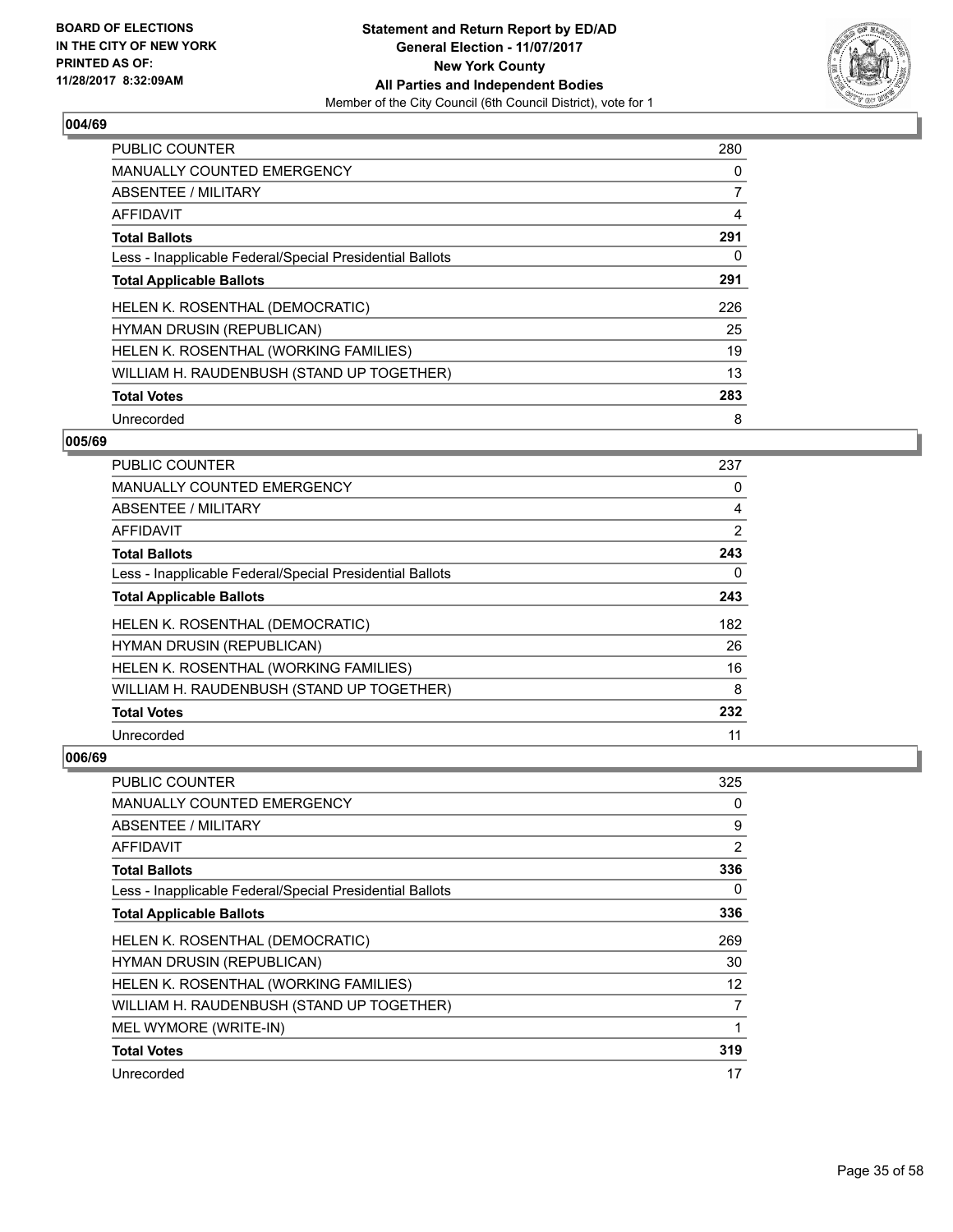**BOARD OF ELECTIONS IN THE CITY OF NEW YORK PRINTED AS OF: 11/28/2017 8:32:09AM**

**Statement and Return Report by ED/AD**
**General Election - 11/07/2017**
**New York County**
**All Parties and Independent Bodies**
Member of the City Council (6th Council District), vote for 1

## 004/69

| | |
|---|---|
| PUBLIC COUNTER | 280 |
| MANUALLY COUNTED EMERGENCY | 0 |
| ABSENTEE / MILITARY | 7 |
| AFFIDAVIT | 4 |
| **Total Ballots** | **291** |
| Less - Inapplicable Federal/Special Presidential Ballots | 0 |
| **Total Applicable Ballots** | **291** |
| HELEN K. ROSENTHAL (DEMOCRATIC) | 226 |
| HYMAN DRUSIN (REPUBLICAN) | 25 |
| HELEN K. ROSENTHAL (WORKING FAMILIES) | 19 |
| WILLIAM H. RAUDENBUSH (STAND UP TOGETHER) | 13 |
| **Total Votes** | **283** |
| Unrecorded | 8 |

## 005/69

| | |
|---|---|
| PUBLIC COUNTER | 237 |
| MANUALLY COUNTED EMERGENCY | 0 |
| ABSENTEE / MILITARY | 4 |
| AFFIDAVIT | 2 |
| **Total Ballots** | **243** |
| Less - Inapplicable Federal/Special Presidential Ballots | 0 |
| **Total Applicable Ballots** | **243** |
| HELEN K. ROSENTHAL (DEMOCRATIC) | 182 |
| HYMAN DRUSIN (REPUBLICAN) | 26 |
| HELEN K. ROSENTHAL (WORKING FAMILIES) | 16 |
| WILLIAM H. RAUDENBUSH (STAND UP TOGETHER) | 8 |
| **Total Votes** | **232** |
| Unrecorded | 11 |

## 006/69

| | |
|---|---|
| PUBLIC COUNTER | 325 |
| MANUALLY COUNTED EMERGENCY | 0 |
| ABSENTEE / MILITARY | 9 |
| AFFIDAVIT | 2 |
| **Total Ballots** | **336** |
| Less - Inapplicable Federal/Special Presidential Ballots | 0 |
| **Total Applicable Ballots** | **336** |
| HELEN K. ROSENTHAL (DEMOCRATIC) | 269 |
| HYMAN DRUSIN (REPUBLICAN) | 30 |
| HELEN K. ROSENTHAL (WORKING FAMILIES) | 12 |
| WILLIAM H. RAUDENBUSH (STAND UP TOGETHER) | 7 |
| MEL WYMORE (WRITE-IN) | 1 |
| **Total Votes** | **319** |
| Unrecorded | 17 |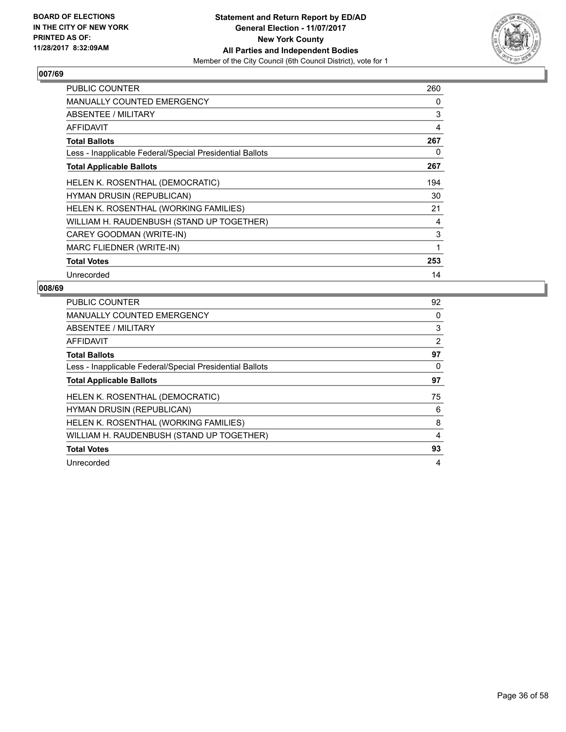BOARD OF ELECTIONS
IN THE CITY OF NEW YORK
PRINTED AS OF:
11/28/2017 8:32:09AM

**Statement and Return Report by ED/AD**
**General Election - 11/07/2017**
**New York County**
**All Parties and Independent Bodies**
Member of the City Council (6th Council District), vote for 1

## 007/69

| | |
|---|---|
| PUBLIC COUNTER | 260 |
| MANUALLY COUNTED EMERGENCY | 0 |
| ABSENTEE / MILITARY | 3 |
| AFFIDAVIT | 4 |
| **Total Ballots** | **267** |
| Less - Inapplicable Federal/Special Presidential Ballots | 0 |
| **Total Applicable Ballots** | **267** |
| HELEN K. ROSENTHAL (DEMOCRATIC) | 194 |
| HYMAN DRUSIN (REPUBLICAN) | 30 |
| HELEN K. ROSENTHAL (WORKING FAMILIES) | 21 |
| WILLIAM H. RAUDENBUSH (STAND UP TOGETHER) | 4 |
| CAREY GOODMAN (WRITE-IN) | 3 |
| MARC FLIEDNER (WRITE-IN) | 1 |
| **Total Votes** | **253** |
| Unrecorded | 14 |

## 008/69

| | |
|---|---|
| PUBLIC COUNTER | 92 |
| MANUALLY COUNTED EMERGENCY | 0 |
| ABSENTEE / MILITARY | 3 |
| AFFIDAVIT | 2 |
| **Total Ballots** | **97** |
| Less - Inapplicable Federal/Special Presidential Ballots | 0 |
| **Total Applicable Ballots** | **97** |
| HELEN K. ROSENTHAL (DEMOCRATIC) | 75 |
| HYMAN DRUSIN (REPUBLICAN) | 6 |
| HELEN K. ROSENTHAL (WORKING FAMILIES) | 8 |
| WILLIAM H. RAUDENBUSH (STAND UP TOGETHER) | 4 |
| **Total Votes** | **93** |
| Unrecorded | 4 |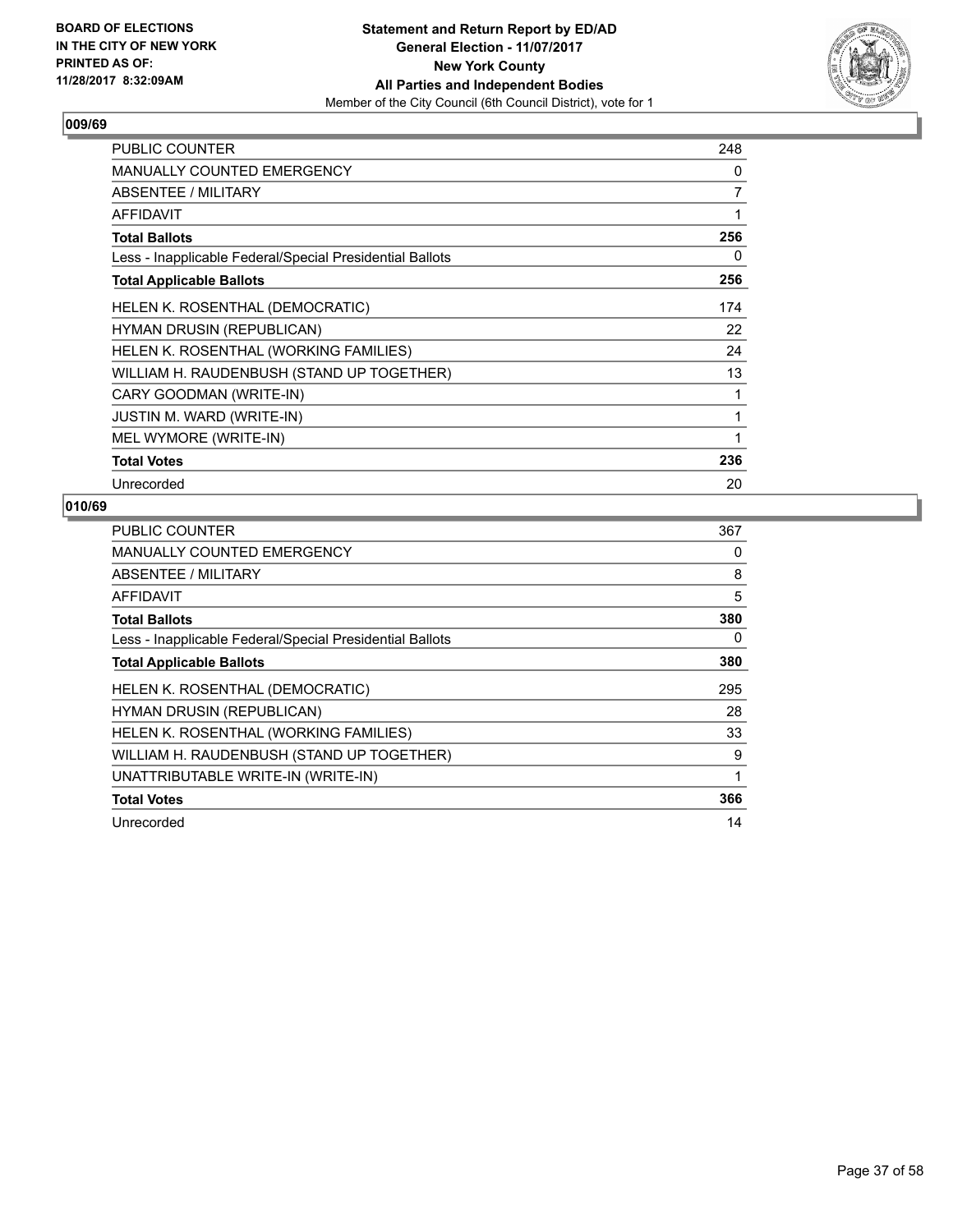**BOARD OF ELECTIONS IN THE CITY OF NEW YORK PRINTED AS OF: 11/28/2017 8:32:09AM**

**Statement and Return Report by ED/AD**
**General Election - 11/07/2017**
**New York County**
**All Parties and Independent Bodies**
Member of the City Council (6th Council District), vote for 1

## 009/69

| | |
|---|---|
| PUBLIC COUNTER | 248 |
| MANUALLY COUNTED EMERGENCY | 0 |
| ABSENTEE / MILITARY | 7 |
| AFFIDAVIT | 1 |
| **Total Ballots** | **256** |
| Less - Inapplicable Federal/Special Presidential Ballots | 0 |
| **Total Applicable Ballots** | **256** |
| HELEN K. ROSENTHAL (DEMOCRATIC) | 174 |
| HYMAN DRUSIN (REPUBLICAN) | 22 |
| HELEN K. ROSENTHAL (WORKING FAMILIES) | 24 |
| WILLIAM H. RAUDENBUSH (STAND UP TOGETHER) | 13 |
| CARY GOODMAN (WRITE-IN) | 1 |
| JUSTIN M. WARD (WRITE-IN) | 1 |
| MEL WYMORE (WRITE-IN) | 1 |
| **Total Votes** | **236** |
| Unrecorded | 20 |

## 010/69

| | |
|---|---|
| PUBLIC COUNTER | 367 |
| MANUALLY COUNTED EMERGENCY | 0 |
| ABSENTEE / MILITARY | 8 |
| AFFIDAVIT | 5 |
| **Total Ballots** | **380** |
| Less - Inapplicable Federal/Special Presidential Ballots | 0 |
| **Total Applicable Ballots** | **380** |
| HELEN K. ROSENTHAL (DEMOCRATIC) | 295 |
| HYMAN DRUSIN (REPUBLICAN) | 28 |
| HELEN K. ROSENTHAL (WORKING FAMILIES) | 33 |
| WILLIAM H. RAUDENBUSH (STAND UP TOGETHER) | 9 |
| UNATTRIBUTABLE WRITE-IN (WRITE-IN) | 1 |
| **Total Votes** | **366** |
| Unrecorded | 14 |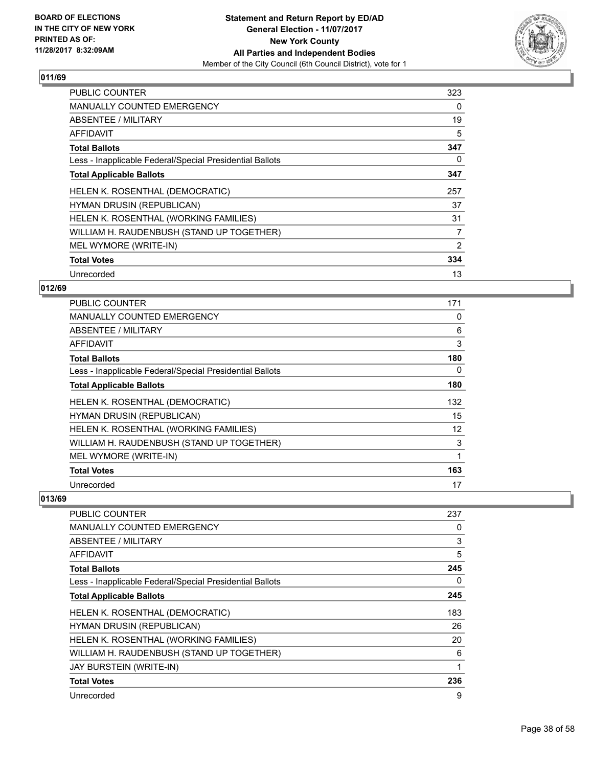**BOARD OF ELECTIONS IN THE CITY OF NEW YORK PRINTED AS OF: 11/28/2017 8:32:09AM**

**Statement and Return Report by ED/AD General Election - 11/07/2017 New York County All Parties and Independent Bodies**
Member of the City Council (6th Council District), vote for 1

## 011/69

| | |
|---|---|
| PUBLIC COUNTER | 323 |
| MANUALLY COUNTED EMERGENCY | 0 |
| ABSENTEE / MILITARY | 19 |
| AFFIDAVIT | 5 |
| **Total Ballots** | **347** |
| Less - Inapplicable Federal/Special Presidential Ballots | 0 |
| **Total Applicable Ballots** | **347** |
| HELEN K. ROSENTHAL (DEMOCRATIC) | 257 |
| HYMAN DRUSIN (REPUBLICAN) | 37 |
| HELEN K. ROSENTHAL (WORKING FAMILIES) | 31 |
| WILLIAM H. RAUDENBUSH (STAND UP TOGETHER) | 7 |
| MEL WYMORE (WRITE-IN) | 2 |
| **Total Votes** | **334** |
| Unrecorded | 13 |

## 012/69

| | |
|---|---|
| PUBLIC COUNTER | 171 |
| MANUALLY COUNTED EMERGENCY | 0 |
| ABSENTEE / MILITARY | 6 |
| AFFIDAVIT | 3 |
| **Total Ballots** | **180** |
| Less - Inapplicable Federal/Special Presidential Ballots | 0 |
| **Total Applicable Ballots** | **180** |
| HELEN K. ROSENTHAL (DEMOCRATIC) | 132 |
| HYMAN DRUSIN (REPUBLICAN) | 15 |
| HELEN K. ROSENTHAL (WORKING FAMILIES) | 12 |
| WILLIAM H. RAUDENBUSH (STAND UP TOGETHER) | 3 |
| MEL WYMORE (WRITE-IN) | 1 |
| **Total Votes** | **163** |
| Unrecorded | 17 |

## 013/69

| | |
|---|---|
| PUBLIC COUNTER | 237 |
| MANUALLY COUNTED EMERGENCY | 0 |
| ABSENTEE / MILITARY | 3 |
| AFFIDAVIT | 5 |
| **Total Ballots** | **245** |
| Less - Inapplicable Federal/Special Presidential Ballots | 0 |
| **Total Applicable Ballots** | **245** |
| HELEN K. ROSENTHAL (DEMOCRATIC) | 183 |
| HYMAN DRUSIN (REPUBLICAN) | 26 |
| HELEN K. ROSENTHAL (WORKING FAMILIES) | 20 |
| WILLIAM H. RAUDENBUSH (STAND UP TOGETHER) | 6 |
| JAY BURSTEIN (WRITE-IN) | 1 |
| **Total Votes** | **236** |
| Unrecorded | 9 |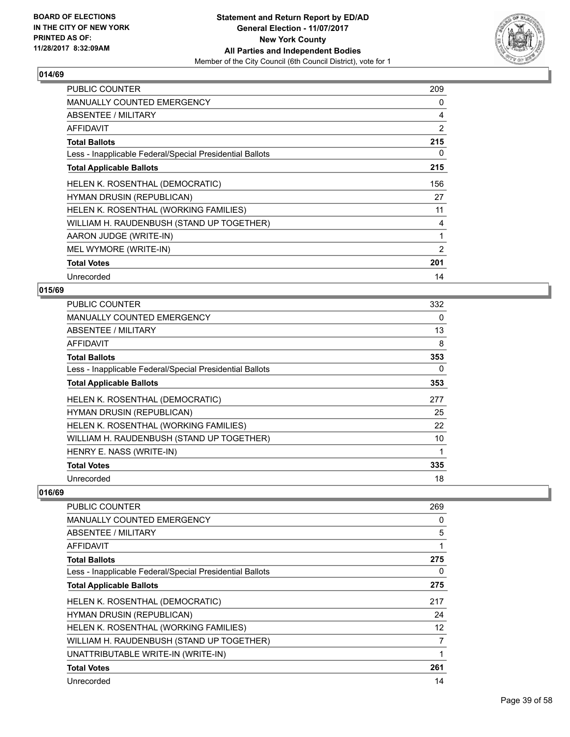**BOARD OF ELECTIONS IN THE CITY OF NEW YORK PRINTED AS OF: 11/28/2017 8:32:09AM**

**Statement and Return Report by ED/AD**
**General Election - 11/07/2017**
**New York County**
**All Parties and Independent Bodies**
Member of the City Council (6th Council District), vote for 1

## 014/69

| | |
|---|---|
| PUBLIC COUNTER | 209 |
| MANUALLY COUNTED EMERGENCY | 0 |
| ABSENTEE / MILITARY | 4 |
| AFFIDAVIT | 2 |
| **Total Ballots** | **215** |
| Less - Inapplicable Federal/Special Presidential Ballots | 0 |
| **Total Applicable Ballots** | **215** |
| HELEN K. ROSENTHAL (DEMOCRATIC) | 156 |
| HYMAN DRUSIN (REPUBLICAN) | 27 |
| HELEN K. ROSENTHAL (WORKING FAMILIES) | 11 |
| WILLIAM H. RAUDENBUSH (STAND UP TOGETHER) | 4 |
| AARON JUDGE (WRITE-IN) | 1 |
| MEL WYMORE (WRITE-IN) | 2 |
| **Total Votes** | **201** |
| Unrecorded | 14 |

## 015/69

| | |
|---|---|
| PUBLIC COUNTER | 332 |
| MANUALLY COUNTED EMERGENCY | 0 |
| ABSENTEE / MILITARY | 13 |
| AFFIDAVIT | 8 |
| **Total Ballots** | **353** |
| Less - Inapplicable Federal/Special Presidential Ballots | 0 |
| **Total Applicable Ballots** | **353** |
| HELEN K. ROSENTHAL (DEMOCRATIC) | 277 |
| HYMAN DRUSIN (REPUBLICAN) | 25 |
| HELEN K. ROSENTHAL (WORKING FAMILIES) | 22 |
| WILLIAM H. RAUDENBUSH (STAND UP TOGETHER) | 10 |
| HENRY E. NASS (WRITE-IN) | 1 |
| **Total Votes** | **335** |
| Unrecorded | 18 |

## 016/69

| | |
|---|---|
| PUBLIC COUNTER | 269 |
| MANUALLY COUNTED EMERGENCY | 0 |
| ABSENTEE / MILITARY | 5 |
| AFFIDAVIT | 1 |
| **Total Ballots** | **275** |
| Less - Inapplicable Federal/Special Presidential Ballots | 0 |
| **Total Applicable Ballots** | **275** |
| HELEN K. ROSENTHAL (DEMOCRATIC) | 217 |
| HYMAN DRUSIN (REPUBLICAN) | 24 |
| HELEN K. ROSENTHAL (WORKING FAMILIES) | 12 |
| WILLIAM H. RAUDENBUSH (STAND UP TOGETHER) | 7 |
| UNATTRIBUTABLE WRITE-IN (WRITE-IN) | 1 |
| **Total Votes** | **261** |
| Unrecorded | 14 |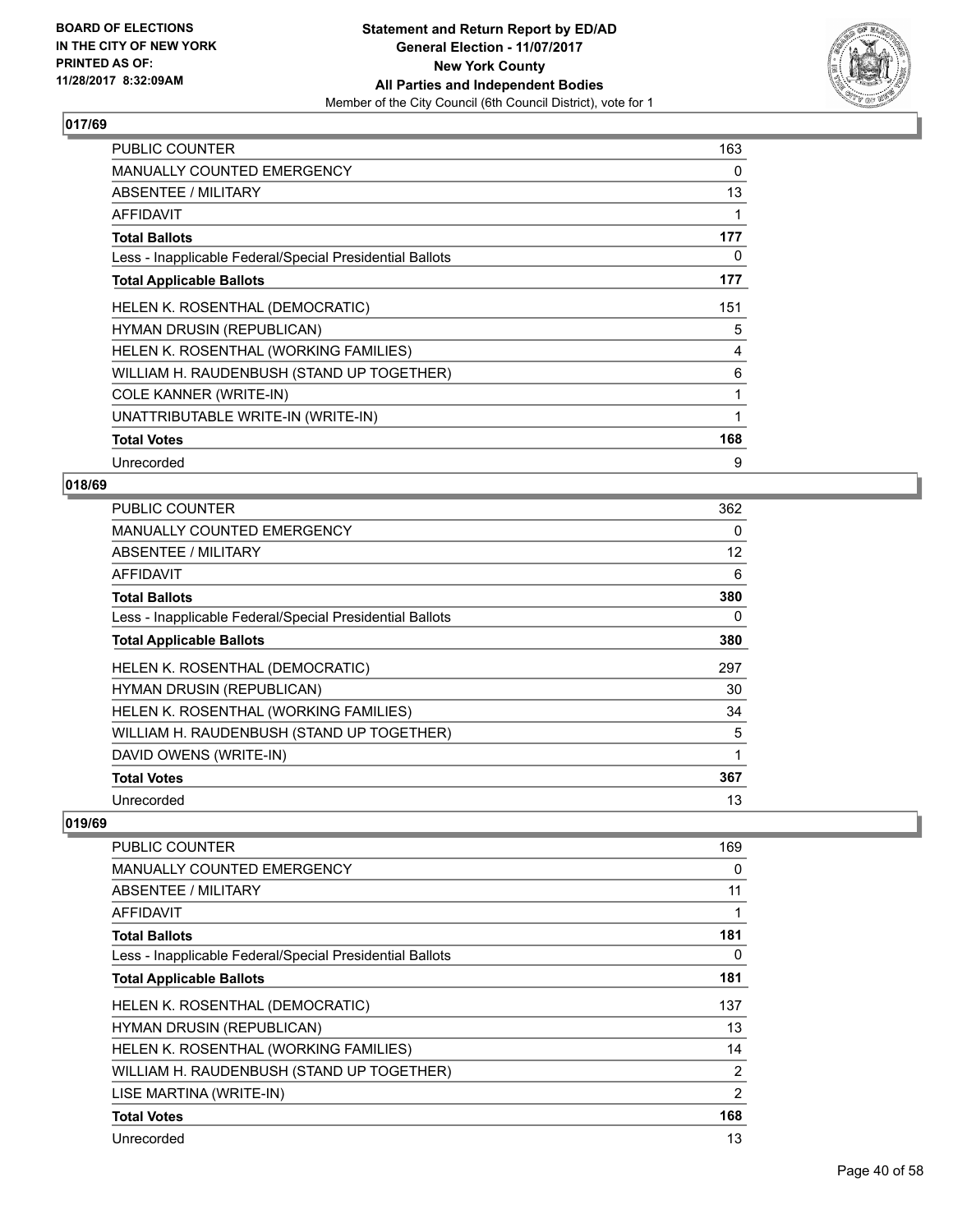BOARD OF ELECTIONS
IN THE CITY OF NEW YORK
PRINTED AS OF:
11/28/2017 8:32:09AM

**Statement and Return Report by ED/AD**
**General Election - 11/07/2017**
**New York County**
**All Parties and Independent Bodies**
Member of the City Council (6th Council District), vote for 1

### 017/69

| | |
|---|---|
| PUBLIC COUNTER | 163 |
| MANUALLY COUNTED EMERGENCY | 0 |
| ABSENTEE / MILITARY | 13 |
| AFFIDAVIT | 1 |
| **Total Ballots** | **177** |
| Less - Inapplicable Federal/Special Presidential Ballots | 0 |
| **Total Applicable Ballots** | **177** |
| HELEN K. ROSENTHAL (DEMOCRATIC) | 151 |
| HYMAN DRUSIN (REPUBLICAN) | 5 |
| HELEN K. ROSENTHAL (WORKING FAMILIES) | 4 |
| WILLIAM H. RAUDENBUSH (STAND UP TOGETHER) | 6 |
| COLE KANNER (WRITE-IN) | 1 |
| UNATTRIBUTABLE WRITE-IN (WRITE-IN) | 1 |
| **Total Votes** | **168** |
| Unrecorded | 9 |

### 018/69

| | |
|---|---|
| PUBLIC COUNTER | 362 |
| MANUALLY COUNTED EMERGENCY | 0 |
| ABSENTEE / MILITARY | 12 |
| AFFIDAVIT | 6 |
| **Total Ballots** | **380** |
| Less - Inapplicable Federal/Special Presidential Ballots | 0 |
| **Total Applicable Ballots** | **380** |
| HELEN K. ROSENTHAL (DEMOCRATIC) | 297 |
| HYMAN DRUSIN (REPUBLICAN) | 30 |
| HELEN K. ROSENTHAL (WORKING FAMILIES) | 34 |
| WILLIAM H. RAUDENBUSH (STAND UP TOGETHER) | 5 |
| DAVID OWENS (WRITE-IN) | 1 |
| **Total Votes** | **367** |
| Unrecorded | 13 |

### 019/69

| | |
|---|---|
| PUBLIC COUNTER | 169 |
| MANUALLY COUNTED EMERGENCY | 0 |
| ABSENTEE / MILITARY | 11 |
| AFFIDAVIT | 1 |
| **Total Ballots** | **181** |
| Less - Inapplicable Federal/Special Presidential Ballots | 0 |
| **Total Applicable Ballots** | **181** |
| HELEN K. ROSENTHAL (DEMOCRATIC) | 137 |
| HYMAN DRUSIN (REPUBLICAN) | 13 |
| HELEN K. ROSENTHAL (WORKING FAMILIES) | 14 |
| WILLIAM H. RAUDENBUSH (STAND UP TOGETHER) | 2 |
| LISE MARTINA (WRITE-IN) | 2 |
| **Total Votes** | **168** |
| Unrecorded | 13 |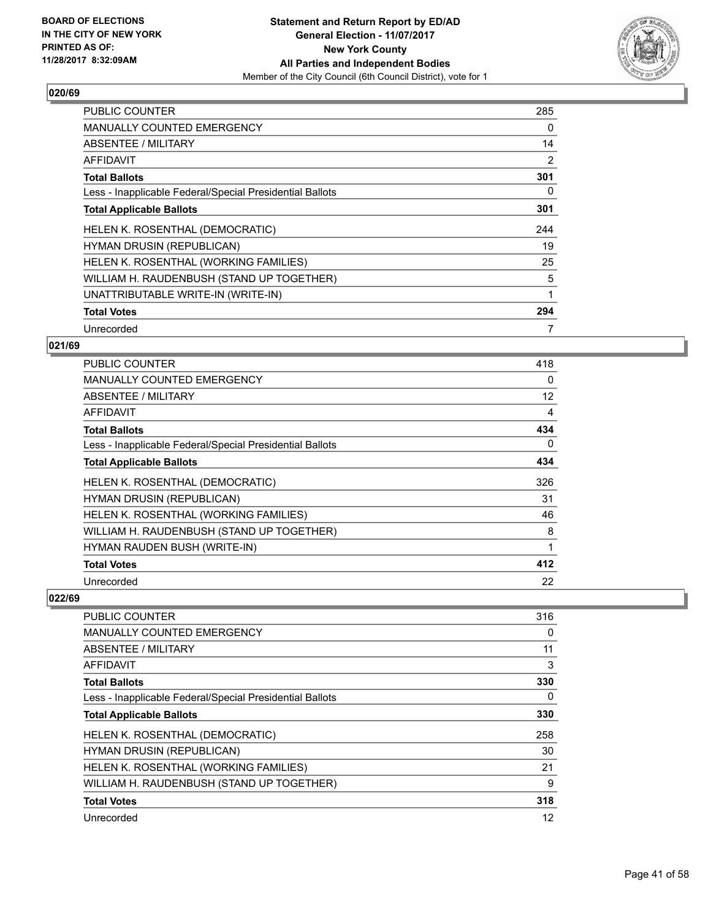BOARD OF ELECTIONS
IN THE CITY OF NEW YORK
PRINTED AS OF:
11/28/2017 8:32:09AM

**Statement and Return Report by ED/AD**
**General Election - 11/07/2017**
**New York County**
**All Parties and Independent Bodies**
Member of the City Council (6th Council District), vote for 1

### 020/69

| | |
|---|---|
| PUBLIC COUNTER | 285 |
| MANUALLY COUNTED EMERGENCY | 0 |
| ABSENTEE / MILITARY | 14 |
| AFFIDAVIT | 2 |
| **Total Ballots** | **301** |
| Less - Inapplicable Federal/Special Presidential Ballots | 0 |
| **Total Applicable Ballots** | **301** |
| HELEN K. ROSENTHAL (DEMOCRATIC) | 244 |
| HYMAN DRUSIN (REPUBLICAN) | 19 |
| HELEN K. ROSENTHAL (WORKING FAMILIES) | 25 |
| WILLIAM H. RAUDENBUSH (STAND UP TOGETHER) | 5 |
| UNATTRIBUTABLE WRITE-IN (WRITE-IN) | 1 |
| **Total Votes** | **294** |
| Unrecorded | 7 |

### 021/69

| | |
|---|---|
| PUBLIC COUNTER | 418 |
| MANUALLY COUNTED EMERGENCY | 0 |
| ABSENTEE / MILITARY | 12 |
| AFFIDAVIT | 4 |
| **Total Ballots** | **434** |
| Less - Inapplicable Federal/Special Presidential Ballots | 0 |
| **Total Applicable Ballots** | **434** |
| HELEN K. ROSENTHAL (DEMOCRATIC) | 326 |
| HYMAN DRUSIN (REPUBLICAN) | 31 |
| HELEN K. ROSENTHAL (WORKING FAMILIES) | 46 |
| WILLIAM H. RAUDENBUSH (STAND UP TOGETHER) | 8 |
| HYMAN RAUDEN BUSH (WRITE-IN) | 1 |
| **Total Votes** | **412** |
| Unrecorded | 22 |

### 022/69

| | |
|---|---|
| PUBLIC COUNTER | 316 |
| MANUALLY COUNTED EMERGENCY | 0 |
| ABSENTEE / MILITARY | 11 |
| AFFIDAVIT | 3 |
| **Total Ballots** | **330** |
| Less - Inapplicable Federal/Special Presidential Ballots | 0 |
| **Total Applicable Ballots** | **330** |
| HELEN K. ROSENTHAL (DEMOCRATIC) | 258 |
| HYMAN DRUSIN (REPUBLICAN) | 30 |
| HELEN K. ROSENTHAL (WORKING FAMILIES) | 21 |
| WILLIAM H. RAUDENBUSH (STAND UP TOGETHER) | 9 |
| **Total Votes** | **318** |
| Unrecorded | 12 |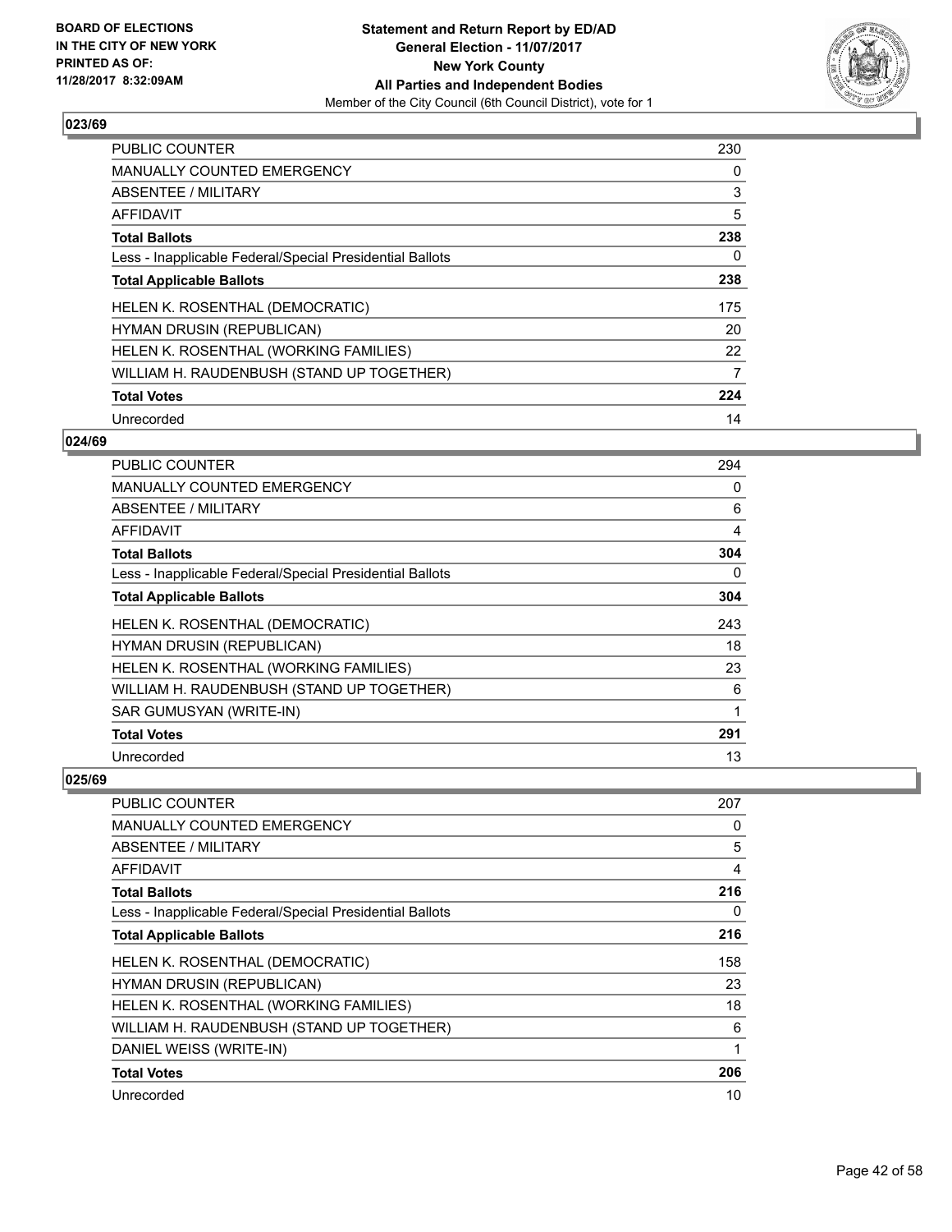**BOARD OF ELECTIONS IN THE CITY OF NEW YORK PRINTED AS OF: 11/28/2017 8:32:09AM**

**Statement and Return Report by ED/AD**
**General Election - 11/07/2017**
**New York County**
**All Parties and Independent Bodies**
Member of the City Council (6th Council District), vote for 1

### 023/69

| | |
|---|---|
| PUBLIC COUNTER | 230 |
| MANUALLY COUNTED EMERGENCY | 0 |
| ABSENTEE / MILITARY | 3 |
| AFFIDAVIT | 5 |
| **Total Ballots** | **238** |
| Less - Inapplicable Federal/Special Presidential Ballots | 0 |
| **Total Applicable Ballots** | **238** |
| HELEN K. ROSENTHAL (DEMOCRATIC) | 175 |
| HYMAN DRUSIN (REPUBLICAN) | 20 |
| HELEN K. ROSENTHAL (WORKING FAMILIES) | 22 |
| WILLIAM H. RAUDENBUSH (STAND UP TOGETHER) | 7 |
| **Total Votes** | **224** |
| Unrecorded | 14 |

### 024/69

| | |
|---|---|
| PUBLIC COUNTER | 294 |
| MANUALLY COUNTED EMERGENCY | 0 |
| ABSENTEE / MILITARY | 6 |
| AFFIDAVIT | 4 |
| **Total Ballots** | **304** |
| Less - Inapplicable Federal/Special Presidential Ballots | 0 |
| **Total Applicable Ballots** | **304** |
| HELEN K. ROSENTHAL (DEMOCRATIC) | 243 |
| HYMAN DRUSIN (REPUBLICAN) | 18 |
| HELEN K. ROSENTHAL (WORKING FAMILIES) | 23 |
| WILLIAM H. RAUDENBUSH (STAND UP TOGETHER) | 6 |
| SAR GUMUSYAN (WRITE-IN) | 1 |
| **Total Votes** | **291** |
| Unrecorded | 13 |

### 025/69

| | |
|---|---|
| PUBLIC COUNTER | 207 |
| MANUALLY COUNTED EMERGENCY | 0 |
| ABSENTEE / MILITARY | 5 |
| AFFIDAVIT | 4 |
| **Total Ballots** | **216** |
| Less - Inapplicable Federal/Special Presidential Ballots | 0 |
| **Total Applicable Ballots** | **216** |
| HELEN K. ROSENTHAL (DEMOCRATIC) | 158 |
| HYMAN DRUSIN (REPUBLICAN) | 23 |
| HELEN K. ROSENTHAL (WORKING FAMILIES) | 18 |
| WILLIAM H. RAUDENBUSH (STAND UP TOGETHER) | 6 |
| DANIEL WEISS (WRITE-IN) | 1 |
| **Total Votes** | **206** |
| Unrecorded | 10 |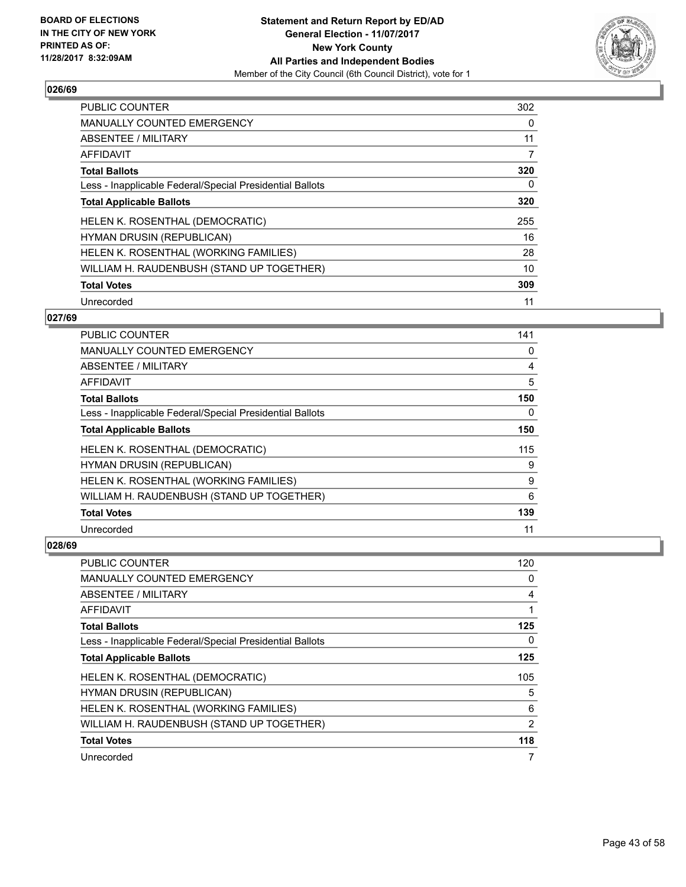BOARD OF ELECTIONS
IN THE CITY OF NEW YORK
PRINTED AS OF:
11/28/2017 8:32:09AM

**Statement and Return Report by ED/AD**
**General Election - 11/07/2017**
**New York County**
**All Parties and Independent Bodies**
Member of the City Council (6th Council District), vote for 1

### 026/69

| | |
|---|---|
| PUBLIC COUNTER | 302 |
| MANUALLY COUNTED EMERGENCY | 0 |
| ABSENTEE / MILITARY | 11 |
| AFFIDAVIT | 7 |
| **Total Ballots** | **320** |
| Less - Inapplicable Federal/Special Presidential Ballots | 0 |
| **Total Applicable Ballots** | **320** |
| HELEN K. ROSENTHAL (DEMOCRATIC) | 255 |
| HYMAN DRUSIN (REPUBLICAN) | 16 |
| HELEN K. ROSENTHAL (WORKING FAMILIES) | 28 |
| WILLIAM H. RAUDENBUSH (STAND UP TOGETHER) | 10 |
| **Total Votes** | **309** |
| Unrecorded | 11 |

### 027/69

| | |
|---|---|
| PUBLIC COUNTER | 141 |
| MANUALLY COUNTED EMERGENCY | 0 |
| ABSENTEE / MILITARY | 4 |
| AFFIDAVIT | 5 |
| **Total Ballots** | **150** |
| Less - Inapplicable Federal/Special Presidential Ballots | 0 |
| **Total Applicable Ballots** | **150** |
| HELEN K. ROSENTHAL (DEMOCRATIC) | 115 |
| HYMAN DRUSIN (REPUBLICAN) | 9 |
| HELEN K. ROSENTHAL (WORKING FAMILIES) | 9 |
| WILLIAM H. RAUDENBUSH (STAND UP TOGETHER) | 6 |
| **Total Votes** | **139** |
| Unrecorded | 11 |

### 028/69

| | |
|---|---|
| PUBLIC COUNTER | 120 |
| MANUALLY COUNTED EMERGENCY | 0 |
| ABSENTEE / MILITARY | 4 |
| AFFIDAVIT | 1 |
| **Total Ballots** | **125** |
| Less - Inapplicable Federal/Special Presidential Ballots | 0 |
| **Total Applicable Ballots** | **125** |
| HELEN K. ROSENTHAL (DEMOCRATIC) | 105 |
| HYMAN DRUSIN (REPUBLICAN) | 5 |
| HELEN K. ROSENTHAL (WORKING FAMILIES) | 6 |
| WILLIAM H. RAUDENBUSH (STAND UP TOGETHER) | 2 |
| **Total Votes** | **118** |
| Unrecorded | 7 |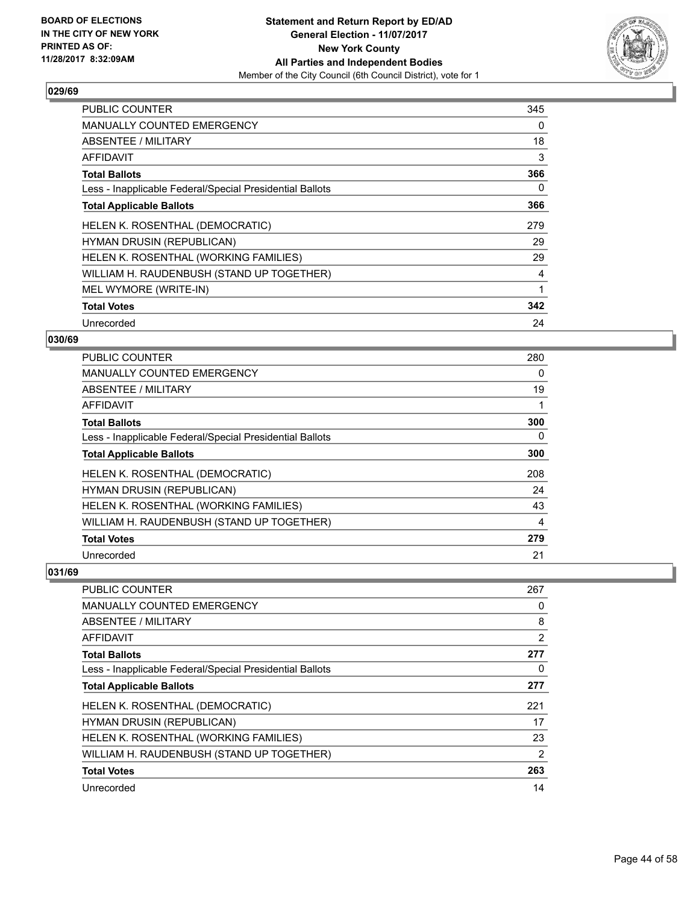**BOARD OF ELECTIONS IN THE CITY OF NEW YORK PRINTED AS OF: 11/28/2017 8:32:09AM**

**Statement and Return Report by ED/AD**
**General Election - 11/07/2017**
**New York County**
**All Parties and Independent Bodies**
Member of the City Council (6th Council District), vote for 1

### 029/69

| | |
|---|---|
| PUBLIC COUNTER | 345 |
| MANUALLY COUNTED EMERGENCY | 0 |
| ABSENTEE / MILITARY | 18 |
| AFFIDAVIT | 3 |
| **Total Ballots** | **366** |
| Less - Inapplicable Federal/Special Presidential Ballots | 0 |
| **Total Applicable Ballots** | **366** |
| HELEN K. ROSENTHAL (DEMOCRATIC) | 279 |
| HYMAN DRUSIN (REPUBLICAN) | 29 |
| HELEN K. ROSENTHAL (WORKING FAMILIES) | 29 |
| WILLIAM H. RAUDENBUSH (STAND UP TOGETHER) | 4 |
| MEL WYMORE (WRITE-IN) | 1 |
| **Total Votes** | **342** |
| Unrecorded | 24 |

### 030/69

| | |
|---|---|
| PUBLIC COUNTER | 280 |
| MANUALLY COUNTED EMERGENCY | 0 |
| ABSENTEE / MILITARY | 19 |
| AFFIDAVIT | 1 |
| **Total Ballots** | **300** |
| Less - Inapplicable Federal/Special Presidential Ballots | 0 |
| **Total Applicable Ballots** | **300** |
| HELEN K. ROSENTHAL (DEMOCRATIC) | 208 |
| HYMAN DRUSIN (REPUBLICAN) | 24 |
| HELEN K. ROSENTHAL (WORKING FAMILIES) | 43 |
| WILLIAM H. RAUDENBUSH (STAND UP TOGETHER) | 4 |
| **Total Votes** | **279** |
| Unrecorded | 21 |

### 031/69

| | |
|---|---|
| PUBLIC COUNTER | 267 |
| MANUALLY COUNTED EMERGENCY | 0 |
| ABSENTEE / MILITARY | 8 |
| AFFIDAVIT | 2 |
| **Total Ballots** | **277** |
| Less - Inapplicable Federal/Special Presidential Ballots | 0 |
| **Total Applicable Ballots** | **277** |
| HELEN K. ROSENTHAL (DEMOCRATIC) | 221 |
| HYMAN DRUSIN (REPUBLICAN) | 17 |
| HELEN K. ROSENTHAL (WORKING FAMILIES) | 23 |
| WILLIAM H. RAUDENBUSH (STAND UP TOGETHER) | 2 |
| **Total Votes** | **263** |
| Unrecorded | 14 |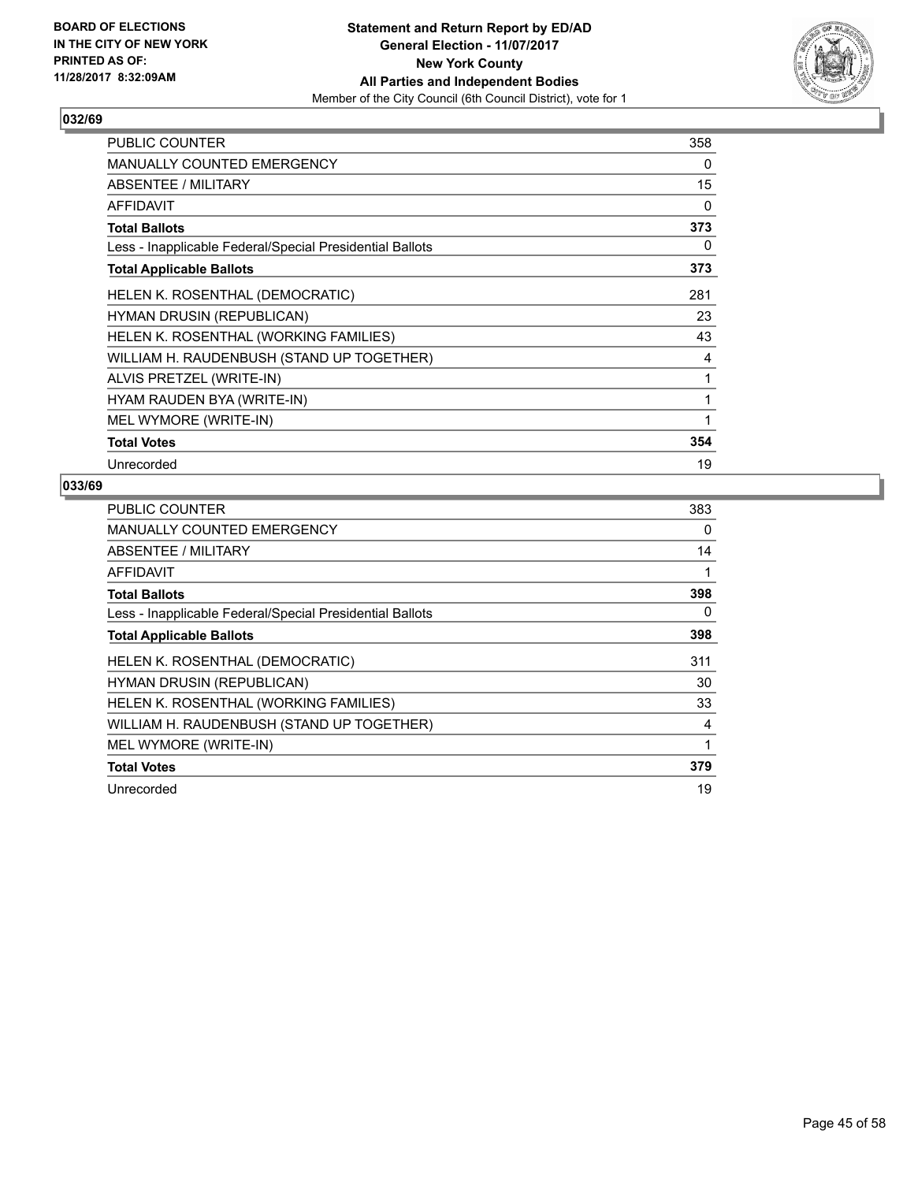BOARD OF ELECTIONS
IN THE CITY OF NEW YORK
PRINTED AS OF:
11/28/2017 8:32:09AM

**Statement and Return Report by ED/AD**
**General Election - 11/07/2017**
**New York County**
**All Parties and Independent Bodies**
Member of the City Council (6th Council District), vote for 1

### 032/69

| | |
|---|---|
| PUBLIC COUNTER | 358 |
| MANUALLY COUNTED EMERGENCY | 0 |
| ABSENTEE / MILITARY | 15 |
| AFFIDAVIT | 0 |
| **Total Ballots** | **373** |
| Less - Inapplicable Federal/Special Presidential Ballots | 0 |
| **Total Applicable Ballots** | **373** |
| HELEN K. ROSENTHAL (DEMOCRATIC) | 281 |
| HYMAN DRUSIN (REPUBLICAN) | 23 |
| HELEN K. ROSENTHAL (WORKING FAMILIES) | 43 |
| WILLIAM H. RAUDENBUSH (STAND UP TOGETHER) | 4 |
| ALVIS PRETZEL (WRITE-IN) | 1 |
| HYAM RAUDEN BYA (WRITE-IN) | 1 |
| MEL WYMORE (WRITE-IN) | 1 |
| **Total Votes** | **354** |
| Unrecorded | 19 |

### 033/69

| | |
|---|---|
| PUBLIC COUNTER | 383 |
| MANUALLY COUNTED EMERGENCY | 0 |
| ABSENTEE / MILITARY | 14 |
| AFFIDAVIT | 1 |
| **Total Ballots** | **398** |
| Less - Inapplicable Federal/Special Presidential Ballots | 0 |
| **Total Applicable Ballots** | **398** |
| HELEN K. ROSENTHAL (DEMOCRATIC) | 311 |
| HYMAN DRUSIN (REPUBLICAN) | 30 |
| HELEN K. ROSENTHAL (WORKING FAMILIES) | 33 |
| WILLIAM H. RAUDENBUSH (STAND UP TOGETHER) | 4 |
| MEL WYMORE (WRITE-IN) | 1 |
| **Total Votes** | **379** |
| Unrecorded | 19 |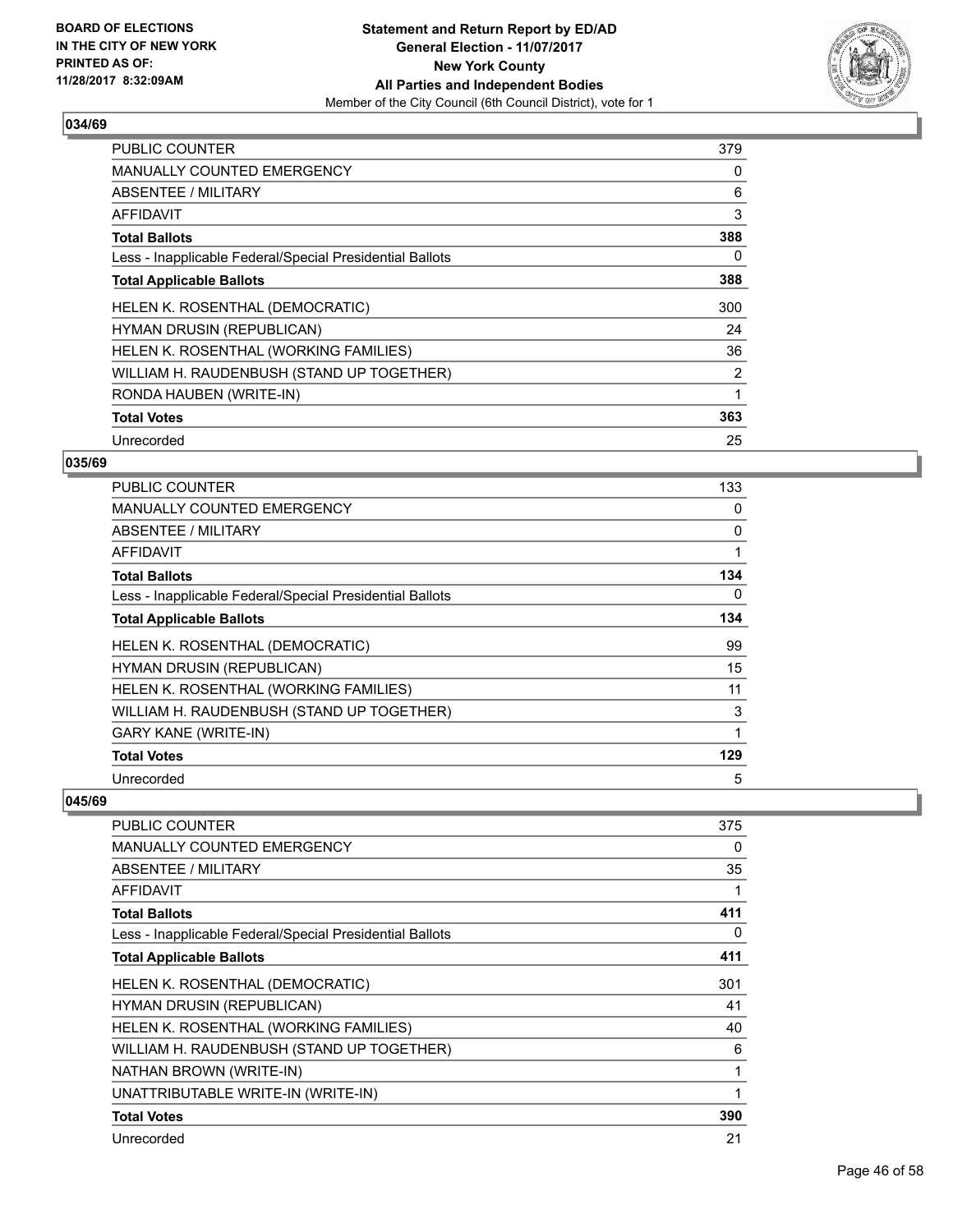### 034/69

| | |
|---|---|
| PUBLIC COUNTER | 379 |
| MANUALLY COUNTED EMERGENCY | 0 |
| ABSENTEE / MILITARY | 6 |
| AFFIDAVIT | 3 |
| **Total Ballots** | **388** |
| Less - Inapplicable Federal/Special Presidential Ballots | 0 |
| **Total Applicable Ballots** | **388** |
| HELEN K. ROSENTHAL (DEMOCRATIC) | 300 |
| HYMAN DRUSIN (REPUBLICAN) | 24 |
| HELEN K. ROSENTHAL (WORKING FAMILIES) | 36 |
| WILLIAM H. RAUDENBUSH (STAND UP TOGETHER) | 2 |
| RONDA HAUBEN (WRITE-IN) | 1 |
| **Total Votes** | **363** |
| Unrecorded | 25 |

### 035/69

| | |
|---|---|
| PUBLIC COUNTER | 133 |
| MANUALLY COUNTED EMERGENCY | 0 |
| ABSENTEE / MILITARY | 0 |
| AFFIDAVIT | 1 |
| **Total Ballots** | **134** |
| Less - Inapplicable Federal/Special Presidential Ballots | 0 |
| **Total Applicable Ballots** | **134** |
| HELEN K. ROSENTHAL (DEMOCRATIC) | 99 |
| HYMAN DRUSIN (REPUBLICAN) | 15 |
| HELEN K. ROSENTHAL (WORKING FAMILIES) | 11 |
| WILLIAM H. RAUDENBUSH (STAND UP TOGETHER) | 3 |
| GARY KANE (WRITE-IN) | 1 |
| **Total Votes** | **129** |
| Unrecorded | 5 |

### 045/69

| | |
|---|---|
| PUBLIC COUNTER | 375 |
| MANUALLY COUNTED EMERGENCY | 0 |
| ABSENTEE / MILITARY | 35 |
| AFFIDAVIT | 1 |
| **Total Ballots** | **411** |
| Less - Inapplicable Federal/Special Presidential Ballots | 0 |
| **Total Applicable Ballots** | **411** |
| HELEN K. ROSENTHAL (DEMOCRATIC) | 301 |
| HYMAN DRUSIN (REPUBLICAN) | 41 |
| HELEN K. ROSENTHAL (WORKING FAMILIES) | 40 |
| WILLIAM H. RAUDENBUSH (STAND UP TOGETHER) | 6 |
| NATHAN BROWN (WRITE-IN) | 1 |
| UNATTRIBUTABLE WRITE-IN (WRITE-IN) | 1 |
| **Total Votes** | **390** |
| Unrecorded | 21 |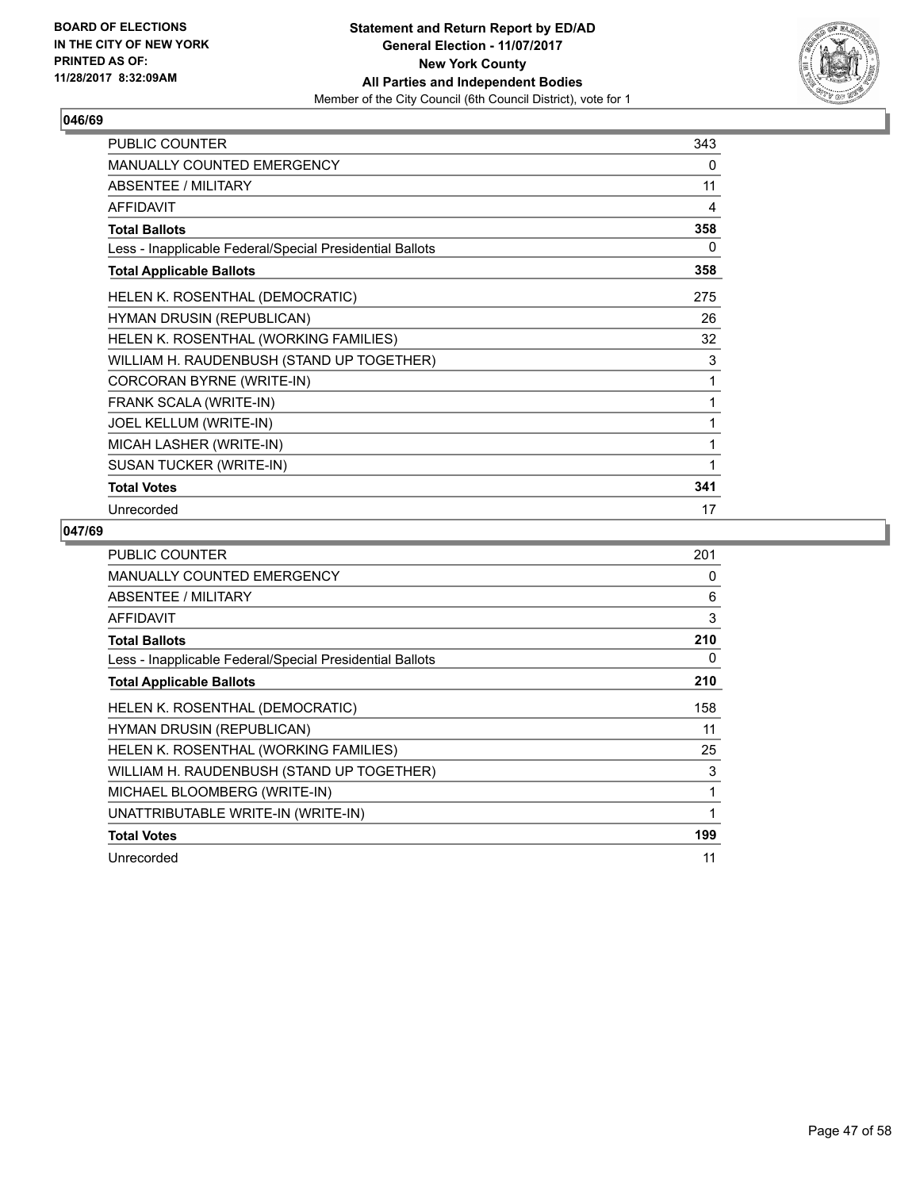**BOARD OF ELECTIONS IN THE CITY OF NEW YORK PRINTED AS OF: 11/28/2017 8:32:09AM**

**Statement and Return Report by ED/AD**
**General Election - 11/07/2017**
**New York County**
**All Parties and Independent Bodies**
Member of the City Council (6th Council District), vote for 1

### 046/69

| | |
|---|---|
| PUBLIC COUNTER | 343 |
| MANUALLY COUNTED EMERGENCY | 0 |
| ABSENTEE / MILITARY | 11 |
| AFFIDAVIT | 4 |
| **Total Ballots** | **358** |
| Less - Inapplicable Federal/Special Presidential Ballots | 0 |
| **Total Applicable Ballots** | **358** |
| HELEN K. ROSENTHAL (DEMOCRATIC) | 275 |
| HYMAN DRUSIN (REPUBLICAN) | 26 |
| HELEN K. ROSENTHAL (WORKING FAMILIES) | 32 |
| WILLIAM H. RAUDENBUSH (STAND UP TOGETHER) | 3 |
| CORCORAN BYRNE (WRITE-IN) | 1 |
| FRANK SCALA (WRITE-IN) | 1 |
| JOEL KELLUM (WRITE-IN) | 1 |
| MICAH LASHER (WRITE-IN) | 1 |
| SUSAN TUCKER (WRITE-IN) | 1 |
| **Total Votes** | **341** |
| Unrecorded | 17 |

### 047/69

| | |
|---|---|
| PUBLIC COUNTER | 201 |
| MANUALLY COUNTED EMERGENCY | 0 |
| ABSENTEE / MILITARY | 6 |
| AFFIDAVIT | 3 |
| **Total Ballots** | **210** |
| Less - Inapplicable Federal/Special Presidential Ballots | 0 |
| **Total Applicable Ballots** | **210** |
| HELEN K. ROSENTHAL (DEMOCRATIC) | 158 |
| HYMAN DRUSIN (REPUBLICAN) | 11 |
| HELEN K. ROSENTHAL (WORKING FAMILIES) | 25 |
| WILLIAM H. RAUDENBUSH (STAND UP TOGETHER) | 3 |
| MICHAEL BLOOMBERG (WRITE-IN) | 1 |
| UNATTRIBUTABLE WRITE-IN (WRITE-IN) | 1 |
| **Total Votes** | **199** |
| Unrecorded | 11 |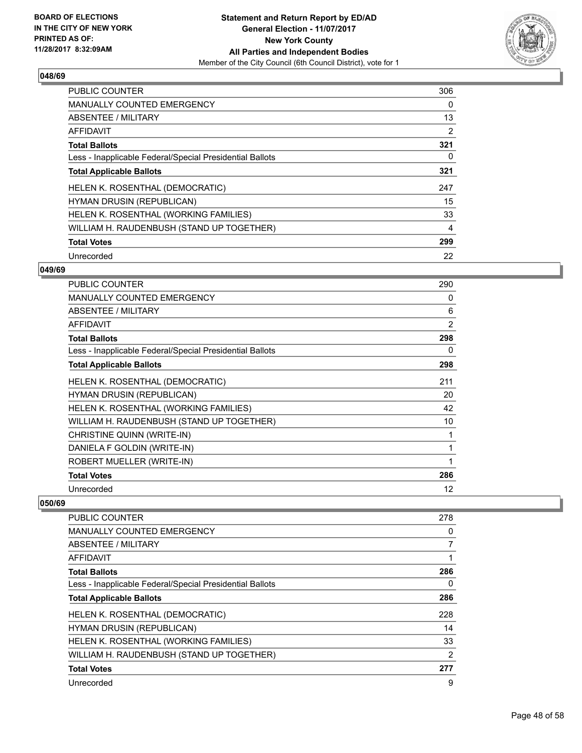**BOARD OF ELECTIONS IN THE CITY OF NEW YORK PRINTED AS OF: 11/28/2017 8:32:09AM**

**Statement and Return Report by ED/AD General Election - 11/07/2017 New York County All Parties and Independent Bodies**
Member of the City Council (6th Council District), vote for 1

### 048/69

| | |
|---|---|
| PUBLIC COUNTER | 306 |
| MANUALLY COUNTED EMERGENCY | 0 |
| ABSENTEE / MILITARY | 13 |
| AFFIDAVIT | 2 |
| **Total Ballots** | **321** |
| Less - Inapplicable Federal/Special Presidential Ballots | 0 |
| **Total Applicable Ballots** | **321** |
| HELEN K. ROSENTHAL (DEMOCRATIC) | 247 |
| HYMAN DRUSIN (REPUBLICAN) | 15 |
| HELEN K. ROSENTHAL (WORKING FAMILIES) | 33 |
| WILLIAM H. RAUDENBUSH (STAND UP TOGETHER) | 4 |
| **Total Votes** | **299** |
| Unrecorded | 22 |

### 049/69

| | |
|---|---|
| PUBLIC COUNTER | 290 |
| MANUALLY COUNTED EMERGENCY | 0 |
| ABSENTEE / MILITARY | 6 |
| AFFIDAVIT | 2 |
| **Total Ballots** | **298** |
| Less - Inapplicable Federal/Special Presidential Ballots | 0 |
| **Total Applicable Ballots** | **298** |
| HELEN K. ROSENTHAL (DEMOCRATIC) | 211 |
| HYMAN DRUSIN (REPUBLICAN) | 20 |
| HELEN K. ROSENTHAL (WORKING FAMILIES) | 42 |
| WILLIAM H. RAUDENBUSH (STAND UP TOGETHER) | 10 |
| CHRISTINE QUINN (WRITE-IN) | 1 |
| DANIELA F GOLDIN (WRITE-IN) | 1 |
| ROBERT MUELLER (WRITE-IN) | 1 |
| **Total Votes** | **286** |
| Unrecorded | 12 |

### 050/69

| | |
|---|---|
| PUBLIC COUNTER | 278 |
| MANUALLY COUNTED EMERGENCY | 0 |
| ABSENTEE / MILITARY | 7 |
| AFFIDAVIT | 1 |
| **Total Ballots** | **286** |
| Less - Inapplicable Federal/Special Presidential Ballots | 0 |
| **Total Applicable Ballots** | **286** |
| HELEN K. ROSENTHAL (DEMOCRATIC) | 228 |
| HYMAN DRUSIN (REPUBLICAN) | 14 |
| HELEN K. ROSENTHAL (WORKING FAMILIES) | 33 |
| WILLIAM H. RAUDENBUSH (STAND UP TOGETHER) | 2 |
| **Total Votes** | **277** |
| Unrecorded | 9 |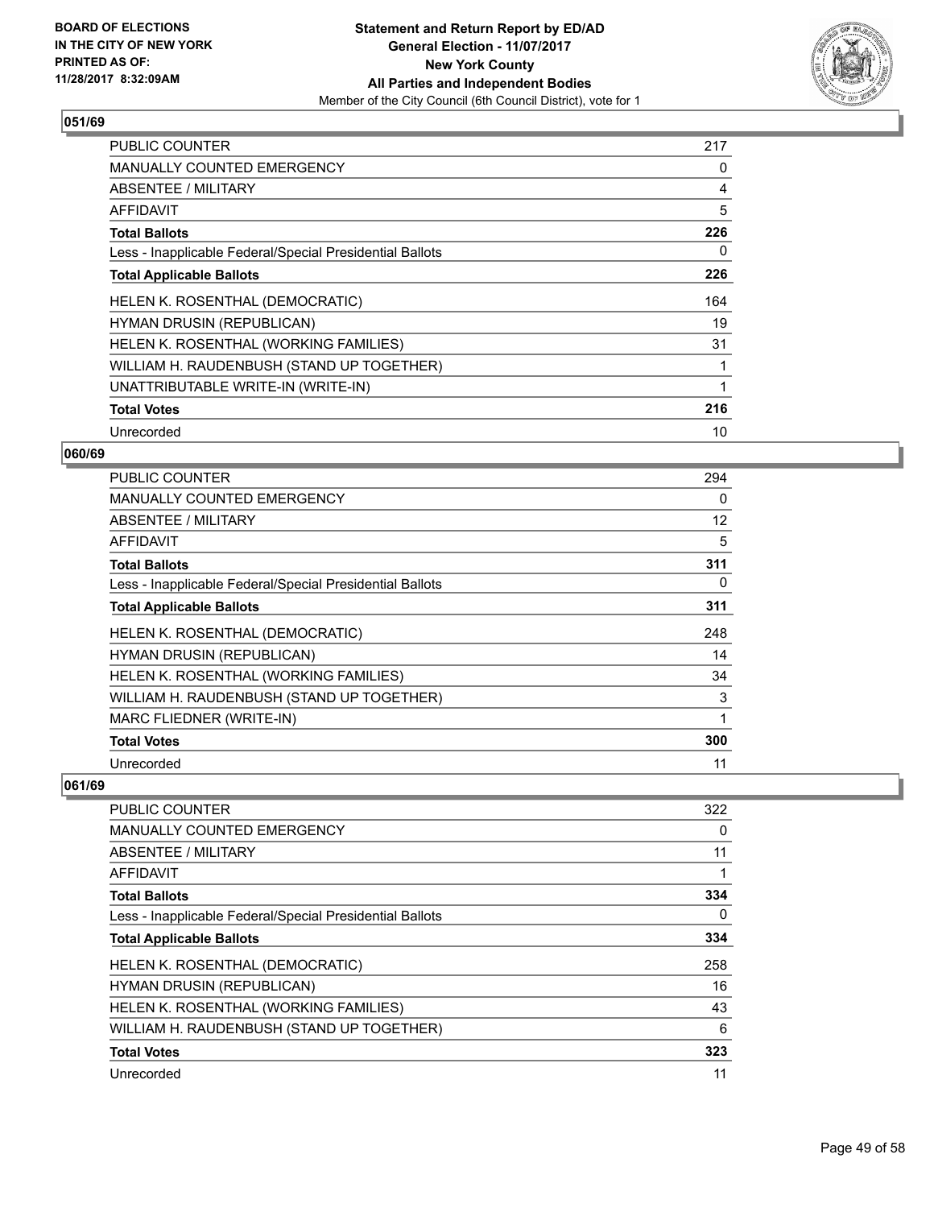BOARD OF ELECTIONS
IN THE CITY OF NEW YORK
PRINTED AS OF:
11/28/2017 8:32:09AM

**Statement and Return Report by ED/AD**
**General Election - 11/07/2017**
**New York County**
**All Parties and Independent Bodies**
Member of the City Council (6th Council District), vote for 1

## 051/69

| | |
|---|---|
| PUBLIC COUNTER | 217 |
| MANUALLY COUNTED EMERGENCY | 0 |
| ABSENTEE / MILITARY | 4 |
| AFFIDAVIT | 5 |
| **Total Ballots** | **226** |
| Less - Inapplicable Federal/Special Presidential Ballots | 0 |
| **Total Applicable Ballots** | **226** |
| HELEN K. ROSENTHAL (DEMOCRATIC) | 164 |
| HYMAN DRUSIN (REPUBLICAN) | 19 |
| HELEN K. ROSENTHAL (WORKING FAMILIES) | 31 |
| WILLIAM H. RAUDENBUSH (STAND UP TOGETHER) | 1 |
| UNATTRIBUTABLE WRITE-IN (WRITE-IN) | 1 |
| **Total Votes** | **216** |
| Unrecorded | 10 |

## 060/69

| | |
|---|---|
| PUBLIC COUNTER | 294 |
| MANUALLY COUNTED EMERGENCY | 0 |
| ABSENTEE / MILITARY | 12 |
| AFFIDAVIT | 5 |
| **Total Ballots** | **311** |
| Less - Inapplicable Federal/Special Presidential Ballots | 0 |
| **Total Applicable Ballots** | **311** |
| HELEN K. ROSENTHAL (DEMOCRATIC) | 248 |
| HYMAN DRUSIN (REPUBLICAN) | 14 |
| HELEN K. ROSENTHAL (WORKING FAMILIES) | 34 |
| WILLIAM H. RAUDENBUSH (STAND UP TOGETHER) | 3 |
| MARC FLIEDNER (WRITE-IN) | 1 |
| **Total Votes** | **300** |
| Unrecorded | 11 |

## 061/69

| | |
|---|---|
| PUBLIC COUNTER | 322 |
| MANUALLY COUNTED EMERGENCY | 0 |
| ABSENTEE / MILITARY | 11 |
| AFFIDAVIT | 1 |
| **Total Ballots** | **334** |
| Less - Inapplicable Federal/Special Presidential Ballots | 0 |
| **Total Applicable Ballots** | **334** |
| HELEN K. ROSENTHAL (DEMOCRATIC) | 258 |
| HYMAN DRUSIN (REPUBLICAN) | 16 |
| HELEN K. ROSENTHAL (WORKING FAMILIES) | 43 |
| WILLIAM H. RAUDENBUSH (STAND UP TOGETHER) | 6 |
| **Total Votes** | **323** |
| Unrecorded | 11 |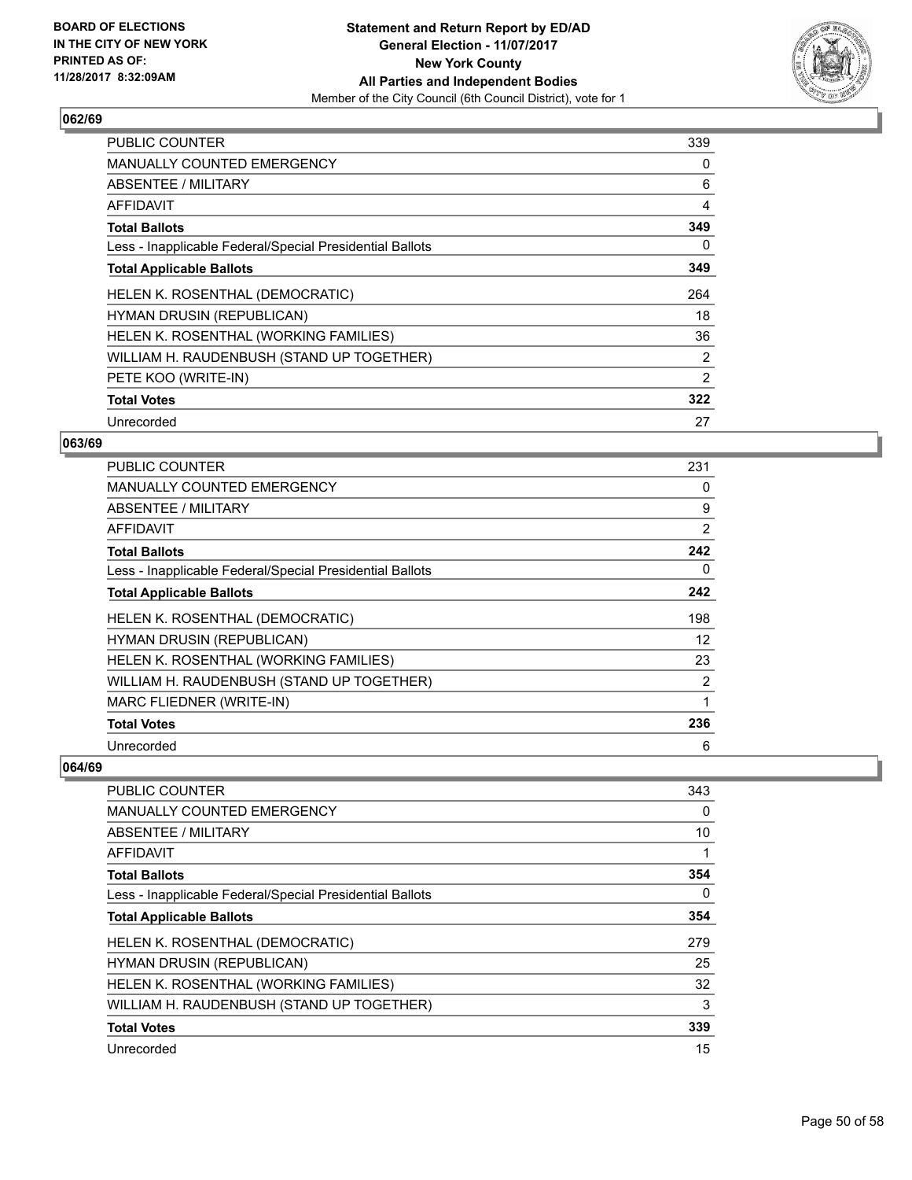BOARD OF ELECTIONS
IN THE CITY OF NEW YORK
PRINTED AS OF:
11/28/2017 8:32:09AM

**Statement and Return Report by ED/AD**
**General Election - 11/07/2017**
**New York County**
**All Parties and Independent Bodies**
Member of the City Council (6th Council District), vote for 1

### 062/69

| | |
|---|---|
| PUBLIC COUNTER | 339 |
| MANUALLY COUNTED EMERGENCY | 0 |
| ABSENTEE / MILITARY | 6 |
| AFFIDAVIT | 4 |
| **Total Ballots** | **349** |
| Less - Inapplicable Federal/Special Presidential Ballots | 0 |
| **Total Applicable Ballots** | **349** |
| HELEN K. ROSENTHAL (DEMOCRATIC) | 264 |
| HYMAN DRUSIN (REPUBLICAN) | 18 |
| HELEN K. ROSENTHAL (WORKING FAMILIES) | 36 |
| WILLIAM H. RAUDENBUSH (STAND UP TOGETHER) | 2 |
| PETE KOO (WRITE-IN) | 2 |
| **Total Votes** | **322** |
| Unrecorded | 27 |

### 063/69

| | |
|---|---|
| PUBLIC COUNTER | 231 |
| MANUALLY COUNTED EMERGENCY | 0 |
| ABSENTEE / MILITARY | 9 |
| AFFIDAVIT | 2 |
| **Total Ballots** | **242** |
| Less - Inapplicable Federal/Special Presidential Ballots | 0 |
| **Total Applicable Ballots** | **242** |
| HELEN K. ROSENTHAL (DEMOCRATIC) | 198 |
| HYMAN DRUSIN (REPUBLICAN) | 12 |
| HELEN K. ROSENTHAL (WORKING FAMILIES) | 23 |
| WILLIAM H. RAUDENBUSH (STAND UP TOGETHER) | 2 |
| MARC FLIEDNER (WRITE-IN) | 1 |
| **Total Votes** | **236** |
| Unrecorded | 6 |

### 064/69

| | |
|---|---|
| PUBLIC COUNTER | 343 |
| MANUALLY COUNTED EMERGENCY | 0 |
| ABSENTEE / MILITARY | 10 |
| AFFIDAVIT | 1 |
| **Total Ballots** | **354** |
| Less - Inapplicable Federal/Special Presidential Ballots | 0 |
| **Total Applicable Ballots** | **354** |
| HELEN K. ROSENTHAL (DEMOCRATIC) | 279 |
| HYMAN DRUSIN (REPUBLICAN) | 25 |
| HELEN K. ROSENTHAL (WORKING FAMILIES) | 32 |
| WILLIAM H. RAUDENBUSH (STAND UP TOGETHER) | 3 |
| **Total Votes** | **339** |
| Unrecorded | 15 |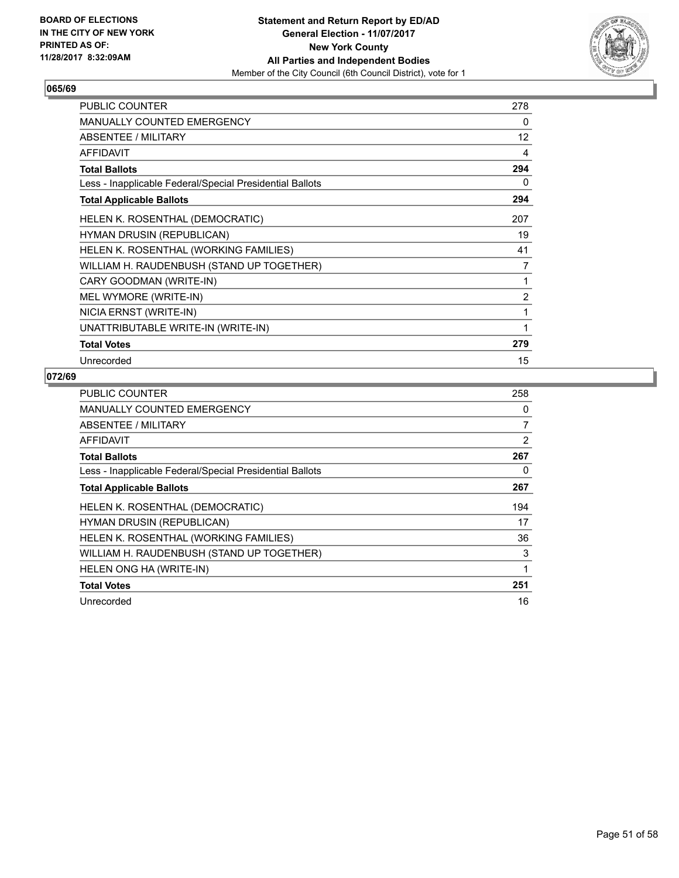BOARD OF ELECTIONS
IN THE CITY OF NEW YORK
PRINTED AS OF:
11/28/2017 8:32:09AM

**Statement and Return Report by ED/AD**
**General Election - 11/07/2017**
**New York County**
**All Parties and Independent Bodies**
Member of the City Council (6th Council District), vote for 1

## 065/69

| | |
|---|---|
| PUBLIC COUNTER | 278 |
| MANUALLY COUNTED EMERGENCY | 0 |
| ABSENTEE / MILITARY | 12 |
| AFFIDAVIT | 4 |
| **Total Ballots** | **294** |
| Less - Inapplicable Federal/Special Presidential Ballots | 0 |
| **Total Applicable Ballots** | **294** |
| HELEN K. ROSENTHAL (DEMOCRATIC) | 207 |
| HYMAN DRUSIN (REPUBLICAN) | 19 |
| HELEN K. ROSENTHAL (WORKING FAMILIES) | 41 |
| WILLIAM H. RAUDENBUSH (STAND UP TOGETHER) | 7 |
| CARY GOODMAN (WRITE-IN) | 1 |
| MEL WYMORE (WRITE-IN) | 2 |
| NICIA ERNST (WRITE-IN) | 1 |
| UNATTRIBUTABLE WRITE-IN (WRITE-IN) | 1 |
| **Total Votes** | **279** |
| Unrecorded | 15 |

## 072/69

| | |
|---|---|
| PUBLIC COUNTER | 258 |
| MANUALLY COUNTED EMERGENCY | 0 |
| ABSENTEE / MILITARY | 7 |
| AFFIDAVIT | 2 |
| **Total Ballots** | **267** |
| Less - Inapplicable Federal/Special Presidential Ballots | 0 |
| **Total Applicable Ballots** | **267** |
| HELEN K. ROSENTHAL (DEMOCRATIC) | 194 |
| HYMAN DRUSIN (REPUBLICAN) | 17 |
| HELEN K. ROSENTHAL (WORKING FAMILIES) | 36 |
| WILLIAM H. RAUDENBUSH (STAND UP TOGETHER) | 3 |
| HELEN ONG HA (WRITE-IN) | 1 |
| **Total Votes** | **251** |
| Unrecorded | 16 |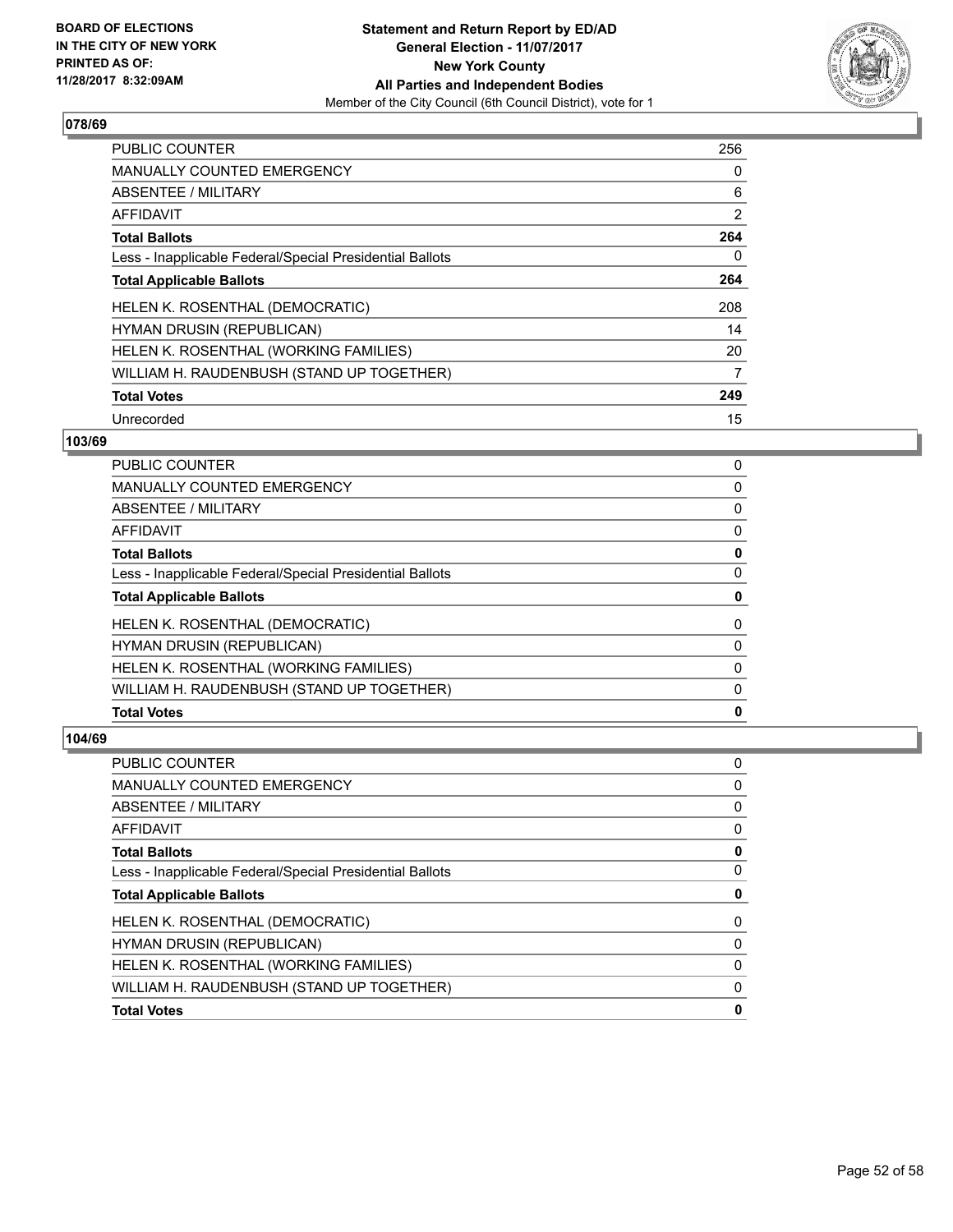## 078/69

| | |
|---|---|
| PUBLIC COUNTER | 256 |
| MANUALLY COUNTED EMERGENCY | 0 |
| ABSENTEE / MILITARY | 6 |
| AFFIDAVIT | 2 |
| **Total Ballots** | **264** |
| Less - Inapplicable Federal/Special Presidential Ballots | 0 |
| **Total Applicable Ballots** | **264** |
| HELEN K. ROSENTHAL (DEMOCRATIC) | 208 |
| HYMAN DRUSIN (REPUBLICAN) | 14 |
| HELEN K. ROSENTHAL (WORKING FAMILIES) | 20 |
| WILLIAM H. RAUDENBUSH (STAND UP TOGETHER) | 7 |
| **Total Votes** | **249** |
| Unrecorded | 15 |

## 103/69

| | |
|---|---|
| PUBLIC COUNTER | 0 |
| MANUALLY COUNTED EMERGENCY | 0 |
| ABSENTEE / MILITARY | 0 |
| AFFIDAVIT | 0 |
| **Total Ballots** | **0** |
| Less - Inapplicable Federal/Special Presidential Ballots | 0 |
| **Total Applicable Ballots** | **0** |
| HELEN K. ROSENTHAL (DEMOCRATIC) | 0 |
| HYMAN DRUSIN (REPUBLICAN) | 0 |
| HELEN K. ROSENTHAL (WORKING FAMILIES) | 0 |
| WILLIAM H. RAUDENBUSH (STAND UP TOGETHER) | 0 |
| **Total Votes** | **0** |

## 104/69

| | |
|---|---|
| PUBLIC COUNTER | 0 |
| MANUALLY COUNTED EMERGENCY | 0 |
| ABSENTEE / MILITARY | 0 |
| AFFIDAVIT | 0 |
| **Total Ballots** | **0** |
| Less - Inapplicable Federal/Special Presidential Ballots | 0 |
| **Total Applicable Ballots** | **0** |
| HELEN K. ROSENTHAL (DEMOCRATIC) | 0 |
| HYMAN DRUSIN (REPUBLICAN) | 0 |
| HELEN K. ROSENTHAL (WORKING FAMILIES) | 0 |
| WILLIAM H. RAUDENBUSH (STAND UP TOGETHER) | 0 |
| **Total Votes** | **0** |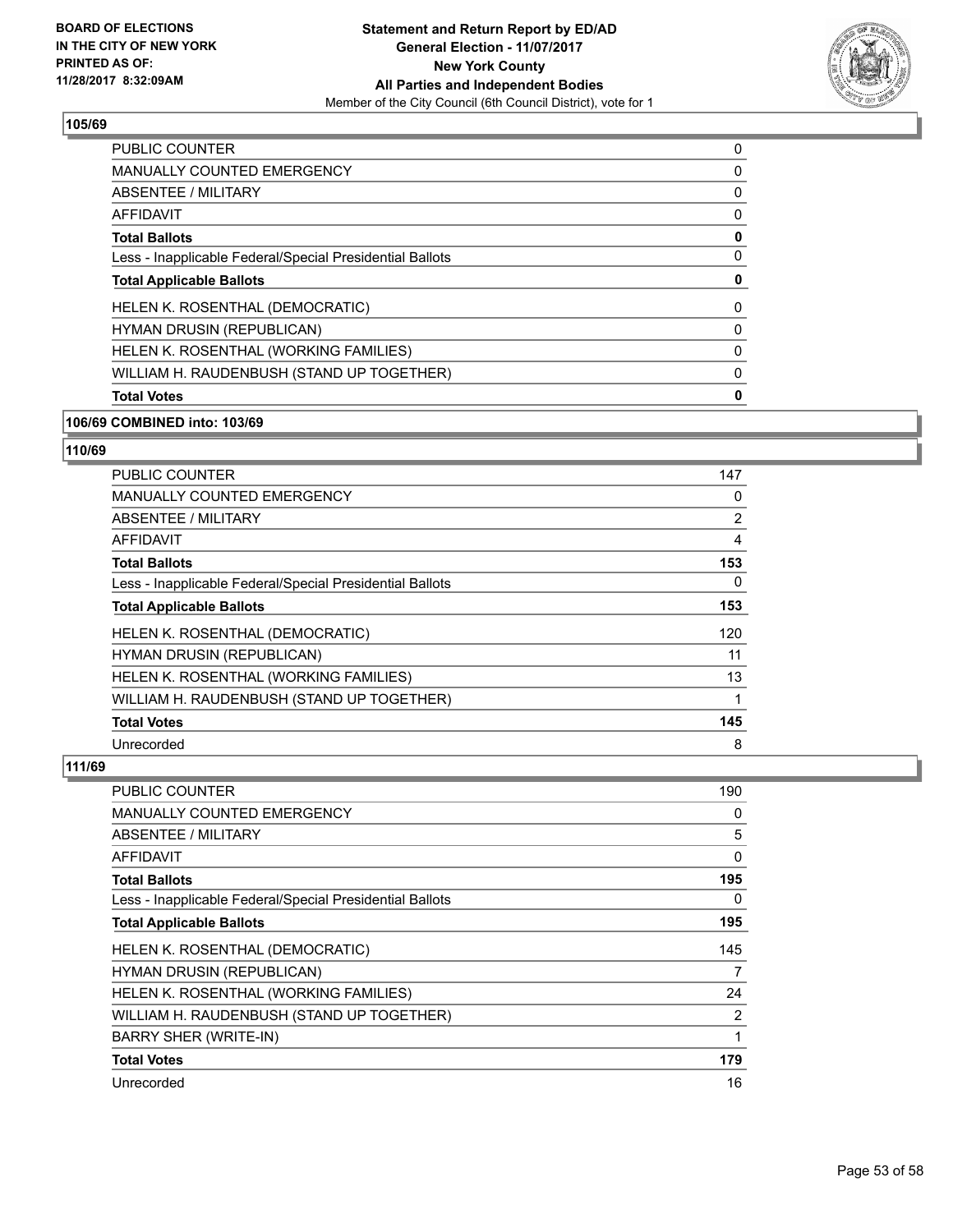**105/69**

| | |
|---|---|
| PUBLIC COUNTER | 0 |
| MANUALLY COUNTED EMERGENCY | 0 |
| ABSENTEE / MILITARY | 0 |
| AFFIDAVIT | 0 |
| **Total Ballots** | **0** |
| Less - Inapplicable Federal/Special Presidential Ballots | 0 |
| **Total Applicable Ballots** | **0** |
| HELEN K. ROSENTHAL (DEMOCRATIC) | 0 |
| HYMAN DRUSIN (REPUBLICAN) | 0 |
| HELEN K. ROSENTHAL (WORKING FAMILIES) | 0 |
| WILLIAM H. RAUDENBUSH (STAND UP TOGETHER) | 0 |
| **Total Votes** | **0** |

**106/69 COMBINED into: 103/69**

**110/69**

| | |
|---|---|
| PUBLIC COUNTER | 147 |
| MANUALLY COUNTED EMERGENCY | 0 |
| ABSENTEE / MILITARY | 2 |
| AFFIDAVIT | 4 |
| **Total Ballots** | **153** |
| Less - Inapplicable Federal/Special Presidential Ballots | 0 |
| **Total Applicable Ballots** | **153** |
| HELEN K. ROSENTHAL (DEMOCRATIC) | 120 |
| HYMAN DRUSIN (REPUBLICAN) | 11 |
| HELEN K. ROSENTHAL (WORKING FAMILIES) | 13 |
| WILLIAM H. RAUDENBUSH (STAND UP TOGETHER) | 1 |
| **Total Votes** | **145** |
| Unrecorded | 8 |

**111/69**

| | |
|---|---|
| PUBLIC COUNTER | 190 |
| MANUALLY COUNTED EMERGENCY | 0 |
| ABSENTEE / MILITARY | 5 |
| AFFIDAVIT | 0 |
| **Total Ballots** | **195** |
| Less - Inapplicable Federal/Special Presidential Ballots | 0 |
| **Total Applicable Ballots** | **195** |
| HELEN K. ROSENTHAL (DEMOCRATIC) | 145 |
| HYMAN DRUSIN (REPUBLICAN) | 7 |
| HELEN K. ROSENTHAL (WORKING FAMILIES) | 24 |
| WILLIAM H. RAUDENBUSH (STAND UP TOGETHER) | 2 |
| BARRY SHER (WRITE-IN) | 1 |
| **Total Votes** | **179** |
| Unrecorded | 16 |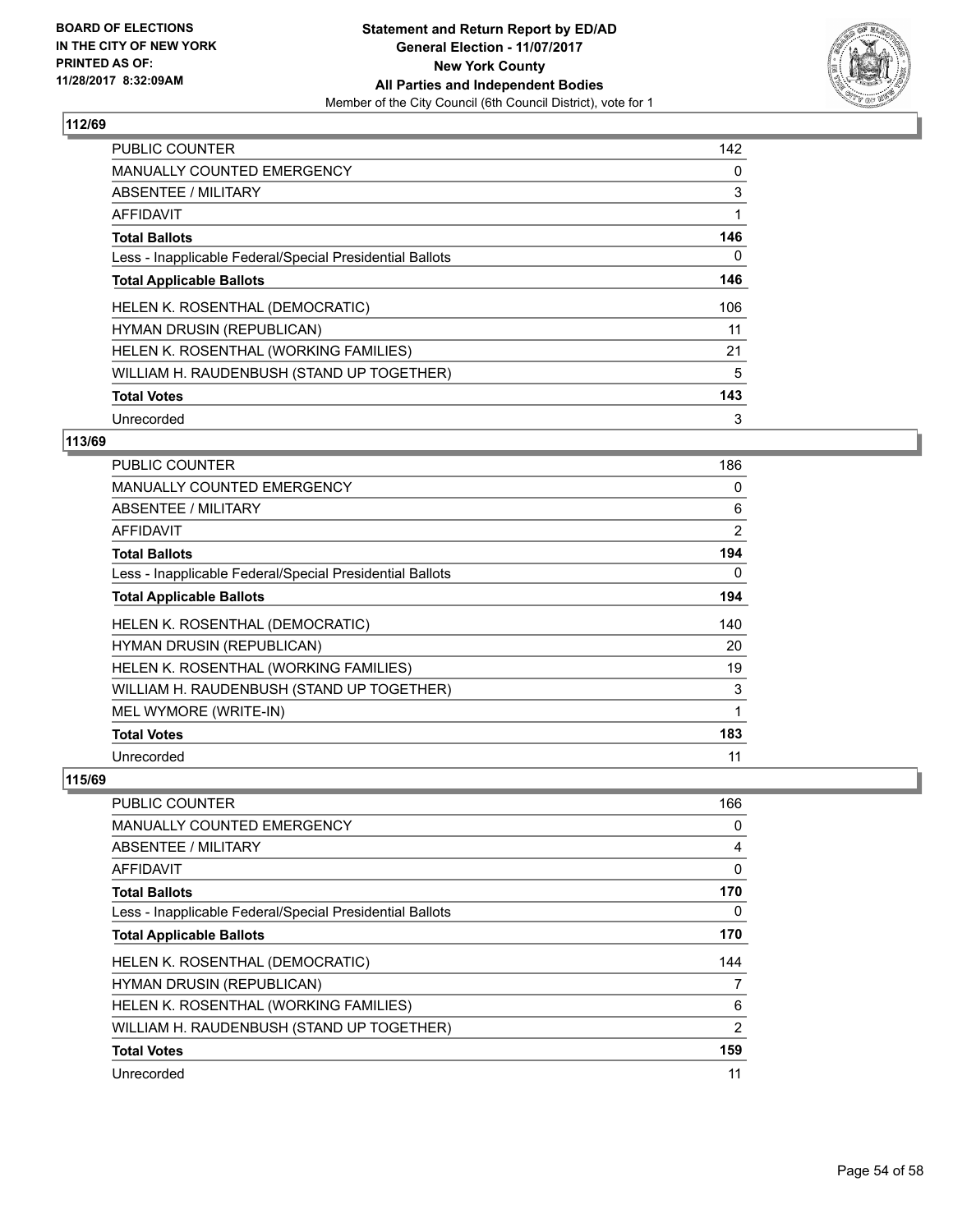**BOARD OF ELECTIONS IN THE CITY OF NEW YORK PRINTED AS OF: 11/28/2017 8:32:09AM**

**Statement and Return Report by ED/AD**
**General Election - 11/07/2017**
**New York County**
**All Parties and Independent Bodies**
Member of the City Council (6th Council District), vote for 1

### 112/69

| | |
|---|---|
| PUBLIC COUNTER | 142 |
| MANUALLY COUNTED EMERGENCY | 0 |
| ABSENTEE / MILITARY | 3 |
| AFFIDAVIT | 1 |
| **Total Ballots** | **146** |
| Less - Inapplicable Federal/Special Presidential Ballots | 0 |
| **Total Applicable Ballots** | **146** |
| HELEN K. ROSENTHAL (DEMOCRATIC) | 106 |
| HYMAN DRUSIN (REPUBLICAN) | 11 |
| HELEN K. ROSENTHAL (WORKING FAMILIES) | 21 |
| WILLIAM H. RAUDENBUSH (STAND UP TOGETHER) | 5 |
| **Total Votes** | **143** |
| Unrecorded | 3 |

### 113/69

| | |
|---|---|
| PUBLIC COUNTER | 186 |
| MANUALLY COUNTED EMERGENCY | 0 |
| ABSENTEE / MILITARY | 6 |
| AFFIDAVIT | 2 |
| **Total Ballots** | **194** |
| Less - Inapplicable Federal/Special Presidential Ballots | 0 |
| **Total Applicable Ballots** | **194** |
| HELEN K. ROSENTHAL (DEMOCRATIC) | 140 |
| HYMAN DRUSIN (REPUBLICAN) | 20 |
| HELEN K. ROSENTHAL (WORKING FAMILIES) | 19 |
| WILLIAM H. RAUDENBUSH (STAND UP TOGETHER) | 3 |
| MEL WYMORE (WRITE-IN) | 1 |
| **Total Votes** | **183** |
| Unrecorded | 11 |

### 115/69

| | |
|---|---|
| PUBLIC COUNTER | 166 |
| MANUALLY COUNTED EMERGENCY | 0 |
| ABSENTEE / MILITARY | 4 |
| AFFIDAVIT | 0 |
| **Total Ballots** | **170** |
| Less - Inapplicable Federal/Special Presidential Ballots | 0 |
| **Total Applicable Ballots** | **170** |
| HELEN K. ROSENTHAL (DEMOCRATIC) | 144 |
| HYMAN DRUSIN (REPUBLICAN) | 7 |
| HELEN K. ROSENTHAL (WORKING FAMILIES) | 6 |
| WILLIAM H. RAUDENBUSH (STAND UP TOGETHER) | 2 |
| **Total Votes** | **159** |
| Unrecorded | 11 |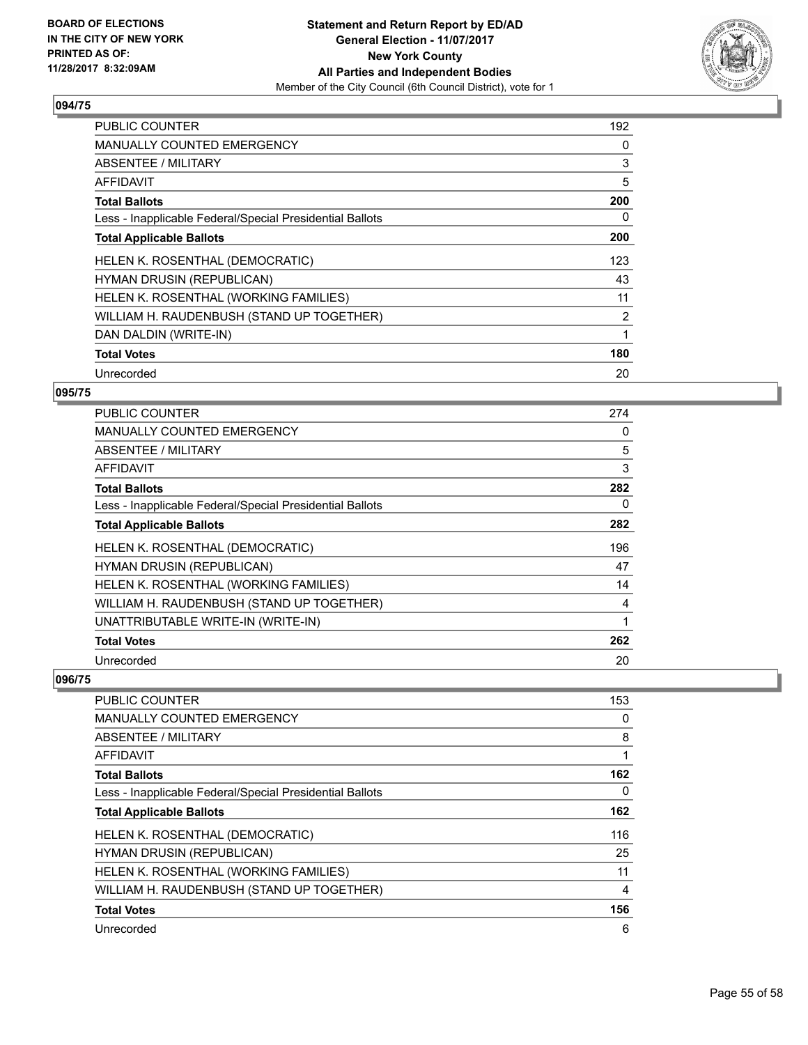**BOARD OF ELECTIONS IN THE CITY OF NEW YORK PRINTED AS OF: 11/28/2017 8:32:09AM**

**Statement and Return Report by ED/AD**
**General Election - 11/07/2017**
**New York County**
**All Parties and Independent Bodies**
Member of the City Council (6th Council District), vote for 1

### 094/75

| | |
|---|---|
| PUBLIC COUNTER | 192 |
| MANUALLY COUNTED EMERGENCY | 0 |
| ABSENTEE / MILITARY | 3 |
| AFFIDAVIT | 5 |
| **Total Ballots** | **200** |
| Less - Inapplicable Federal/Special Presidential Ballots | 0 |
| **Total Applicable Ballots** | **200** |
| HELEN K. ROSENTHAL (DEMOCRATIC) | 123 |
| HYMAN DRUSIN (REPUBLICAN) | 43 |
| HELEN K. ROSENTHAL (WORKING FAMILIES) | 11 |
| WILLIAM H. RAUDENBUSH (STAND UP TOGETHER) | 2 |
| DAN DALDIN (WRITE-IN) | 1 |
| **Total Votes** | **180** |
| Unrecorded | 20 |

### 095/75

| | |
|---|---|
| PUBLIC COUNTER | 274 |
| MANUALLY COUNTED EMERGENCY | 0 |
| ABSENTEE / MILITARY | 5 |
| AFFIDAVIT | 3 |
| **Total Ballots** | **282** |
| Less - Inapplicable Federal/Special Presidential Ballots | 0 |
| **Total Applicable Ballots** | **282** |
| HELEN K. ROSENTHAL (DEMOCRATIC) | 196 |
| HYMAN DRUSIN (REPUBLICAN) | 47 |
| HELEN K. ROSENTHAL (WORKING FAMILIES) | 14 |
| WILLIAM H. RAUDENBUSH (STAND UP TOGETHER) | 4 |
| UNATTRIBUTABLE WRITE-IN (WRITE-IN) | 1 |
| **Total Votes** | **262** |
| Unrecorded | 20 |

### 096/75

| | |
|---|---|
| PUBLIC COUNTER | 153 |
| MANUALLY COUNTED EMERGENCY | 0 |
| ABSENTEE / MILITARY | 8 |
| AFFIDAVIT | 1 |
| **Total Ballots** | **162** |
| Less - Inapplicable Federal/Special Presidential Ballots | 0 |
| **Total Applicable Ballots** | **162** |
| HELEN K. ROSENTHAL (DEMOCRATIC) | 116 |
| HYMAN DRUSIN (REPUBLICAN) | 25 |
| HELEN K. ROSENTHAL (WORKING FAMILIES) | 11 |
| WILLIAM H. RAUDENBUSH (STAND UP TOGETHER) | 4 |
| **Total Votes** | **156** |
| Unrecorded | 6 |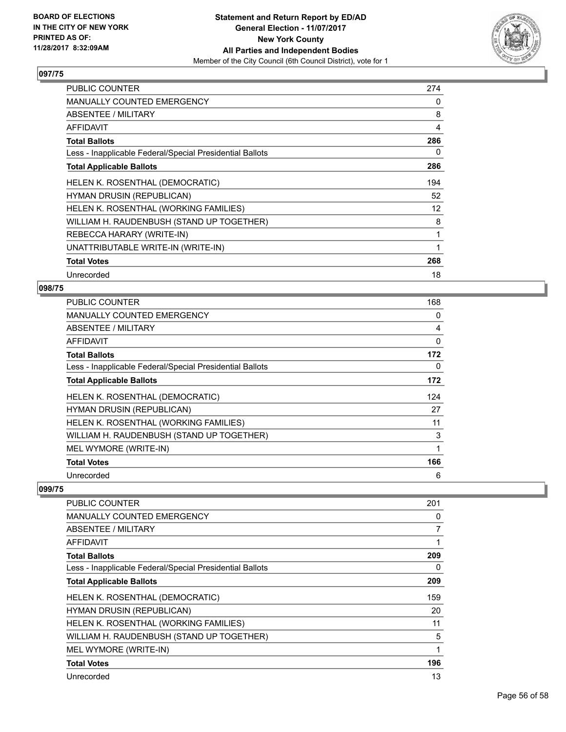**BOARD OF ELECTIONS IN THE CITY OF NEW YORK PRINTED AS OF: 11/28/2017 8:32:09AM**

**Statement and Return Report by ED/AD**
**General Election - 11/07/2017**
**New York County**
**All Parties and Independent Bodies**
Member of the City Council (6th Council District), vote for 1

## 097/75

| | |
|---|---|
| PUBLIC COUNTER | 274 |
| MANUALLY COUNTED EMERGENCY | 0 |
| ABSENTEE / MILITARY | 8 |
| AFFIDAVIT | 4 |
| **Total Ballots** | **286** |
| Less - Inapplicable Federal/Special Presidential Ballots | 0 |
| **Total Applicable Ballots** | **286** |
| HELEN K. ROSENTHAL (DEMOCRATIC) | 194 |
| HYMAN DRUSIN (REPUBLICAN) | 52 |
| HELEN K. ROSENTHAL (WORKING FAMILIES) | 12 |
| WILLIAM H. RAUDENBUSH (STAND UP TOGETHER) | 8 |
| REBECCA HARARY (WRITE-IN) | 1 |
| UNATTRIBUTABLE WRITE-IN (WRITE-IN) | 1 |
| **Total Votes** | **268** |
| Unrecorded | 18 |

## 098/75

| | |
|---|---|
| PUBLIC COUNTER | 168 |
| MANUALLY COUNTED EMERGENCY | 0 |
| ABSENTEE / MILITARY | 4 |
| AFFIDAVIT | 0 |
| **Total Ballots** | **172** |
| Less - Inapplicable Federal/Special Presidential Ballots | 0 |
| **Total Applicable Ballots** | **172** |
| HELEN K. ROSENTHAL (DEMOCRATIC) | 124 |
| HYMAN DRUSIN (REPUBLICAN) | 27 |
| HELEN K. ROSENTHAL (WORKING FAMILIES) | 11 |
| WILLIAM H. RAUDENBUSH (STAND UP TOGETHER) | 3 |
| MEL WYMORE (WRITE-IN) | 1 |
| **Total Votes** | **166** |
| Unrecorded | 6 |

## 099/75

| | |
|---|---|
| PUBLIC COUNTER | 201 |
| MANUALLY COUNTED EMERGENCY | 0 |
| ABSENTEE / MILITARY | 7 |
| AFFIDAVIT | 1 |
| **Total Ballots** | **209** |
| Less - Inapplicable Federal/Special Presidential Ballots | 0 |
| **Total Applicable Ballots** | **209** |
| HELEN K. ROSENTHAL (DEMOCRATIC) | 159 |
| HYMAN DRUSIN (REPUBLICAN) | 20 |
| HELEN K. ROSENTHAL (WORKING FAMILIES) | 11 |
| WILLIAM H. RAUDENBUSH (STAND UP TOGETHER) | 5 |
| MEL WYMORE (WRITE-IN) | 1 |
| **Total Votes** | **196** |
| Unrecorded | 13 |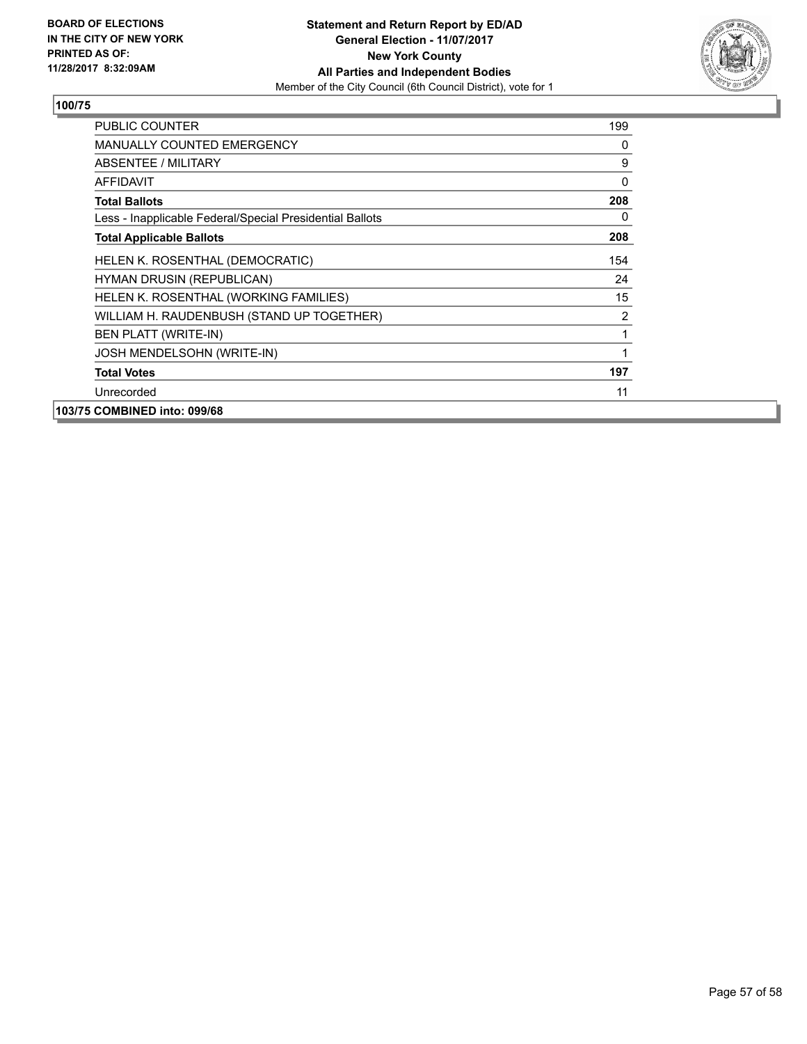**BOARD OF ELECTIONS IN THE CITY OF NEW YORK PRINTED AS OF: 11/28/2017 8:32:09AM**

**Statement and Return Report by ED/AD**
**General Election - 11/07/2017**
**New York County**
**All Parties and Independent Bodies**
Member of the City Council (6th Council District), vote for 1

## 100/75

| | |
|---|---|
| PUBLIC COUNTER | 199 |
| MANUALLY COUNTED EMERGENCY | 0 |
| ABSENTEE / MILITARY | 9 |
| AFFIDAVIT | 0 |
| **Total Ballots** | **208** |
| Less - Inapplicable Federal/Special Presidential Ballots | 0 |
| **Total Applicable Ballots** | **208** |
| HELEN K. ROSENTHAL (DEMOCRATIC) | 154 |
| HYMAN DRUSIN (REPUBLICAN) | 24 |
| HELEN K. ROSENTHAL (WORKING FAMILIES) | 15 |
| WILLIAM H. RAUDENBUSH (STAND UP TOGETHER) | 2 |
| BEN PLATT (WRITE-IN) | 1 |
| JOSH MENDELSOHN (WRITE-IN) | 1 |
| **Total Votes** | **197** |
| Unrecorded | 11 |

## 103/75 COMBINED into: 099/68